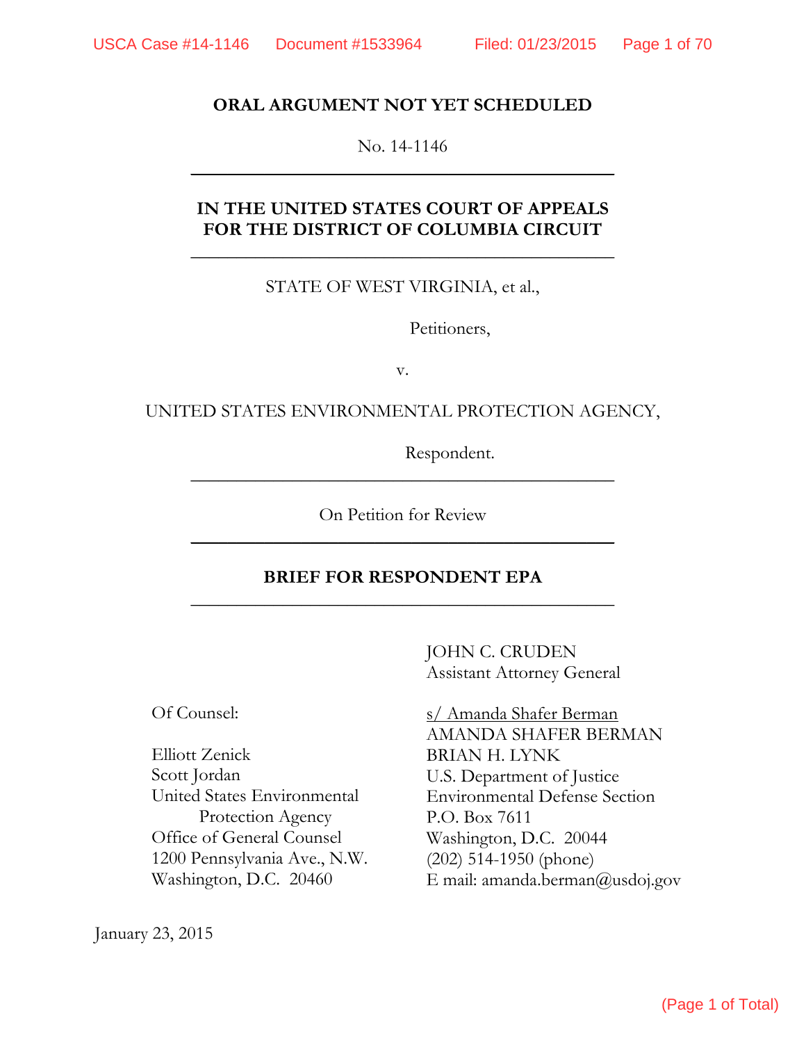**ORAL ARGUMENT NOT YET SCHEDULED**

No. 14-1146

---

**IN THE UNITED STATES COURT OF APPEALS FOR THE DISTRICT OF COLUMBIA CIRCUIT**

---

STATE OF WEST VIRGINIA, et al.,

Petitioners,

v.

UNITED STATES ENVIRONMENTAL PROTECTION AGENCY,

Respondent.

---

On Petition for Review

---

**BRIEF FOR RESPONDENT EPA**

---

JOHN C. CRUDEN
Assistant Attorney General

Of Counsel:

Elliott Zenick
Scott Jordan
United States Environmental Protection Agency
Office of General Counsel
1200 Pennsylvania Ave., N.W.
Washington, D.C. 20460

s/ Amanda Shafer Berman
AMANDA SHAFER BERMAN
BRIAN H. LYNK
U.S. Department of Justice
Environmental Defense Section
P.O. Box 7611
Washington, D.C. 20044
(202) 514-1950 (phone)
E mail: amanda.berman@usdoj.gov

January 23, 2015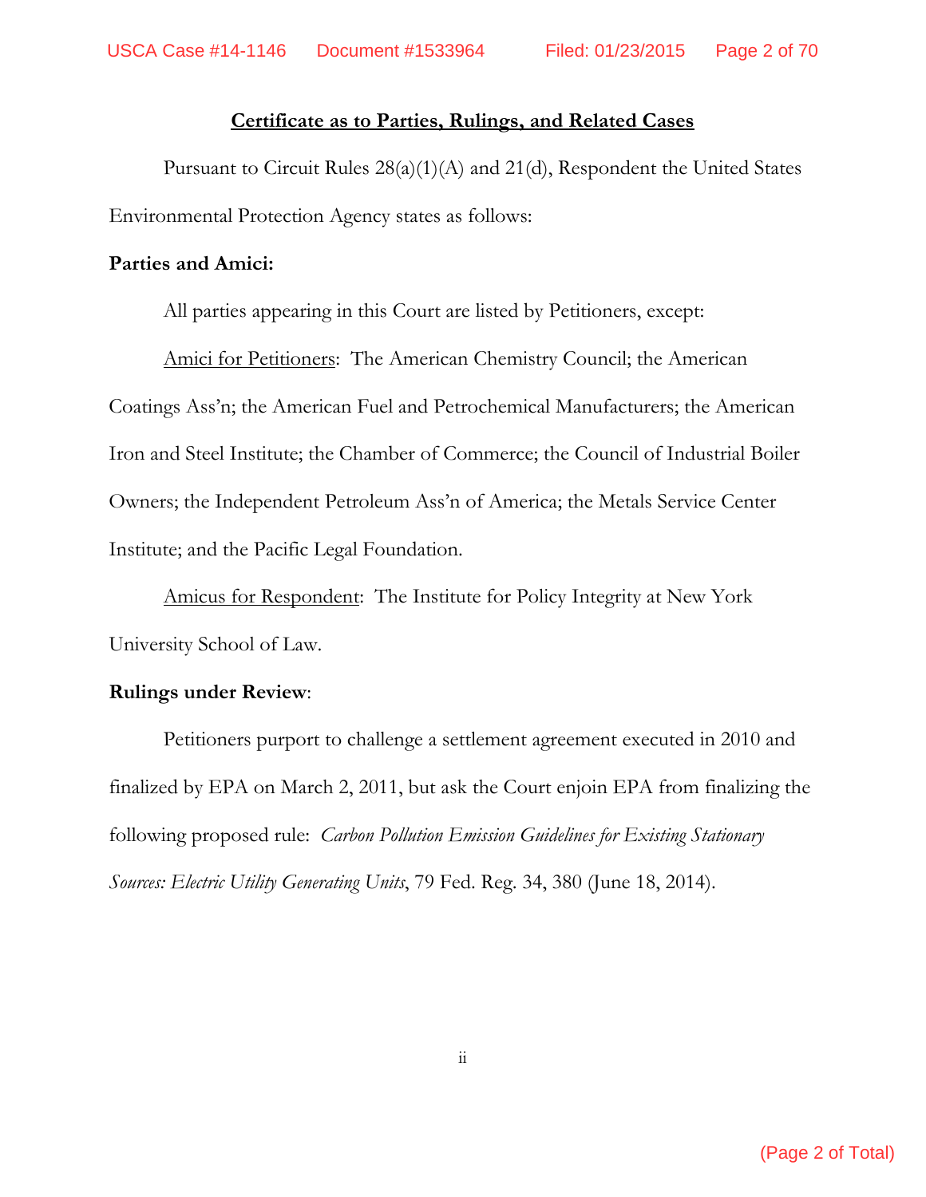## Certificate as to Parties, Rulings, and Related Cases

Pursuant to Circuit Rules 28(a)(1)(A) and 21(d), Respondent the United States Environmental Protection Agency states as follows:

**Parties and Amici:**

All parties appearing in this Court are listed by Petitioners, except:

Amici for Petitioners: The American Chemistry Council; the American Coatings Ass'n; the American Fuel and Petrochemical Manufacturers; the American Iron and Steel Institute; the Chamber of Commerce; the Council of Industrial Boiler Owners; the Independent Petroleum Ass'n of America; the Metals Service Center Institute; and the Pacific Legal Foundation.

Amicus for Respondent: The Institute for Policy Integrity at New York University School of Law.

**Rulings under Review**:

Petitioners purport to challenge a settlement agreement executed in 2010 and finalized by EPA on March 2, 2011, but ask the Court enjoin EPA from finalizing the following proposed rule: *Carbon Pollution Emission Guidelines for Existing Stationary Sources: Electric Utility Generating Units*, 79 Fed. Reg. 34, 380 (June 18, 2014).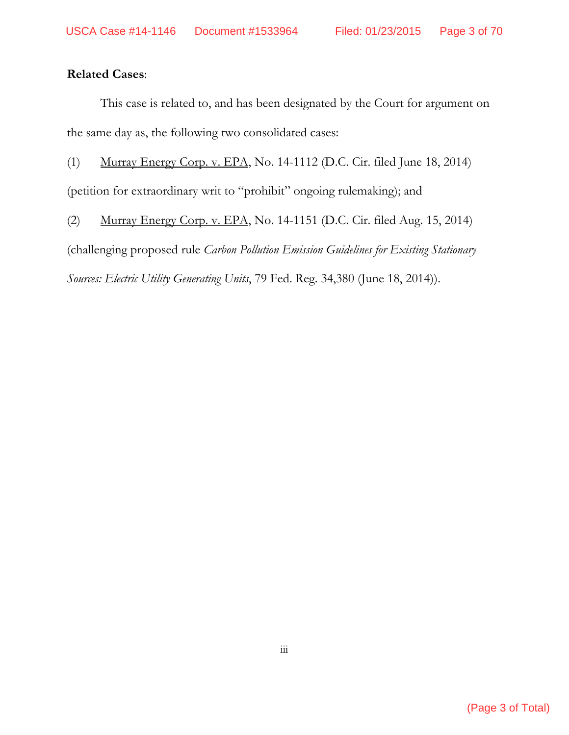**Related Cases**:

This case is related to, and has been designated by the Court for argument on the same day as, the following two consolidated cases:

(1) Murray Energy Corp. v. EPA, No. 14-1112 (D.C. Cir. filed June 18, 2014) (petition for extraordinary writ to "prohibit" ongoing rulemaking); and

(2) Murray Energy Corp. v. EPA, No. 14-1151 (D.C. Cir. filed Aug. 15, 2014) (challenging proposed rule *Carbon Pollution Emission Guidelines for Existing Stationary Sources: Electric Utility Generating Units*, 79 Fed. Reg. 34,380 (June 18, 2014)).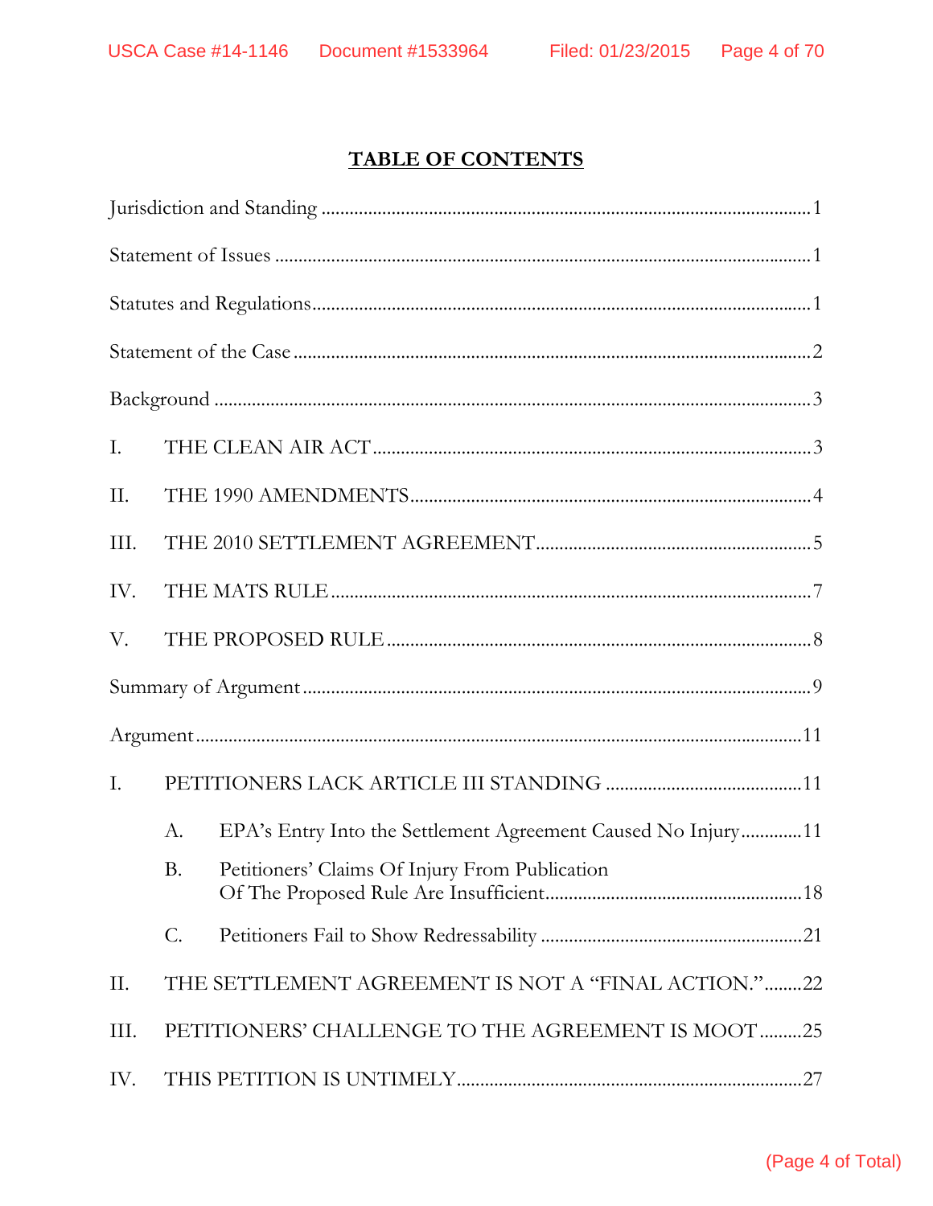# TABLE OF CONTENTS

Jurisdiction and Standing ........................................................................................................ 1

Statement of Issues .................................................................................................................. 1

Statutes and Regulations .......................................................................................................... 1

Statement of the Case .............................................................................................................. 2

Background ............................................................................................................................... 3

I. THE CLEAN AIR ACT ............................................................................................. 3

II. THE 1990 AMENDMENTS ...................................................................................... 4

III. THE 2010 SETTLEMENT AGREEMENT ........................................................... 5

IV. THE MATS RULE ...................................................................................................... 7

V. THE PROPOSED RULE ........................................................................................... 8

Summary of Argument ............................................................................................................ 9

Argument ................................................................................................................................. 11

I. PETITIONERS LACK ARTICLE III STANDING .......................................... 11

   A. EPA's Entry Into the Settlement Agreement Caused No Injury ............. 11

   B. Petitioners' Claims Of Injury From Publication Of The Proposed Rule Are Insufficient ...................................................... 18

   C. Petitioners Fail to Show Redressability ........................................................ 21

II. THE SETTLEMENT AGREEMENT IS NOT A "FINAL ACTION." ........ 22

III. PETITIONERS' CHALLENGE TO THE AGREEMENT IS MOOT ......... 25

IV. THIS PETITION IS UNTIMELY ......................................................................... 27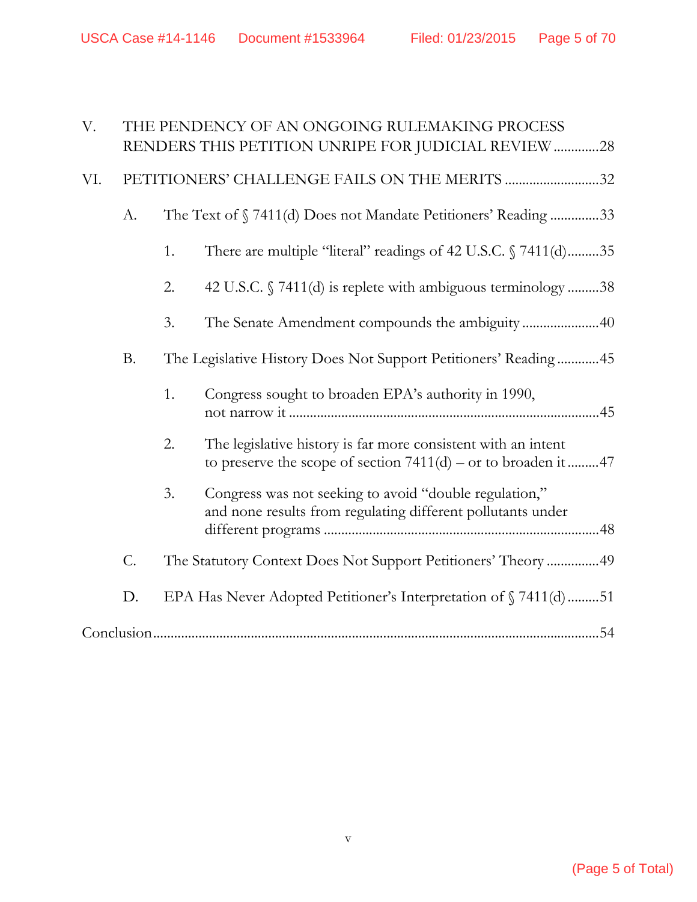V. THE PENDENCY OF AN ONGOING RULEMAKING PROCESS RENDERS THIS PETITION UNRIPE FOR JUDICIAL REVIEW .............28

VI. PETITIONERS' CHALLENGE FAILS ON THE MERITS ...........................32

- A. The Text of § 7411(d) Does not Mandate Petitioners' Reading ..............33
  - 1. There are multiple "literal" readings of 42 U.S.C. § 7411(d).........35
  - 2. 42 U.S.C. § 7411(d) is replete with ambiguous terminology .........38
  - 3. The Senate Amendment compounds the ambiguity ......................40
- B. The Legislative History Does Not Support Petitioners' Reading ............45
  - 1. Congress sought to broaden EPA's authority in 1990, not narrow it .......................................................................................45
  - 2. The legislative history is far more consistent with an intent to preserve the scope of section 7411(d) – or to broaden it .........47
  - 3. Congress was not seeking to avoid "double regulation," and none results from regulating different pollutants under different programs ..............................................................................48
- C. The Statutory Context Does Not Support Petitioners' Theory ...............49
- D. EPA Has Never Adopted Petitioner's Interpretation of § 7411(d).........51

Conclusion...............................................................................................................54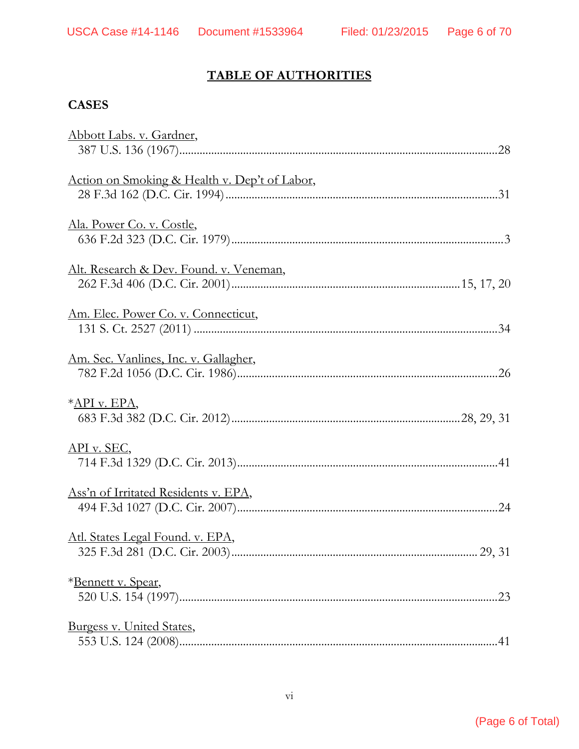# TABLE OF AUTHORITIES

## CASES

Abbott Labs. v. Gardner,
387 U.S. 136 (1967)..........................................................................................................28

Action on Smoking & Health v. Dep't of Labor,
28 F.3d 162 (D.C. Cir. 1994)..........................................................................................31

Ala. Power Co. v. Costle,
636 F.2d 323 (D.C. Cir. 1979)..........................................................................................3

Alt. Research & Dev. Found. v. Veneman,
262 F.3d 406 (D.C. Cir. 2001)..........................................................................15, 17, 20

Am. Elec. Power Co. v. Connecticut,
131 S. Ct. 2527 (2011)....................................................................................................34

Am. Sec. Vanlines, Inc. v. Gallagher,
782 F.2d 1056 (D.C. Cir. 1986)......................................................................................26

*API v. EPA,
683 F.3d 382 (D.C. Cir. 2012)..........................................................................28, 29, 31

API v. SEC,
714 F.3d 1329 (D.C. Cir. 2013)......................................................................................41

Ass'n of Irritated Residents v. EPA,
494 F.3d 1027 (D.C. Cir. 2007)......................................................................................24

Atl. States Legal Found. v. EPA,
325 F.3d 281 (D.C. Cir. 2003)...................................................................................29, 31

*Bennett v. Spear,
520 U.S. 154 (1997)..........................................................................................................23

Burgess v. United States,
553 U.S. 124 (2008)..........................................................................................................41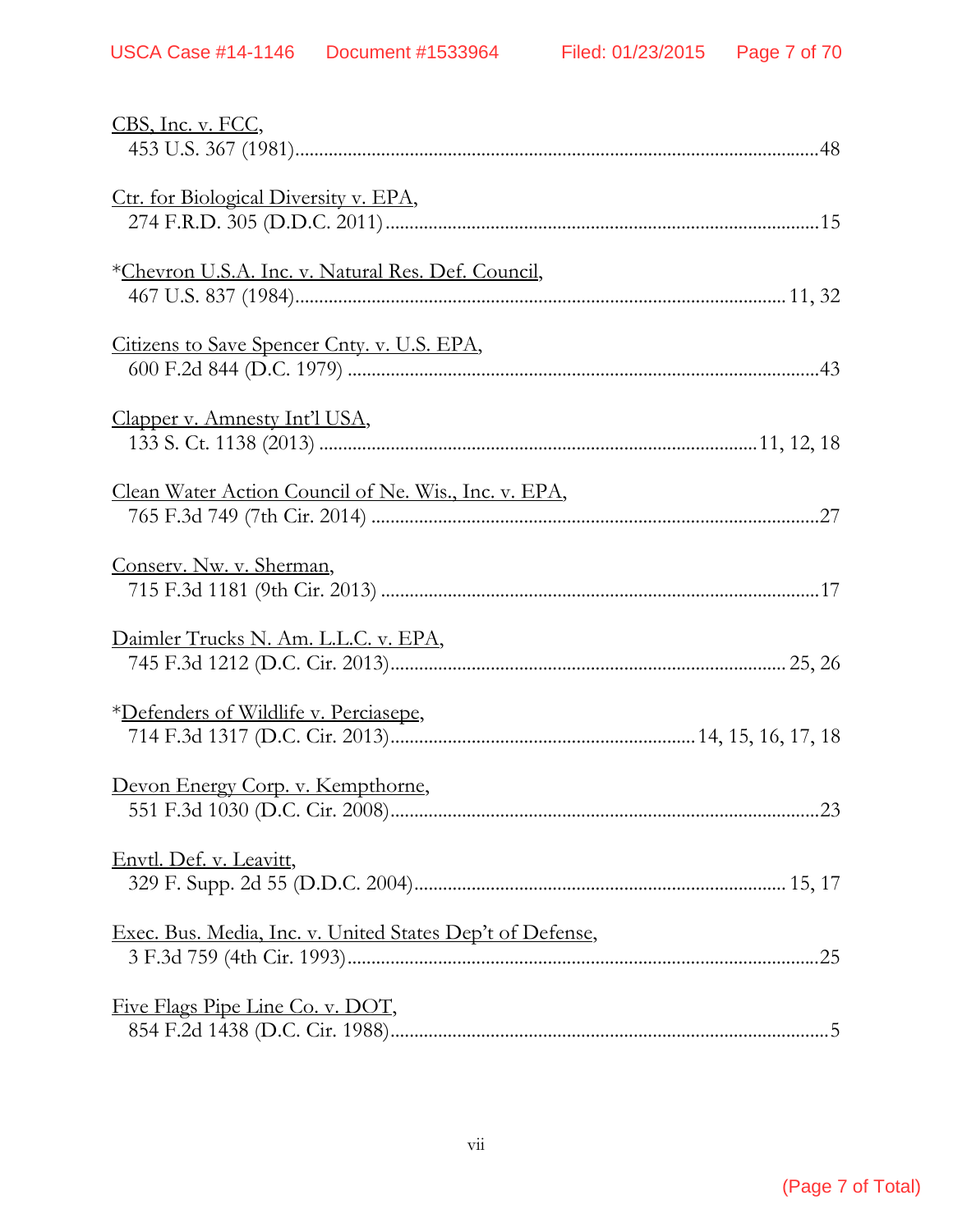CBS, Inc. v. FCC,
453 U.S. 367 (1981)........................................................................................................48

Ctr. for Biological Diversity v. EPA,
274 F.R.D. 305 (D.D.C. 2011)........................................................................................15

*Chevron U.S.A. Inc. v. Natural Res. Def. Council,
467 U.S. 837 (1984)................................................................................................ 11, 32

Citizens to Save Spencer Cnty. v. U.S. EPA,
600 F.2d 844 (D.C. 1979) ..............................................................................................43

Clapper v. Amnesty Int'l USA,
133 S. Ct. 1138 (2013) ....................................................................................11, 12, 18

Clean Water Action Council of Ne. Wis., Inc. v. EPA,
765 F.3d 749 (7th Cir. 2014) .........................................................................................27

Conserv. Nw. v. Sherman,
715 F.3d 1181 (9th Cir. 2013) .......................................................................................17

Daimler Trucks N. Am. L.L.C. v. EPA,
745 F.3d 1212 (D.C. Cir. 2013)............................................................................. 25, 26

*Defenders of Wildlife v. Perciasepe,
714 F.3d 1317 (D.C. Cir. 2013)..........................................................14, 15, 16, 17, 18

Devon Energy Corp. v. Kempthorne,
551 F.3d 1030 (D.C. Cir. 2008)......................................................................................23

Envtl. Def. v. Leavitt,
329 F. Supp. 2d 55 (D.D.C. 2004)........................................................................ 15, 17

Exec. Bus. Media, Inc. v. United States Dep't of Defense,
3 F.3d 759 (4th Cir. 1993)..............................................................................................25

Five Flags Pipe Line Co. v. DOT,
854 F.2d 1438 (D.C. Cir. 1988)........................................................................................5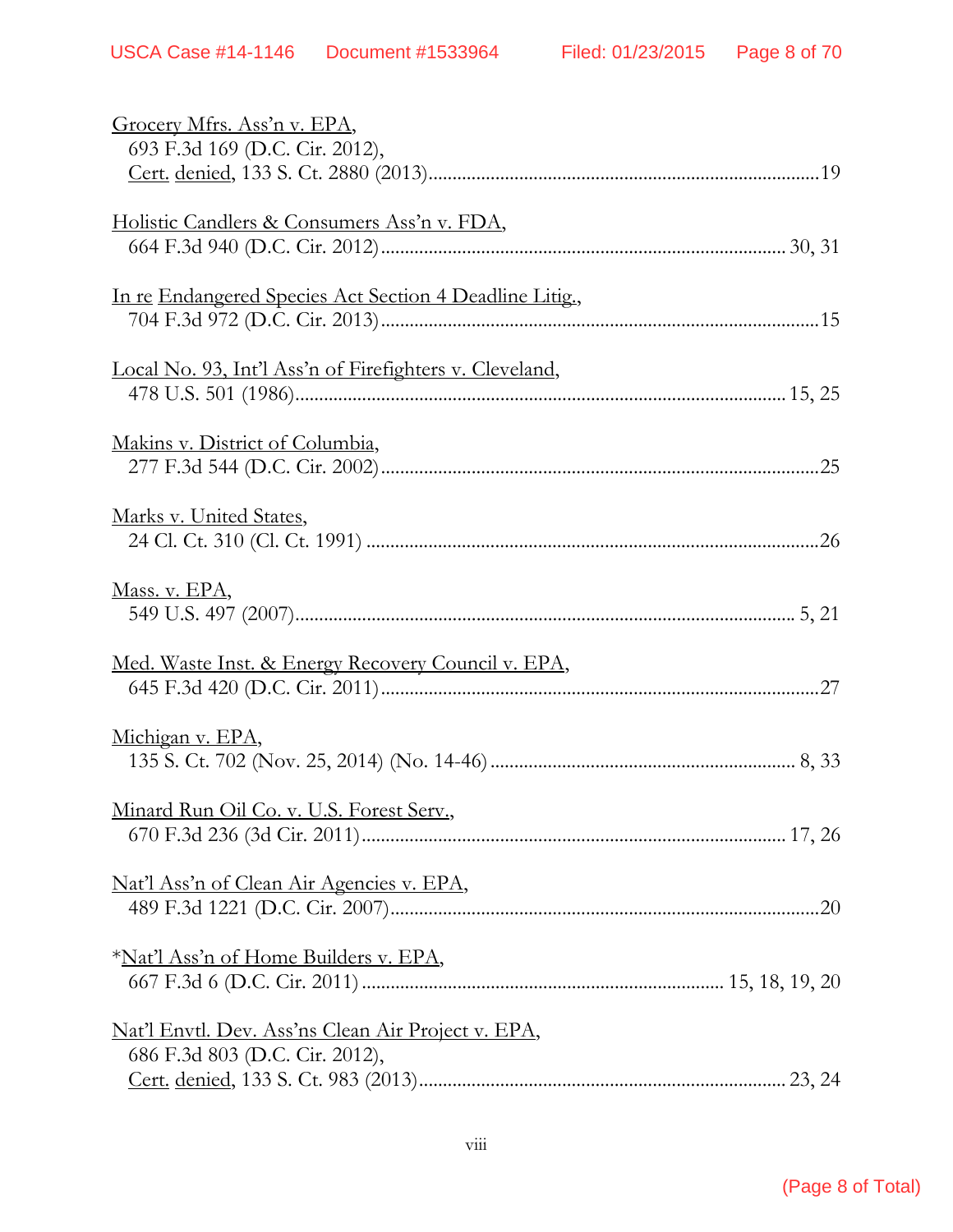Grocery Mfrs. Ass'n v. EPA,
693 F.3d 169 (D.C. Cir. 2012),
Cert. denied, 133 S. Ct. 2880 (2013)....................................................................................19

Holistic Candlers & Consumers Ass'n v. FDA,
664 F.3d 940 (D.C. Cir. 2012)...................................................................................... 30, 31

In re Endangered Species Act Section 4 Deadline Litig.,
704 F.3d 972 (D.C. Cir. 2013)..............................................................................................15

Local No. 93, Int'l Ass'n of Firefighters v. Cleveland,
478 U.S. 501 (1986)........................................................................................................ 15, 25

Makins v. District of Columbia,
277 F.3d 544 (D.C. Cir. 2002)..............................................................................................25

Marks v. United States,
24 Cl. Ct. 310 (Cl. Ct. 1991) ................................................................................................26

Mass. v. EPA,
549 U.S. 497 (2007).......................................................................................................... 5, 21

Med. Waste Inst. & Energy Recovery Council v. EPA,
645 F.3d 420 (D.C. Cir. 2011)..............................................................................................27

Michigan v. EPA,
135 S. Ct. 702 (Nov. 25, 2014) (No. 14-46) .................................................................. 8, 33

Minard Run Oil Co. v. U.S. Forest Serv.,
670 F.3d 236 (3d Cir. 2011)........................................................................................... 17, 26

Nat'l Ass'n of Clean Air Agencies v. EPA,
489 F.3d 1221 (D.C. Cir. 2007)............................................................................................20

*Nat'l Ass'n of Home Builders v. EPA,
667 F.3d 6 (D.C. Cir. 2011) ............................................................................ 15, 18, 19, 20

Nat'l Envtl. Dev. Ass'ns Clean Air Project v. EPA,
686 F.3d 803 (D.C. Cir. 2012),
Cert. denied, 133 S. Ct. 983 (2013)............................................................................... 23, 24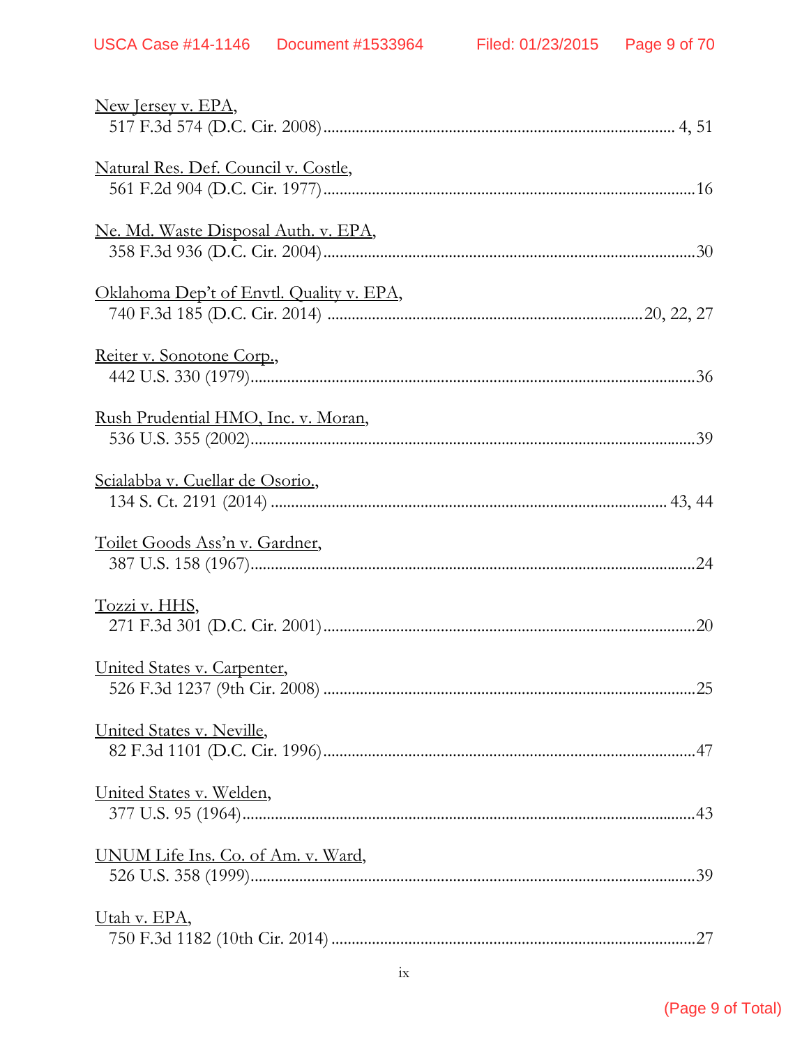New Jersey v. EPA,
517 F.3d 574 (D.C. Cir. 2008) ........................................................................................ 4, 51

Natural Res. Def. Council v. Costle,
561 F.2d 904 (D.C. Cir. 1977) ..........................................................................................16

Ne. Md. Waste Disposal Auth. v. EPA,
358 F.3d 936 (D.C. Cir. 2004) ..........................................................................................30

Oklahoma Dep't of Envtl. Quality v. EPA,
740 F.3d 185 (D.C. Cir. 2014) ............................................................................20, 22, 27

Reiter v. Sonotone Corp.,
442 U.S. 330 (1979) ............................................................................................................36

Rush Prudential HMO, Inc. v. Moran,
536 U.S. 355 (2002) ............................................................................................................39

Scialabba v. Cuellar de Osorio.,
134 S. Ct. 2191 (2014) ................................................................................................ 43, 44

Toilet Goods Ass'n v. Gardner,
387 U.S. 158 (1967) ............................................................................................................24

Tozzi v. HHS,
271 F.3d 301 (D.C. Cir. 2001) ..........................................................................................20

United States v. Carpenter,
526 F.3d 1237 (9th Cir. 2008) ..........................................................................................25

United States v. Neville,
82 F.3d 1101 (D.C. Cir. 1996) ..........................................................................................47

United States v. Welden,
377 U.S. 95 (1964) ..............................................................................................................43

UNUM Life Ins. Co. of Am. v. Ward,
526 U.S. 358 (1999) ............................................................................................................39

Utah v. EPA,
750 F.3d 1182 (10th Cir. 2014) ........................................................................................27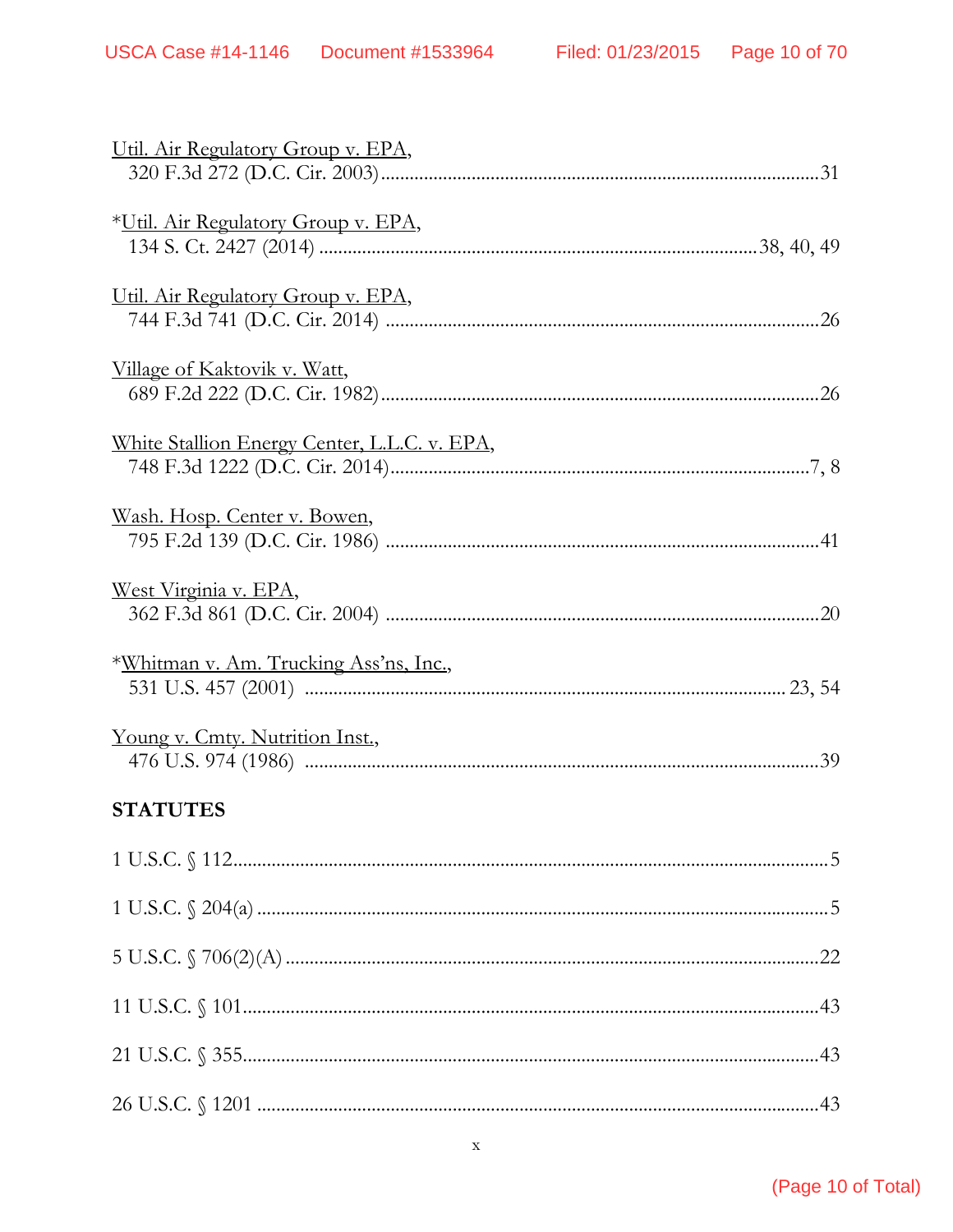Util. Air Regulatory Group v. EPA,
320 F.3d 272 (D.C. Cir. 2003) ........................................................................................ 31

*Util. Air Regulatory Group v. EPA,
134 S. Ct. 2427 (2014) ............................................................................................. 38, 40, 49

Util. Air Regulatory Group v. EPA,
744 F.3d 741 (D.C. Cir. 2014) ........................................................................................ 26

Village of Kaktovik v. Watt,
689 F.2d 222 (D.C. Cir. 1982) ........................................................................................ 26

White Stallion Energy Center, L.L.C. v. EPA,
748 F.3d 1222 (D.C. Cir. 2014) ........................................................................................ 7, 8

Wash. Hosp. Center v. Bowen,
795 F.2d 139 (D.C. Cir. 1986) ........................................................................................ 41

West Virginia v. EPA,
362 F.3d 861 (D.C. Cir. 2004) ........................................................................................ 20

*Whitman v. Am. Trucking Ass'ns, Inc.,
531 U.S. 457 (2001) ........................................................................................ 23, 54

Young v. Cmty. Nutrition Inst.,
476 U.S. 974 (1986) ........................................................................................ 39

**STATUTES**

1 U.S.C. § 112 ........................................................................................ 5

1 U.S.C. § 204(a) ........................................................................................ 5

5 U.S.C. § 706(2)(A) ........................................................................................ 22

11 U.S.C. § 101 ........................................................................................ 43

21 U.S.C. § 355 ........................................................................................ 43

26 U.S.C. § 1201 ........................................................................................ 43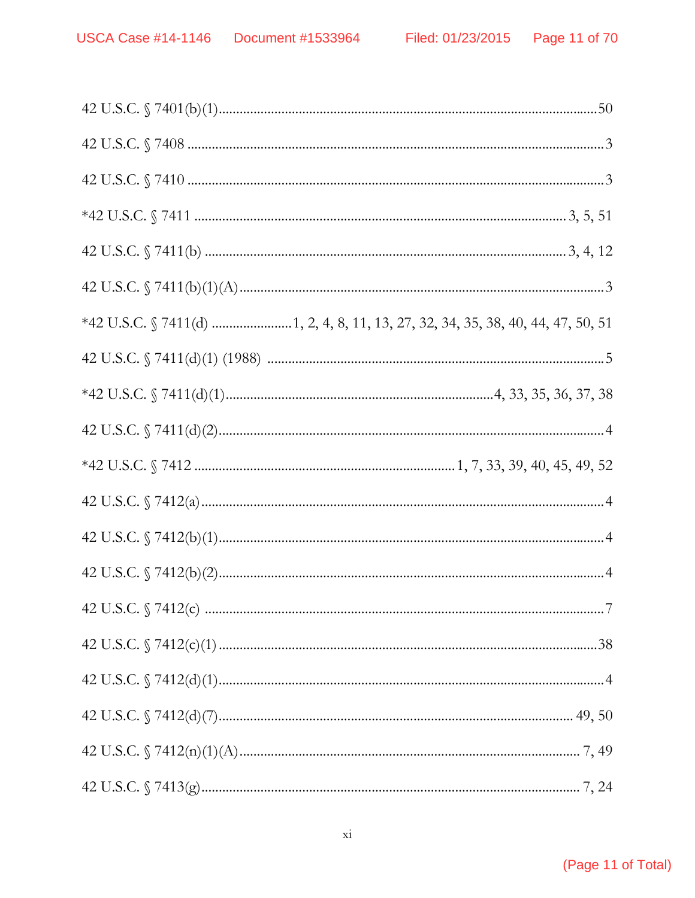42 U.S.C. § 7401(b)(1)....................................................................................................50

42 U.S.C. § 7408 ..............................................................................................................3

42 U.S.C. § 7410 ..............................................................................................................3

*42 U.S.C. § 7411 ................................................................................................ 3, 5, 51

42 U.S.C. § 7411(b) .......................................................................................... 3, 4, 12

42 U.S.C. § 7411(b)(1)(A)..................................................................................................3

*42 U.S.C. § 7411(d) .......................1, 2, 4, 8, 11, 13, 27, 32, 34, 35, 38, 40, 44, 47, 50, 51

42 U.S.C. § 7411(d)(1) (1988) ..........................................................................................5

*42 U.S.C. § 7411(d)(1)...................................................................4, 33, 35, 36, 37, 38

42 U.S.C. § 7411(d)(2).......................................................................................................4

*42 U.S.C. § 7412 ..................................................................1, 7, 33, 39, 40, 45, 49, 52

42 U.S.C. § 7412(a)............................................................................................................4

42 U.S.C. § 7412(b)(1).......................................................................................................4

42 U.S.C. § 7412(b)(2).......................................................................................................4

42 U.S.C. § 7412(c) ...........................................................................................................7

42 U.S.C. § 7412(c)(1).....................................................................................................38

42 U.S.C. § 7412(d)(1).......................................................................................................4

42 U.S.C. § 7412(d)(7).............................................................................................. 49, 50

42 U.S.C. § 7412(n)(1)(A)......................................................................................... 7, 49

42 U.S.C. § 7413(g).................................................................................................. 7, 24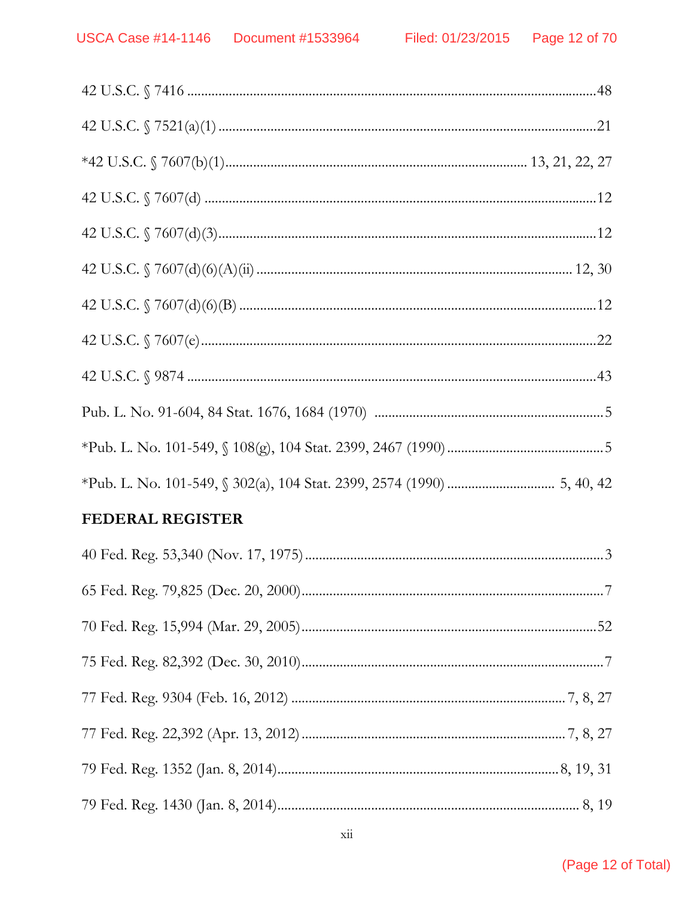42 U.S.C. § 7416 ....................................................................................................48

42 U.S.C. § 7521(a)(1) ..........................................................................................21

*42 U.S.C. § 7607(b)(1)................................................................................ 13, 21, 22, 27

42 U.S.C. § 7607(d) ...............................................................................................12

42 U.S.C. § 7607(d)(3)...........................................................................................12

42 U.S.C. § 7607(d)(6)(A)(ii) ....................................................................... 12, 30

42 U.S.C. § 7607(d)(6)(B) .....................................................................................12

42 U.S.C. § 7607(e)................................................................................................22

42 U.S.C. § 9874 ....................................................................................................43

Pub. L. No. 91-604, 84 Stat. 1676, 1684 (1970) ..................................................................5

*Pub. L. No. 101-549, § 108(g), 104 Stat. 2399, 2467 (1990) ............................................5

*Pub. L. No. 101-549, § 302(a), 104 Stat. 2399, 2574 (1990) .............................. 5, 40, 42

**FEDERAL REGISTER**

40 Fed. Reg. 53,340 (Nov. 17, 1975)......................................................................3

65 Fed. Reg. 79,825 (Dec. 20, 2000)......................................................................7

70 Fed. Reg. 15,994 (Mar. 29, 2005)....................................................................52

75 Fed. Reg. 82,392 (Dec. 30, 2010)......................................................................7

77 Fed. Reg. 9304 (Feb. 16, 2012) ............................................................ 7, 8, 27

77 Fed. Reg. 22,392 (Apr. 13, 2012).......................................................... 7, 8, 27

79 Fed. Reg. 1352 (Jan. 8, 2014)............................................................... 8, 19, 31

79 Fed. Reg. 1430 (Jan. 8, 2014)..................................................................... 8, 19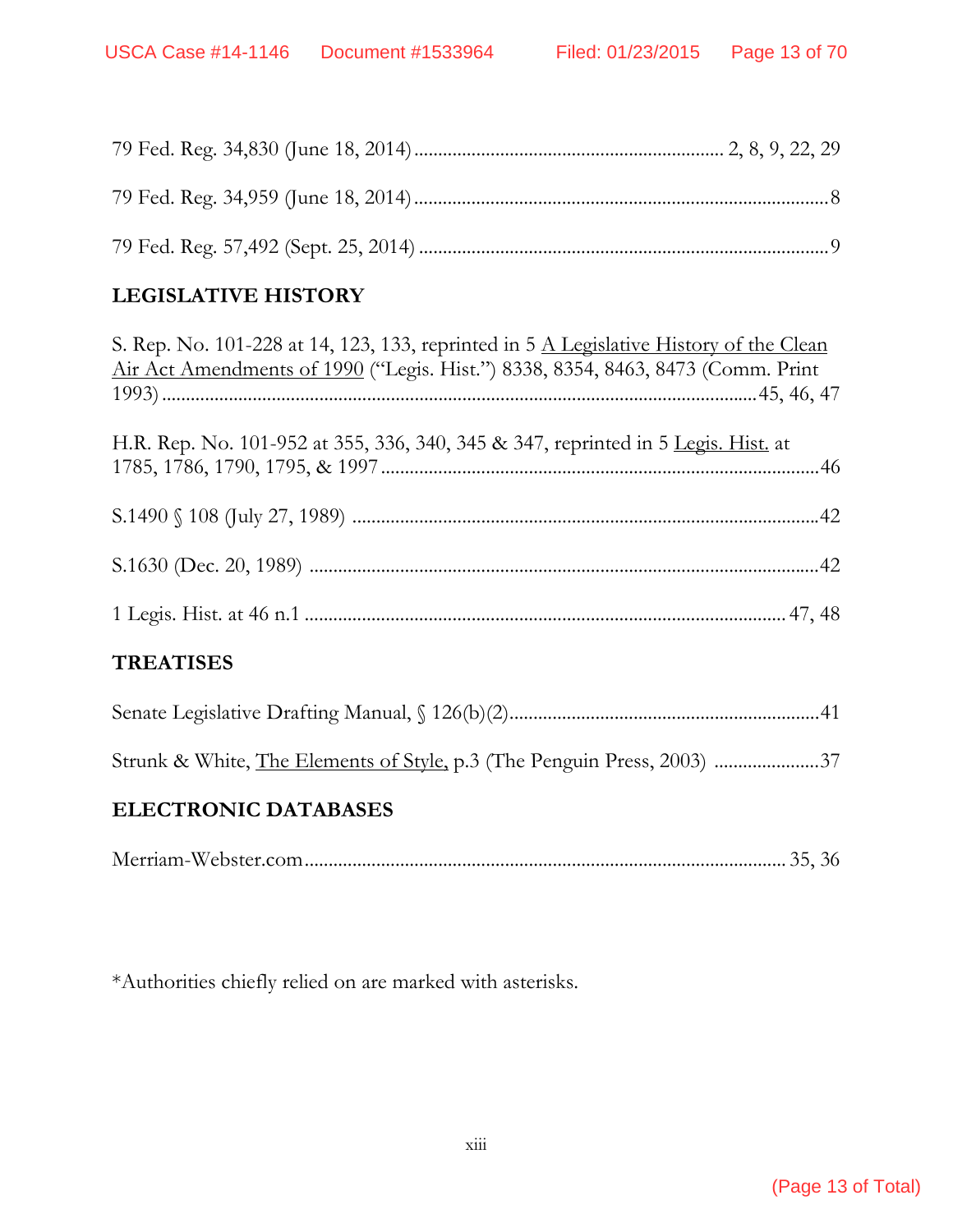79 Fed. Reg. 34,830 (June 18, 2014) ................................................................ 2, 8, 9, 22, 29

79 Fed. Reg. 34,959 (June 18, 2014) ......................................................................................8

79 Fed. Reg. 57,492 (Sept. 25, 2014) .....................................................................................9

## LEGISLATIVE HISTORY

S. Rep. No. 101-228 at 14, 123, 133, reprinted in 5 A Legislative History of the Clean Air Act Amendments of 1990 ("Legis. Hist.") 8338, 8354, 8463, 8473 (Comm. Print 1993) ............................................................................................................. 45, 46, 47

H.R. Rep. No. 101-952 at 355, 336, 340, 345 & 347, reprinted in 5 Legis. Hist. at 1785, 1786, 1790, 1795, & 1997 ............................................................................................46

S.1490 § 108 (July 27, 1989) .................................................................................................42

S.1630 (Dec. 20, 1989) .........................................................................................................42

1 Legis. Hist. at 46 n.1 ................................................................................................... 47, 48

## TREATISES

Senate Legislative Drafting Manual, § 126(b)(2) ................................................................41

Strunk & White, The Elements of Style, p.3 (The Penguin Press, 2003) ......................37

## ELECTRONIC DATABASES

Merriam-Webster.com ................................................................................................... 35, 36

*Authorities chiefly relied on are marked with asterisks.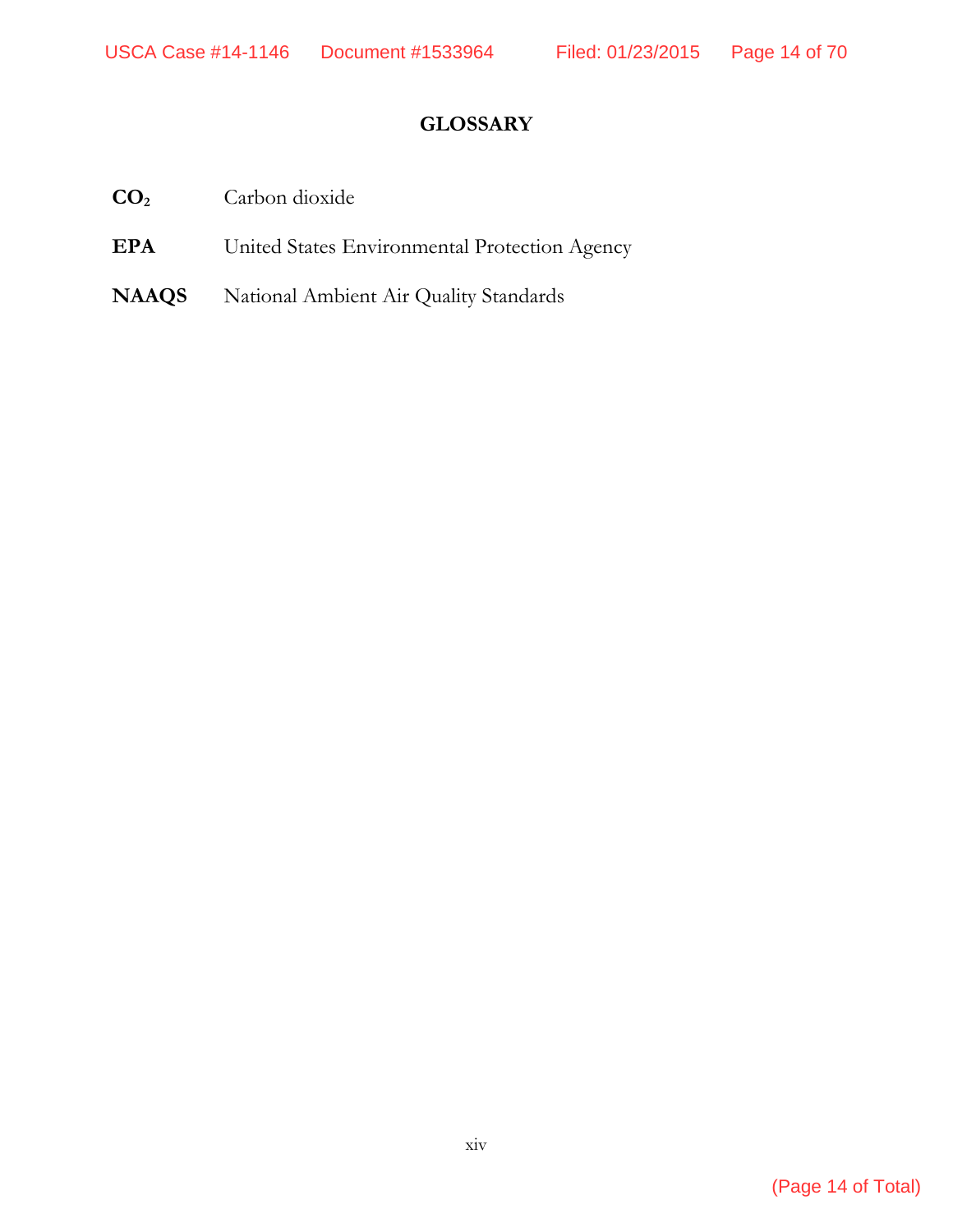## GLOSSARY

| | |
|---|---|
| **$CO_2$** | Carbon dioxide |
| **EPA** | United States Environmental Protection Agency |
| **NAAQS** | National Ambient Air Quality Standards |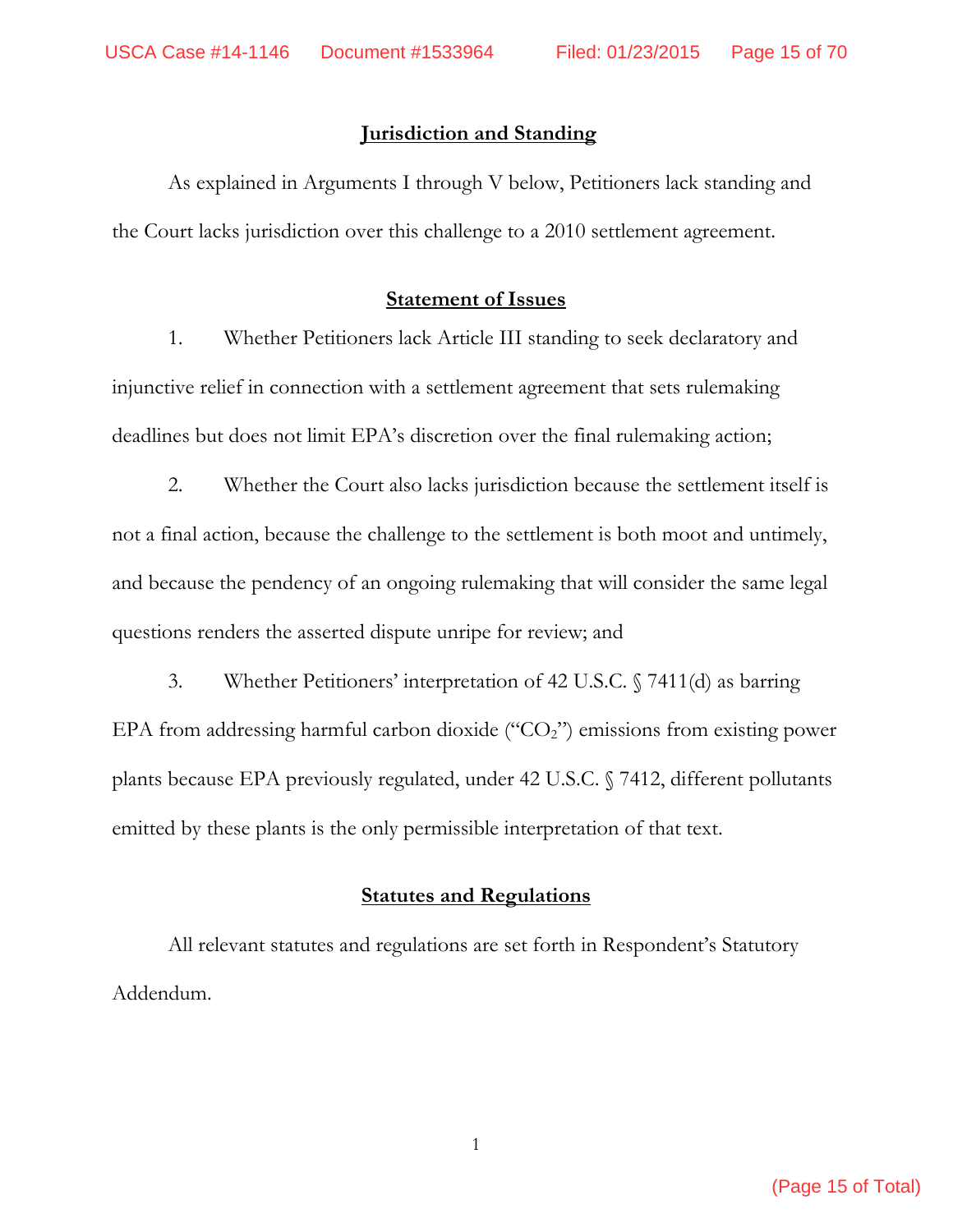## Jurisdiction and Standing

As explained in Arguments I through V below, Petitioners lack standing and the Court lacks jurisdiction over this challenge to a 2010 settlement agreement.

## Statement of Issues

1. Whether Petitioners lack Article III standing to seek declaratory and injunctive relief in connection with a settlement agreement that sets rulemaking deadlines but does not limit EPA's discretion over the final rulemaking action;

2. Whether the Court also lacks jurisdiction because the settlement itself is not a final action, because the challenge to the settlement is both moot and untimely, and because the pendency of an ongoing rulemaking that will consider the same legal questions renders the asserted dispute unripe for review; and

3. Whether Petitioners' interpretation of 42 U.S.C. § 7411(d) as barring EPA from addressing harmful carbon dioxide ("$CO_2$") emissions from existing power plants because EPA previously regulated, under 42 U.S.C. § 7412, different pollutants emitted by these plants is the only permissible interpretation of that text.

## Statutes and Regulations

All relevant statutes and regulations are set forth in Respondent's Statutory Addendum.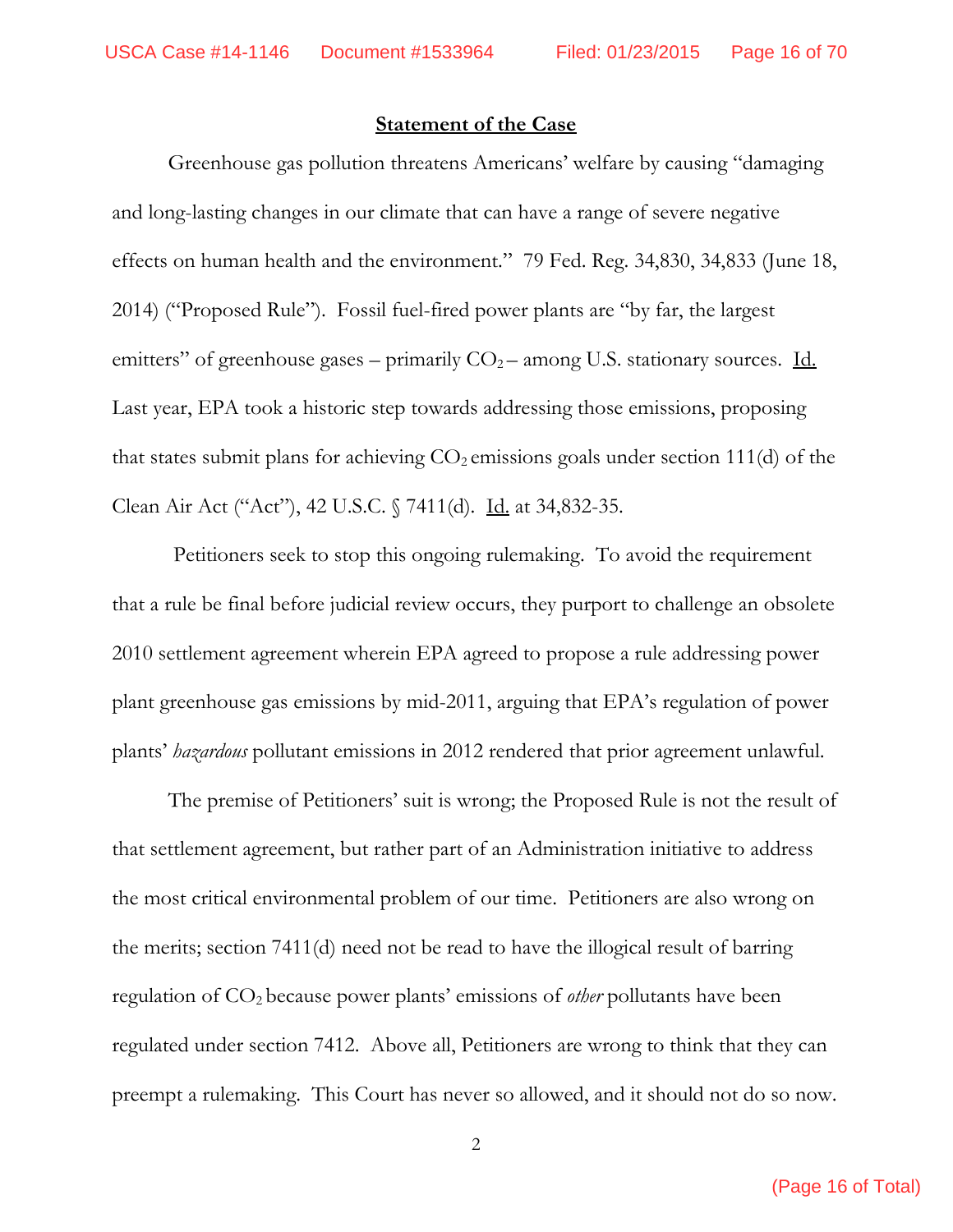## Statement of the Case

Greenhouse gas pollution threatens Americans' welfare by causing "damaging and long-lasting changes in our climate that can have a range of severe negative effects on human health and the environment." 79 Fed. Reg. 34,830, 34,833 (June 18, 2014) ("Proposed Rule"). Fossil fuel-fired power plants are "by far, the largest emitters" of greenhouse gases – primarily $CO_2$ – among U.S. stationary sources. Id. Last year, EPA took a historic step towards addressing those emissions, proposing that states submit plans for achieving $CO_2$ emissions goals under section 111(d) of the Clean Air Act ("Act"), 42 U.S.C. § 7411(d). Id. at 34,832-35.

Petitioners seek to stop this ongoing rulemaking. To avoid the requirement that a rule be final before judicial review occurs, they purport to challenge an obsolete 2010 settlement agreement wherein EPA agreed to propose a rule addressing power plant greenhouse gas emissions by mid-2011, arguing that EPA's regulation of power plants' *hazardous* pollutant emissions in 2012 rendered that prior agreement unlawful.

The premise of Petitioners' suit is wrong; the Proposed Rule is not the result of that settlement agreement, but rather part of an Administration initiative to address the most critical environmental problem of our time. Petitioners are also wrong on the merits; section 7411(d) need not be read to have the illogical result of barring regulation of $CO_2$ because power plants' emissions of *other* pollutants have been regulated under section 7412. Above all, Petitioners are wrong to think that they can preempt a rulemaking. This Court has never so allowed, and it should not do so now.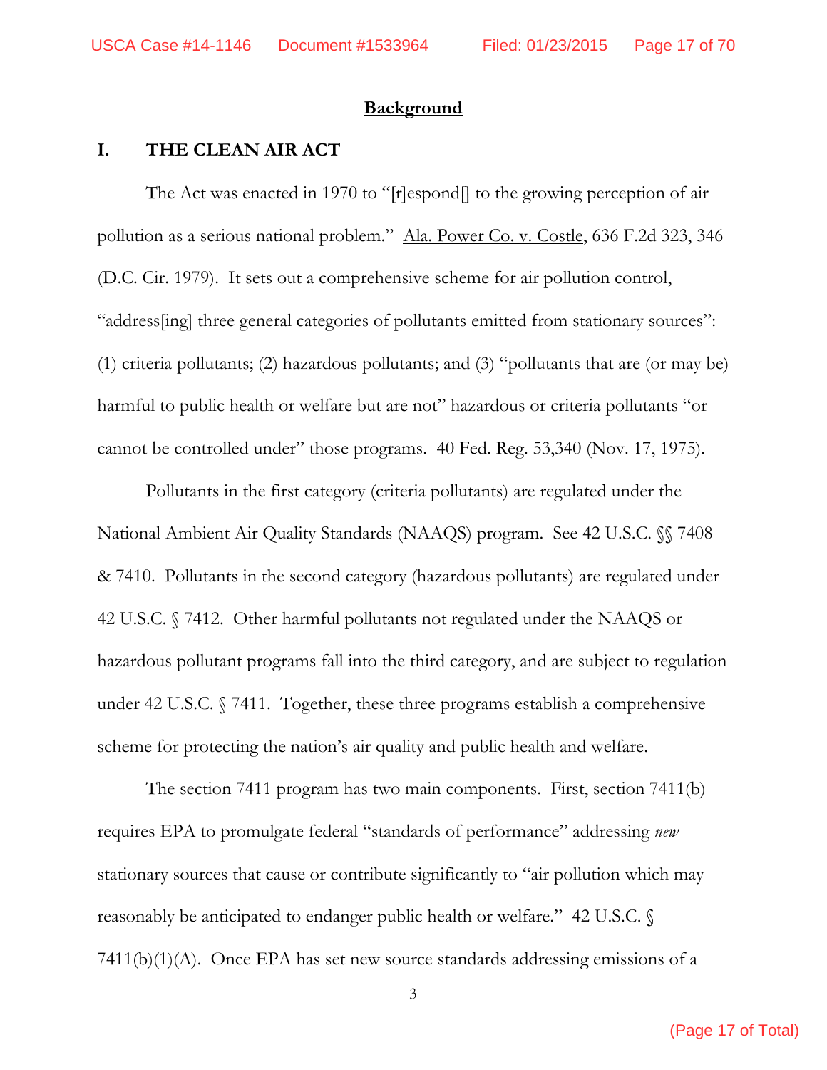## Background

### I. THE CLEAN AIR ACT

The Act was enacted in 1970 to "[r]espond[] to the growing perception of air pollution as a serious national problem." Ala. Power Co. v. Costle, 636 F.2d 323, 346 (D.C. Cir. 1979). It sets out a comprehensive scheme for air pollution control, "address[ing] three general categories of pollutants emitted from stationary sources": (1) criteria pollutants; (2) hazardous pollutants; and (3) "pollutants that are (or may be) harmful to public health or welfare but are not" hazardous or criteria pollutants "or cannot be controlled under" those programs. 40 Fed. Reg. 53,340 (Nov. 17, 1975).

Pollutants in the first category (criteria pollutants) are regulated under the National Ambient Air Quality Standards (NAAQS) program. See 42 U.S.C. §§ 7408 & 7410. Pollutants in the second category (hazardous pollutants) are regulated under 42 U.S.C. § 7412. Other harmful pollutants not regulated under the NAAQS or hazardous pollutant programs fall into the third category, and are subject to regulation under 42 U.S.C. § 7411. Together, these three programs establish a comprehensive scheme for protecting the nation's air quality and public health and welfare.

The section 7411 program has two main components. First, section 7411(b) requires EPA to promulgate federal "standards of performance" addressing *new* stationary sources that cause or contribute significantly to "air pollution which may reasonably be anticipated to endanger public health or welfare." 42 U.S.C. § 7411(b)(1)(A). Once EPA has set new source standards addressing emissions of a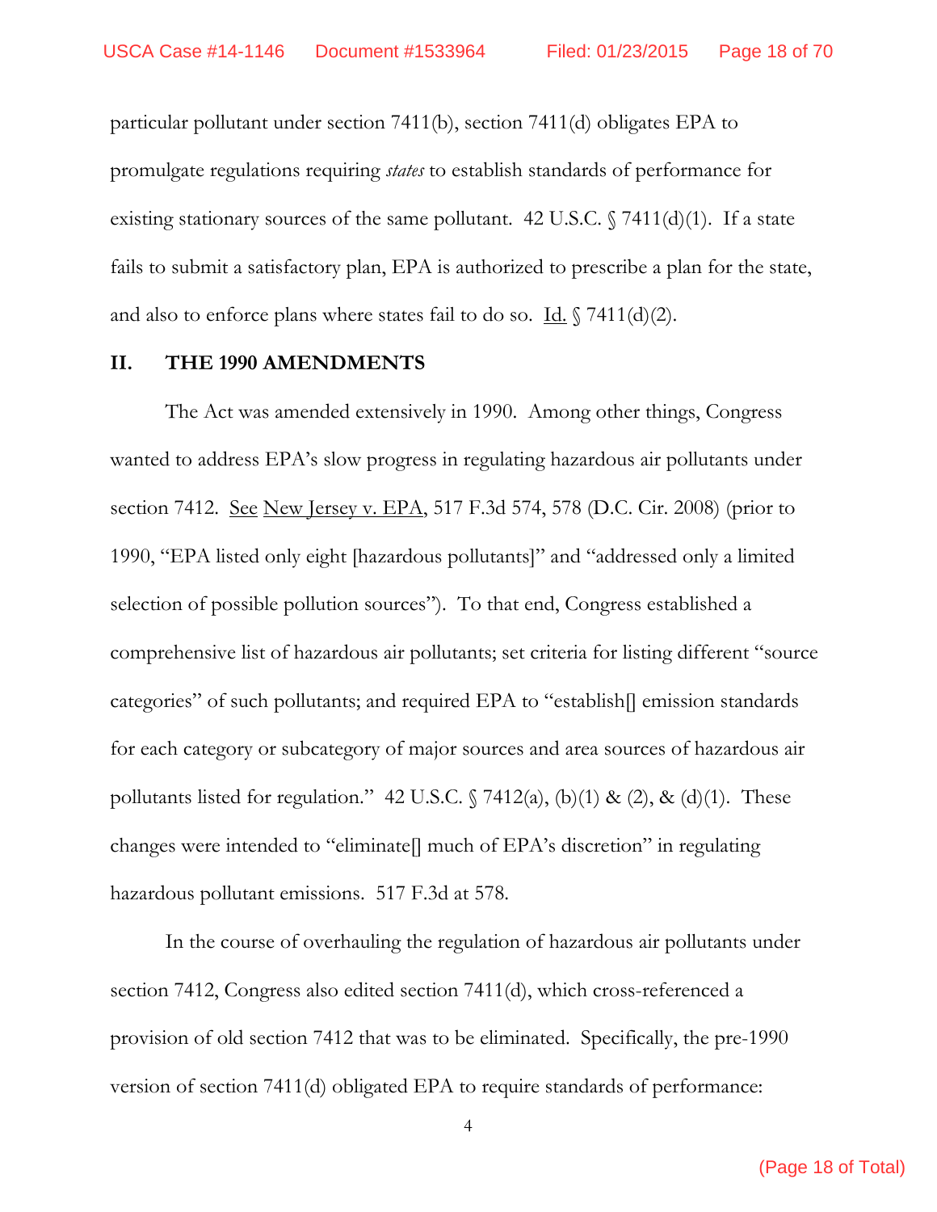particular pollutant under section 7411(b), section 7411(d) obligates EPA to promulgate regulations requiring *states* to establish standards of performance for existing stationary sources of the same pollutant. 42 U.S.C. § 7411(d)(1). If a state fails to submit a satisfactory plan, EPA is authorized to prescribe a plan for the state, and also to enforce plans where states fail to do so. Id. § 7411(d)(2).

## II. THE 1990 AMENDMENTS

The Act was amended extensively in 1990. Among other things, Congress wanted to address EPA's slow progress in regulating hazardous air pollutants under section 7412. See New Jersey v. EPA, 517 F.3d 574, 578 (D.C. Cir. 2008) (prior to 1990, "EPA listed only eight [hazardous pollutants]" and "addressed only a limited selection of possible pollution sources"). To that end, Congress established a comprehensive list of hazardous air pollutants; set criteria for listing different "source categories" of such pollutants; and required EPA to "establish[] emission standards for each category or subcategory of major sources and area sources of hazardous air pollutants listed for regulation." 42 U.S.C. § 7412(a), (b)(1) & (2), & (d)(1). These changes were intended to "eliminate[] much of EPA's discretion" in regulating hazardous pollutant emissions. 517 F.3d at 578.

In the course of overhauling the regulation of hazardous air pollutants under section 7412, Congress also edited section 7411(d), which cross-referenced a provision of old section 7412 that was to be eliminated. Specifically, the pre-1990 version of section 7411(d) obligated EPA to require standards of performance: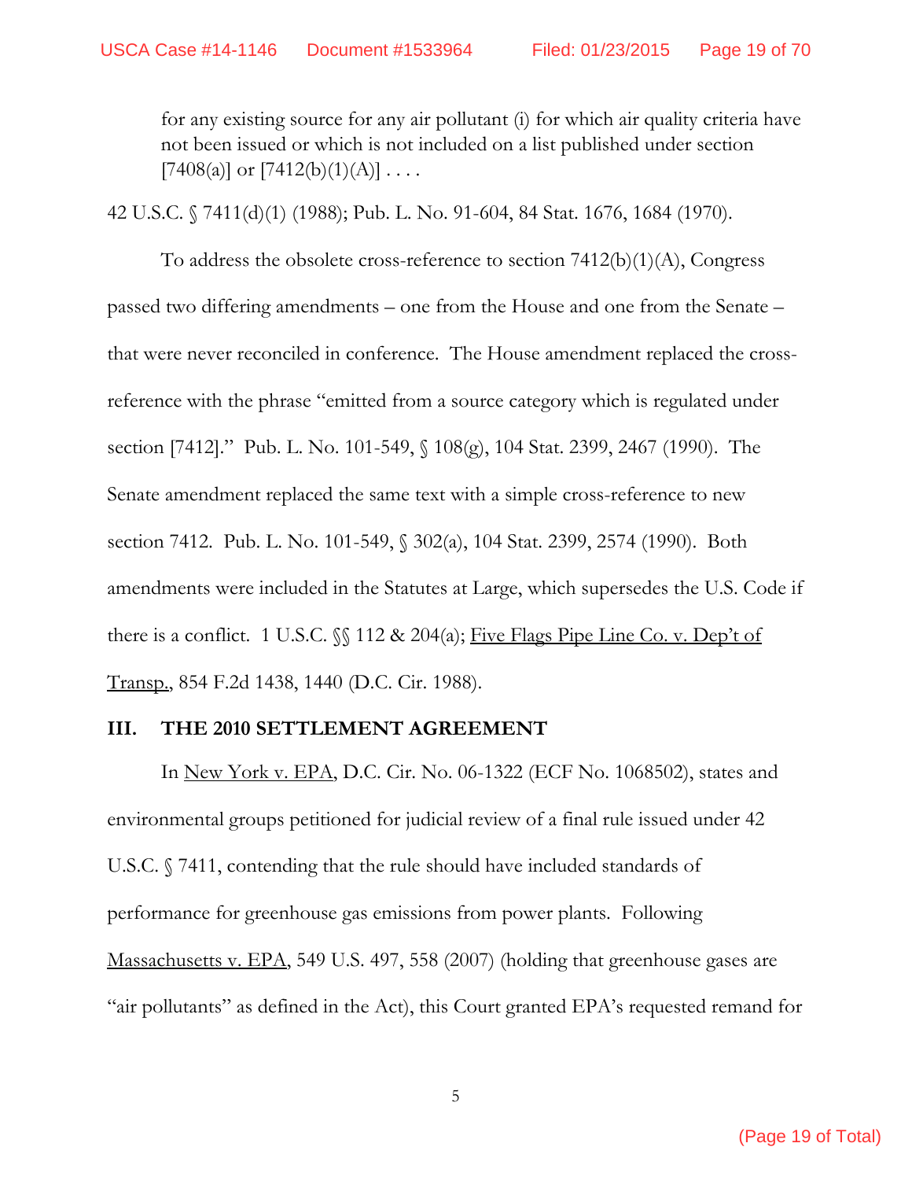> for any existing source for any air pollutant (i) for which air quality criteria have not been issued or which is not included on a list published under section [7408(a)] or [7412(b)(1)(A)] . . . .

42 U.S.C. § 7411(d)(1) (1988); Pub. L. No. 91-604, 84 Stat. 1676, 1684 (1970).

To address the obsolete cross-reference to section 7412(b)(1)(A), Congress passed two differing amendments – one from the House and one from the Senate – that were never reconciled in conference. The House amendment replaced the cross-reference with the phrase "emitted from a source category which is regulated under section [7412]." Pub. L. No. 101-549, § 108(g), 104 Stat. 2399, 2467 (1990). The Senate amendment replaced the same text with a simple cross-reference to new section 7412. Pub. L. No. 101-549, § 302(a), 104 Stat. 2399, 2574 (1990). Both amendments were included in the Statutes at Large, which supersedes the U.S. Code if there is a conflict. 1 U.S.C. §§ 112 & 204(a); Five Flags Pipe Line Co. v. Dep't of Transp., 854 F.2d 1438, 1440 (D.C. Cir. 1988).

## III. THE 2010 SETTLEMENT AGREEMENT

In New York v. EPA, D.C. Cir. No. 06-1322 (ECF No. 1068502), states and environmental groups petitioned for judicial review of a final rule issued under 42 U.S.C. § 7411, contending that the rule should have included standards of performance for greenhouse gas emissions from power plants. Following Massachusetts v. EPA, 549 U.S. 497, 558 (2007) (holding that greenhouse gases are "air pollutants" as defined in the Act), this Court granted EPA's requested remand for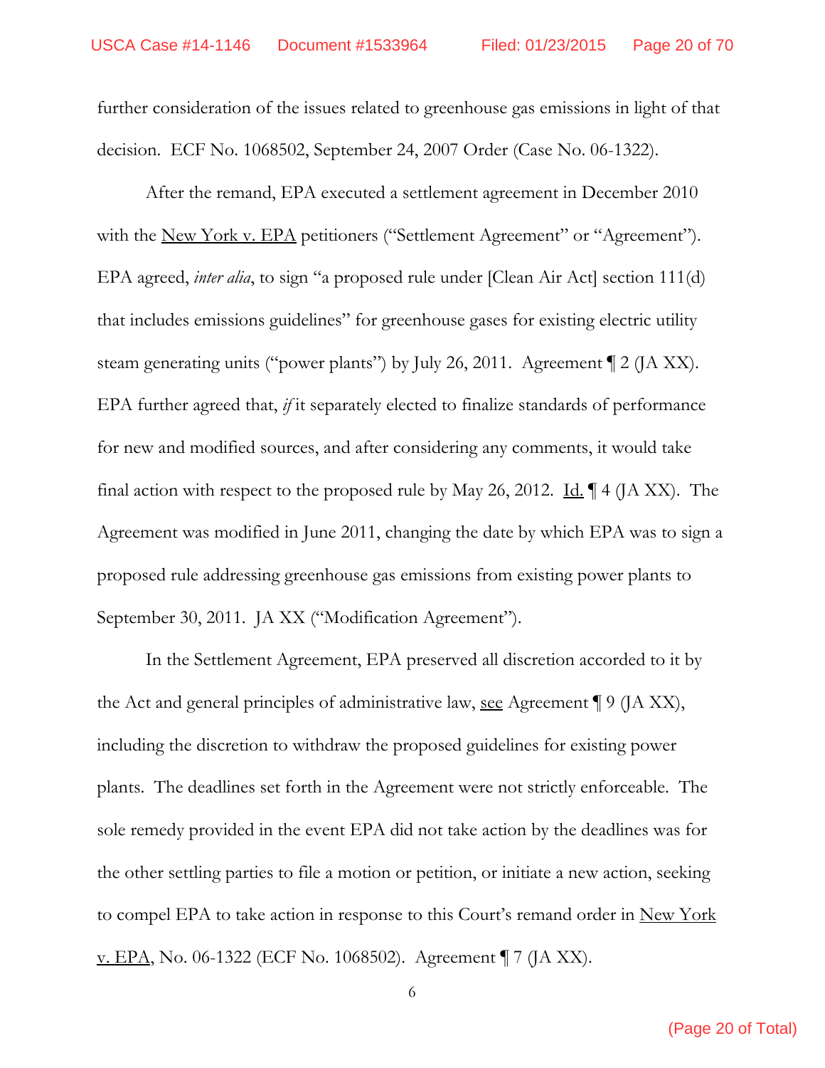further consideration of the issues related to greenhouse gas emissions in light of that decision. ECF No. 1068502, September 24, 2007 Order (Case No. 06-1322).

After the remand, EPA executed a settlement agreement in December 2010 with the New York v. EPA petitioners ("Settlement Agreement" or "Agreement"). EPA agreed, *inter alia*, to sign "a proposed rule under [Clean Air Act] section 111(d) that includes emissions guidelines" for greenhouse gases for existing electric utility steam generating units ("power plants") by July 26, 2011. Agreement ¶ 2 (JA XX). EPA further agreed that, *if* it separately elected to finalize standards of performance for new and modified sources, and after considering any comments, it would take final action with respect to the proposed rule by May 26, 2012. Id. ¶ 4 (JA XX). The Agreement was modified in June 2011, changing the date by which EPA was to sign a proposed rule addressing greenhouse gas emissions from existing power plants to September 30, 2011. JA XX ("Modification Agreement").

In the Settlement Agreement, EPA preserved all discretion accorded to it by the Act and general principles of administrative law, see Agreement ¶ 9 (JA XX), including the discretion to withdraw the proposed guidelines for existing power plants. The deadlines set forth in the Agreement were not strictly enforceable. The sole remedy provided in the event EPA did not take action by the deadlines was for the other settling parties to file a motion or petition, or initiate a new action, seeking to compel EPA to take action in response to this Court's remand order in New York v. EPA, No. 06-1322 (ECF No. 1068502). Agreement ¶ 7 (JA XX).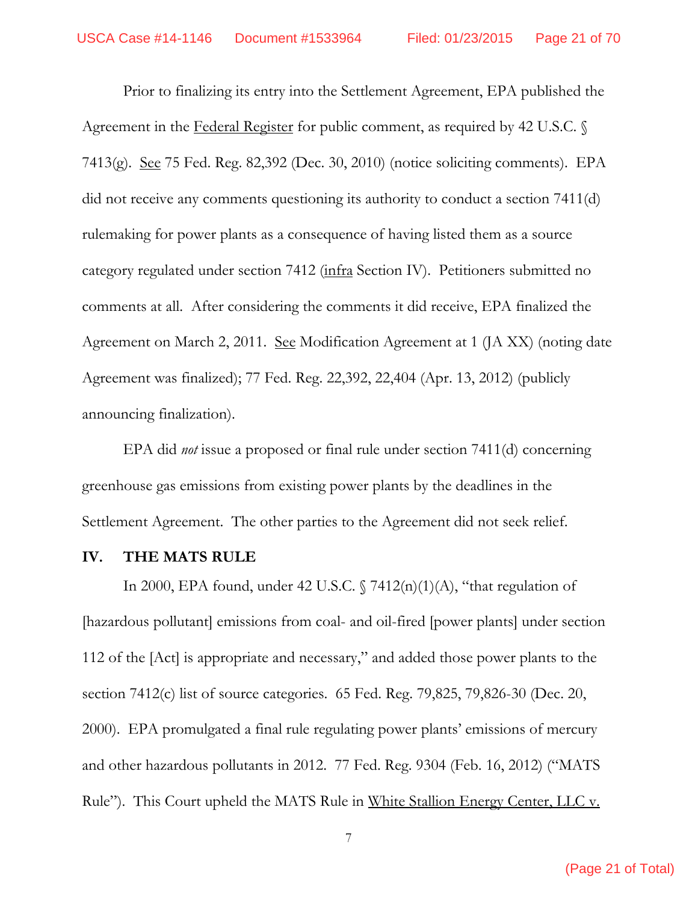Prior to finalizing its entry into the Settlement Agreement, EPA published the Agreement in the Federal Register for public comment, as required by 42 U.S.C. § 7413(g). See 75 Fed. Reg. 82,392 (Dec. 30, 2010) (notice soliciting comments). EPA did not receive any comments questioning its authority to conduct a section 7411(d) rulemaking for power plants as a consequence of having listed them as a source category regulated under section 7412 (infra Section IV). Petitioners submitted no comments at all. After considering the comments it did receive, EPA finalized the Agreement on March 2, 2011. See Modification Agreement at 1 (JA XX) (noting date Agreement was finalized); 77 Fed. Reg. 22,392, 22,404 (Apr. 13, 2012) (publicly announcing finalization).

EPA did *not* issue a proposed or final rule under section 7411(d) concerning greenhouse gas emissions from existing power plants by the deadlines in the Settlement Agreement. The other parties to the Agreement did not seek relief.

## IV. THE MATS RULE

In 2000, EPA found, under 42 U.S.C. § 7412(n)(1)(A), "that regulation of [hazardous pollutant] emissions from coal- and oil-fired [power plants] under section 112 of the [Act] is appropriate and necessary," and added those power plants to the section 7412(c) list of source categories. 65 Fed. Reg. 79,825, 79,826-30 (Dec. 20, 2000). EPA promulgated a final rule regulating power plants' emissions of mercury and other hazardous pollutants in 2012. 77 Fed. Reg. 9304 (Feb. 16, 2012) ("MATS Rule"). This Court upheld the MATS Rule in White Stallion Energy Center, LLC v.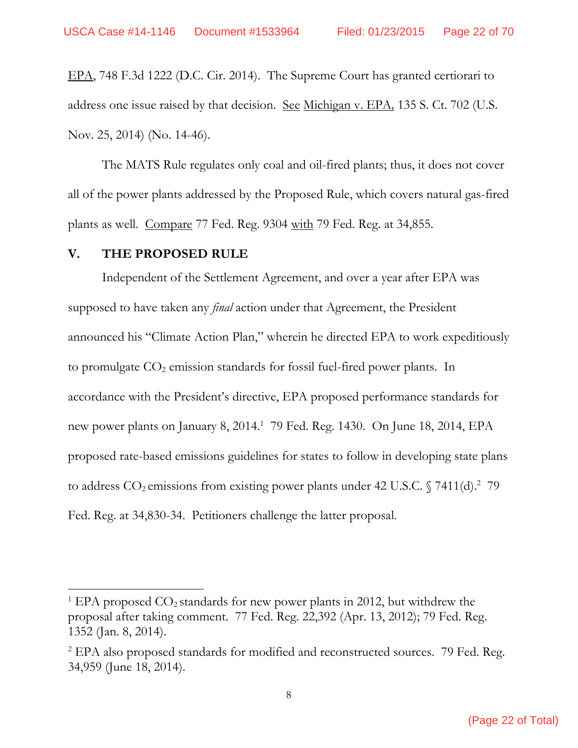EPA, 748 F.3d 1222 (D.C. Cir. 2014). The Supreme Court has granted certiorari to address one issue raised by that decision. See Michigan v. EPA, 135 S. Ct. 702 (U.S. Nov. 25, 2014) (No. 14-46).

The MATS Rule regulates only coal and oil-fired plants; thus, it does not cover all of the power plants addressed by the Proposed Rule, which covers natural gas-fired plants as well. Compare 77 Fed. Reg. 9304 with 79 Fed. Reg. at 34,855.

## V. THE PROPOSED RULE

Independent of the Settlement Agreement, and over a year after EPA was supposed to have taken any *final* action under that Agreement, the President announced his "Climate Action Plan," wherein he directed EPA to work expeditiously to promulgate $CO_2$ emission standards for fossil fuel-fired power plants. In accordance with the President's directive, EPA proposed performance standards for new power plants on January 8, 2014.[1] 79 Fed. Reg. 1430. On June 18, 2014, EPA proposed rate-based emissions guidelines for states to follow in developing state plans to address $CO_2$ emissions from existing power plants under 42 U.S.C. § 7411(d).[2] 79 Fed. Reg. at 34,830-34. Petitioners challenge the latter proposal.

---

[1] EPA proposed $CO_2$ standards for new power plants in 2012, but withdrew the proposal after taking comment. 77 Fed. Reg. 22,392 (Apr. 13, 2012); 79 Fed. Reg. 1352 (Jan. 8, 2014).

[2] EPA also proposed standards for modified and reconstructed sources. 79 Fed. Reg. 34,959 (June 18, 2014).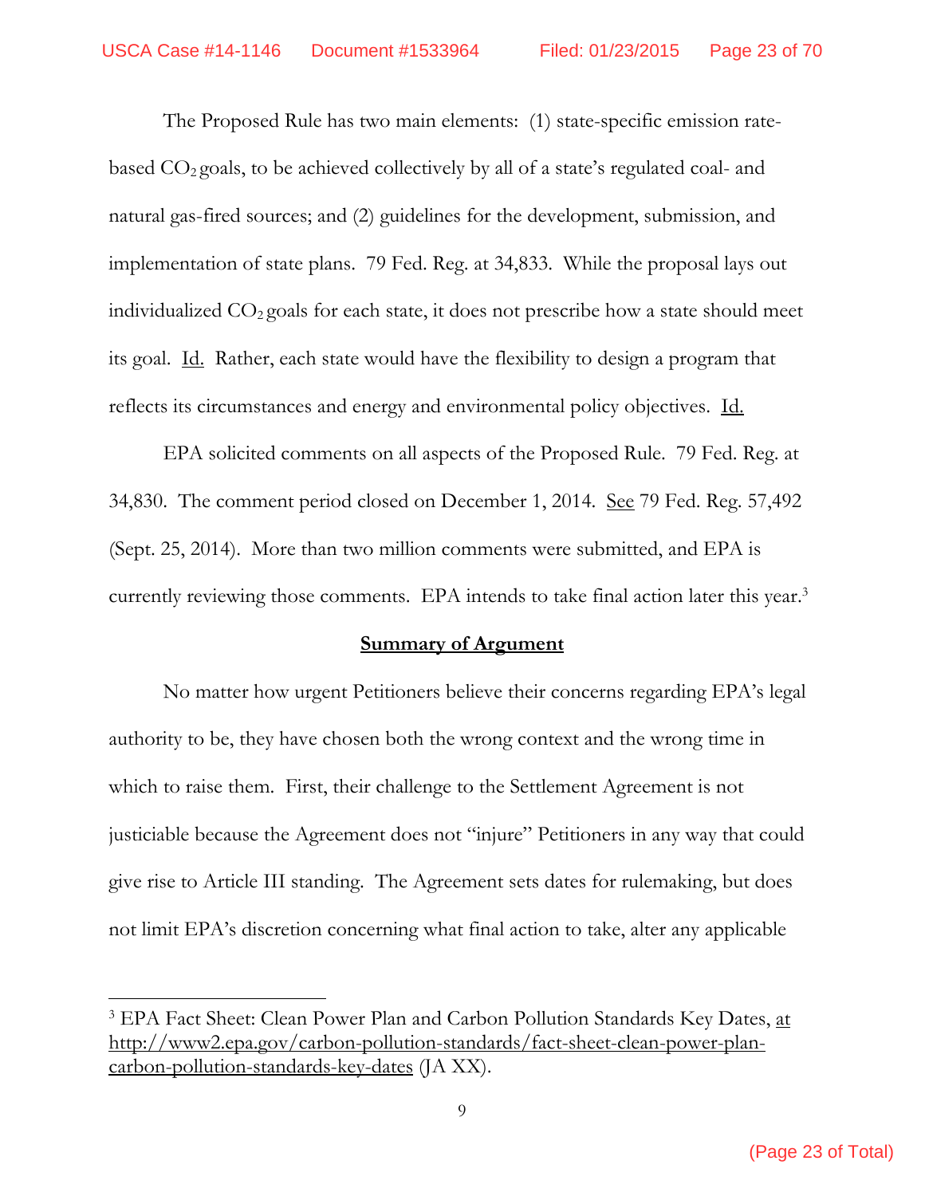The Proposed Rule has two main elements: (1) state-specific emission rate-based $CO_2$ goals, to be achieved collectively by all of a state's regulated coal- and natural gas-fired sources; and (2) guidelines for the development, submission, and implementation of state plans. 79 Fed. Reg. at 34,833. While the proposal lays out individualized $CO_2$ goals for each state, it does not prescribe how a state should meet its goal. Id. Rather, each state would have the flexibility to design a program that reflects its circumstances and energy and environmental policy objectives. Id.

EPA solicited comments on all aspects of the Proposed Rule. 79 Fed. Reg. at 34,830. The comment period closed on December 1, 2014. See 79 Fed. Reg. 57,492 (Sept. 25, 2014). More than two million comments were submitted, and EPA is currently reviewing those comments. EPA intends to take final action later this year.[3]

## Summary of Argument

No matter how urgent Petitioners believe their concerns regarding EPA's legal authority to be, they have chosen both the wrong context and the wrong time in which to raise them. First, their challenge to the Settlement Agreement is not justiciable because the Agreement does not "injure" Petitioners in any way that could give rise to Article III standing. The Agreement sets dates for rulemaking, but does not limit EPA's discretion concerning what final action to take, alter any applicable

[3] EPA Fact Sheet: Clean Power Plan and Carbon Pollution Standards Key Dates, at http://www2.epa.gov/carbon-pollution-standards/fact-sheet-clean-power-plan-carbon-pollution-standards-key-dates (JA XX).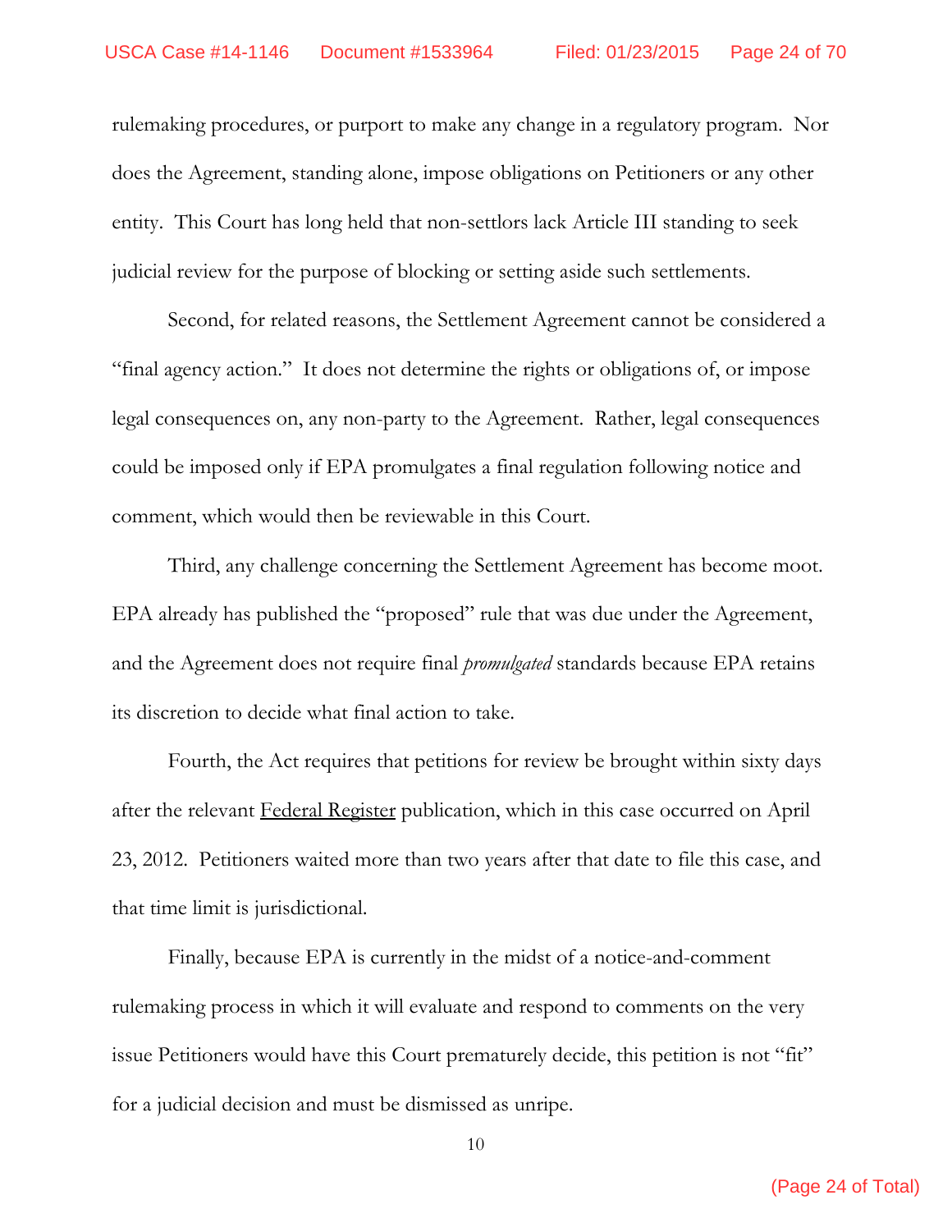rulemaking procedures, or purport to make any change in a regulatory program. Nor does the Agreement, standing alone, impose obligations on Petitioners or any other entity. This Court has long held that non-settlors lack Article III standing to seek judicial review for the purpose of blocking or setting aside such settlements.

Second, for related reasons, the Settlement Agreement cannot be considered a "final agency action." It does not determine the rights or obligations of, or impose legal consequences on, any non-party to the Agreement. Rather, legal consequences could be imposed only if EPA promulgates a final regulation following notice and comment, which would then be reviewable in this Court.

Third, any challenge concerning the Settlement Agreement has become moot. EPA already has published the "proposed" rule that was due under the Agreement, and the Agreement does not require final *promulgated* standards because EPA retains its discretion to decide what final action to take.

Fourth, the Act requires that petitions for review be brought within sixty days after the relevant Federal Register publication, which in this case occurred on April 23, 2012. Petitioners waited more than two years after that date to file this case, and that time limit is jurisdictional.

Finally, because EPA is currently in the midst of a notice-and-comment rulemaking process in which it will evaluate and respond to comments on the very issue Petitioners would have this Court prematurely decide, this petition is not "fit" for a judicial decision and must be dismissed as unripe.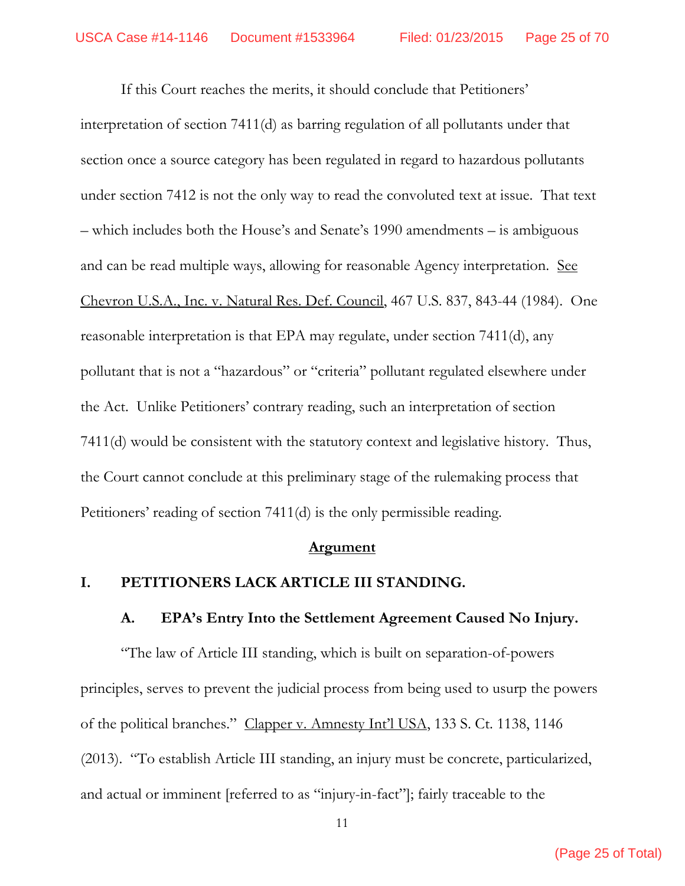If this Court reaches the merits, it should conclude that Petitioners' interpretation of section 7411(d) as barring regulation of all pollutants under that section once a source category has been regulated in regard to hazardous pollutants under section 7412 is not the only way to read the convoluted text at issue. That text – which includes both the House's and Senate's 1990 amendments – is ambiguous and can be read multiple ways, allowing for reasonable Agency interpretation. See Chevron U.S.A., Inc. v. Natural Res. Def. Council, 467 U.S. 837, 843-44 (1984). One reasonable interpretation is that EPA may regulate, under section 7411(d), any pollutant that is not a "hazardous" or "criteria" pollutant regulated elsewhere under the Act. Unlike Petitioners' contrary reading, such an interpretation of section 7411(d) would be consistent with the statutory context and legislative history. Thus, the Court cannot conclude at this preliminary stage of the rulemaking process that Petitioners' reading of section 7411(d) is the only permissible reading.

## Argument

### I. PETITIONERS LACK ARTICLE III STANDING.

#### A. EPA's Entry Into the Settlement Agreement Caused No Injury.

"The law of Article III standing, which is built on separation-of-powers principles, serves to prevent the judicial process from being used to usurp the powers of the political branches." Clapper v. Amnesty Int'l USA, 133 S. Ct. 1138, 1146 (2013). "To establish Article III standing, an injury must be concrete, particularized, and actual or imminent [referred to as "injury-in-fact"]; fairly traceable to the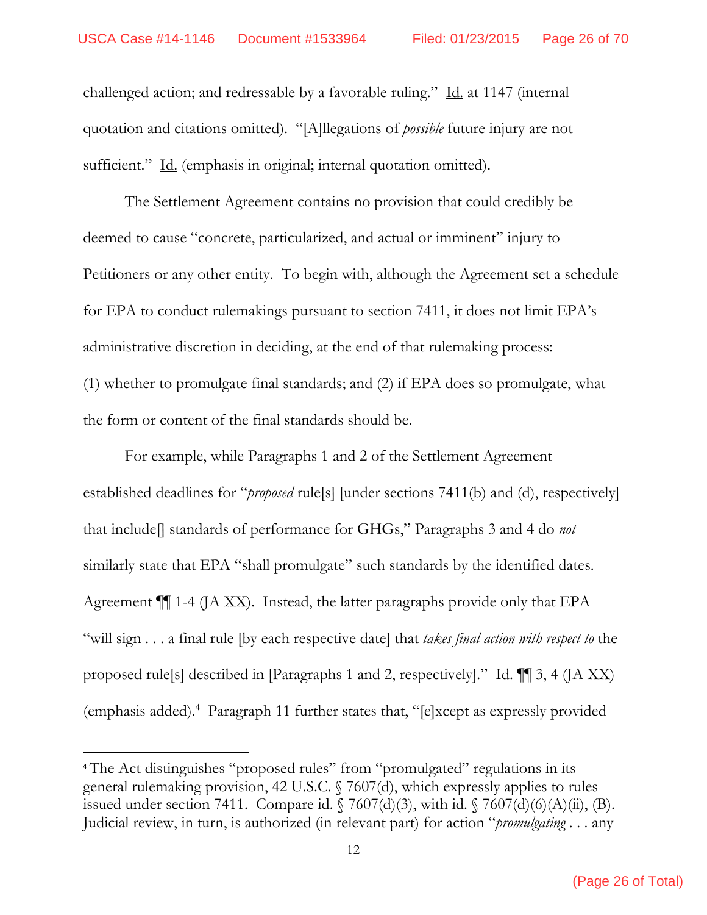challenged action; and redressable by a favorable ruling." Id. at 1147 (internal quotation and citations omitted). "[A]llegations of *possible* future injury are not sufficient." Id. (emphasis in original; internal quotation omitted).

The Settlement Agreement contains no provision that could credibly be deemed to cause "concrete, particularized, and actual or imminent" injury to Petitioners or any other entity. To begin with, although the Agreement set a schedule for EPA to conduct rulemakings pursuant to section 7411, it does not limit EPA's administrative discretion in deciding, at the end of that rulemaking process: (1) whether to promulgate final standards; and (2) if EPA does so promulgate, what the form or content of the final standards should be.

For example, while Paragraphs 1 and 2 of the Settlement Agreement established deadlines for "*proposed* rule[s] [under sections 7411(b) and (d), respectively] that include[] standards of performance for GHGs," Paragraphs 3 and 4 do *not* similarly state that EPA "shall promulgate" such standards by the identified dates. Agreement ¶¶ 1-4 (JA XX). Instead, the latter paragraphs provide only that EPA "will sign . . . a final rule [by each respective date] that *takes final action with respect to* the proposed rule[s] described in [Paragraphs 1 and 2, respectively]." Id. ¶¶ 3, 4 (JA XX) (emphasis added).[4] Paragraph 11 further states that, "[e]xcept as expressly provided

[4] The Act distinguishes "proposed rules" from "promulgated" regulations in its general rulemaking provision, 42 U.S.C. § 7607(d), which expressly applies to rules issued under section 7411. Compare id. § 7607(d)(3), with id. § 7607(d)(6)(A)(ii), (B). Judicial review, in turn, is authorized (in relevant part) for action "*promulgating* . . . any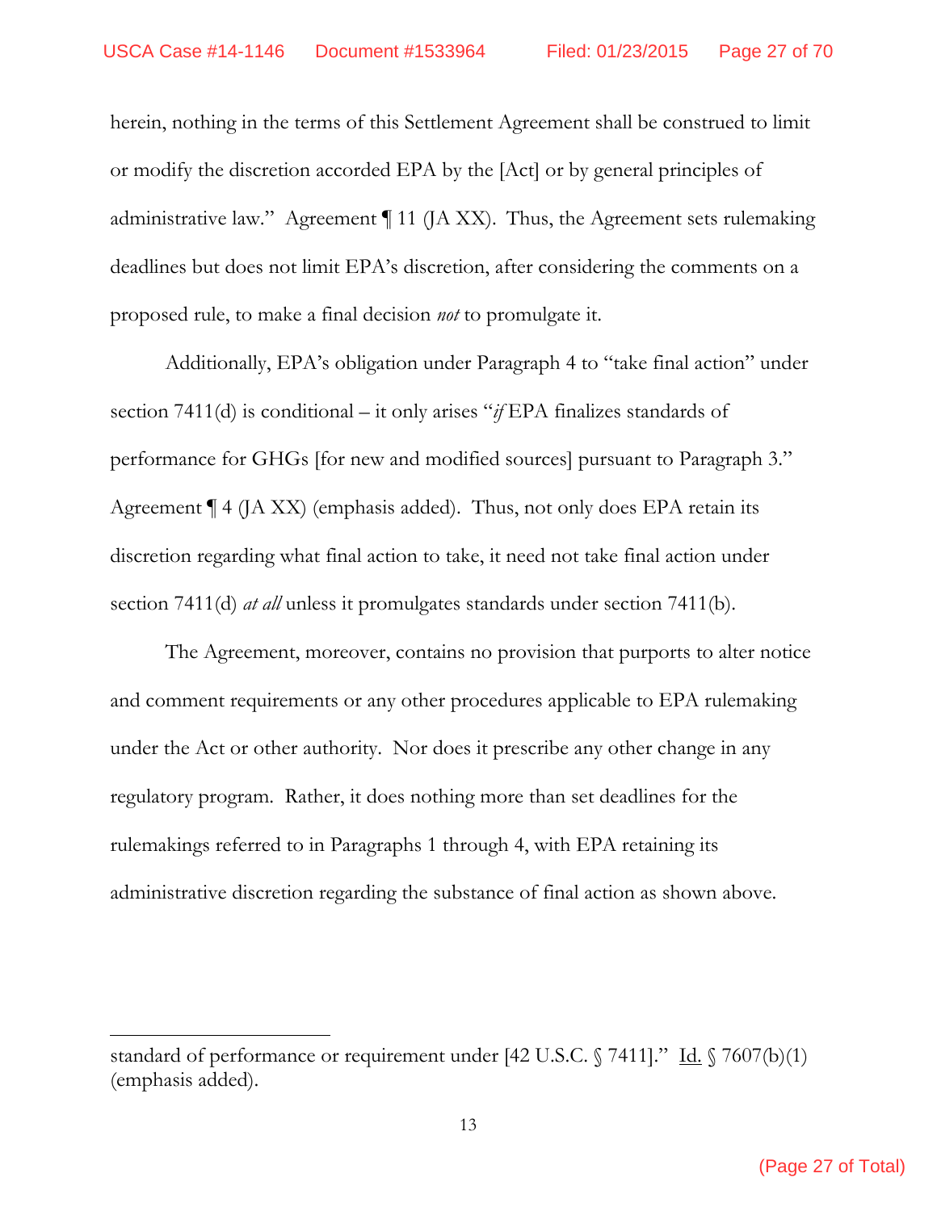herein, nothing in the terms of this Settlement Agreement shall be construed to limit or modify the discretion accorded EPA by the [Act] or by general principles of administrative law." Agreement ¶ 11 (JA XX). Thus, the Agreement sets rulemaking deadlines but does not limit EPA's discretion, after considering the comments on a proposed rule, to make a final decision *not* to promulgate it.

Additionally, EPA's obligation under Paragraph 4 to "take final action" under section 7411(d) is conditional – it only arises "*if* EPA finalizes standards of performance for GHGs [for new and modified sources] pursuant to Paragraph 3." Agreement ¶ 4 (JA XX) (emphasis added). Thus, not only does EPA retain its discretion regarding what final action to take, it need not take final action under section 7411(d) *at all* unless it promulgates standards under section 7411(b).

The Agreement, moreover, contains no provision that purports to alter notice and comment requirements or any other procedures applicable to EPA rulemaking under the Act or other authority. Nor does it prescribe any other change in any regulatory program. Rather, it does nothing more than set deadlines for the rulemakings referred to in Paragraphs 1 through 4, with EPA retaining its administrative discretion regarding the substance of final action as shown above.

---

standard of performance or requirement under [42 U.S.C. § 7411]." Id. § 7607(b)(1) (emphasis added).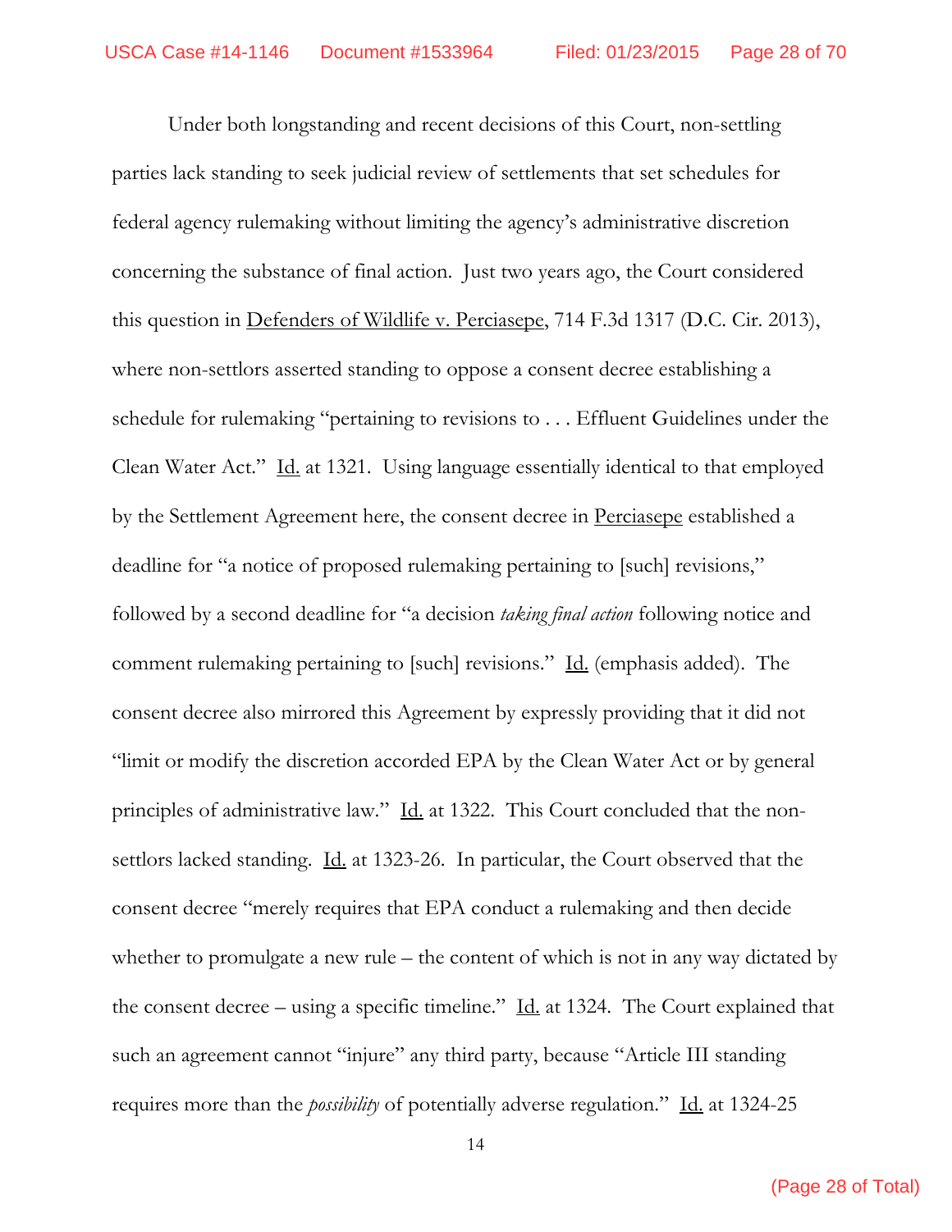Under both longstanding and recent decisions of this Court, non-settling parties lack standing to seek judicial review of settlements that set schedules for federal agency rulemaking without limiting the agency's administrative discretion concerning the substance of final action. Just two years ago, the Court considered this question in Defenders of Wildlife v. Perciasepe, 714 F.3d 1317 (D.C. Cir. 2013), where non-settlors asserted standing to oppose a consent decree establishing a schedule for rulemaking "pertaining to revisions to . . . Effluent Guidelines under the Clean Water Act." Id. at 1321. Using language essentially identical to that employed by the Settlement Agreement here, the consent decree in Perciasepe established a deadline for "a notice of proposed rulemaking pertaining to [such] revisions," followed by a second deadline for "a decision *taking final action* following notice and comment rulemaking pertaining to [such] revisions." Id. (emphasis added). The consent decree also mirrored this Agreement by expressly providing that it did not "limit or modify the discretion accorded EPA by the Clean Water Act or by general principles of administrative law." Id. at 1322. This Court concluded that the non-settlors lacked standing. Id. at 1323-26. In particular, the Court observed that the consent decree "merely requires that EPA conduct a rulemaking and then decide whether to promulgate a new rule – the content of which is not in any way dictated by the consent decree – using a specific timeline." Id. at 1324. The Court explained that such an agreement cannot "injure" any third party, because "Article III standing requires more than the *possibility* of potentially adverse regulation." Id. at 1324-25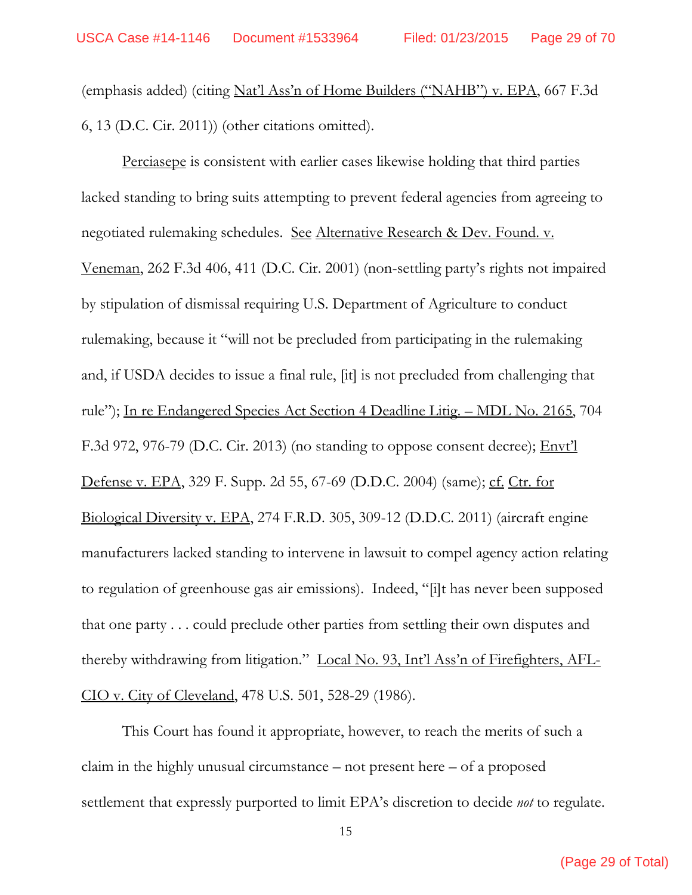(emphasis added) (citing Nat'l Ass'n of Home Builders ("NAHB") v. EPA, 667 F.3d 6, 13 (D.C. Cir. 2011)) (other citations omitted).

Perciasepe is consistent with earlier cases likewise holding that third parties lacked standing to bring suits attempting to prevent federal agencies from agreeing to negotiated rulemaking schedules. See Alternative Research & Dev. Found. v. Veneman, 262 F.3d 406, 411 (D.C. Cir. 2001) (non-settling party's rights not impaired by stipulation of dismissal requiring U.S. Department of Agriculture to conduct rulemaking, because it "will not be precluded from participating in the rulemaking and, if USDA decides to issue a final rule, [it] is not precluded from challenging that rule"); In re Endangered Species Act Section 4 Deadline Litig. – MDL No. 2165, 704 F.3d 972, 976-79 (D.C. Cir. 2013) (no standing to oppose consent decree); Envt'l Defense v. EPA, 329 F. Supp. 2d 55, 67-69 (D.D.C. 2004) (same); cf. Ctr. for Biological Diversity v. EPA, 274 F.R.D. 305, 309-12 (D.D.C. 2011) (aircraft engine manufacturers lacked standing to intervene in lawsuit to compel agency action relating to regulation of greenhouse gas air emissions). Indeed, "[i]t has never been supposed that one party . . . could preclude other parties from settling their own disputes and thereby withdrawing from litigation." Local No. 93, Int'l Ass'n of Firefighters, AFL-CIO v. City of Cleveland, 478 U.S. 501, 528-29 (1986).

This Court has found it appropriate, however, to reach the merits of such a claim in the highly unusual circumstance – not present here – of a proposed settlement that expressly purported to limit EPA's discretion to decide *not* to regulate.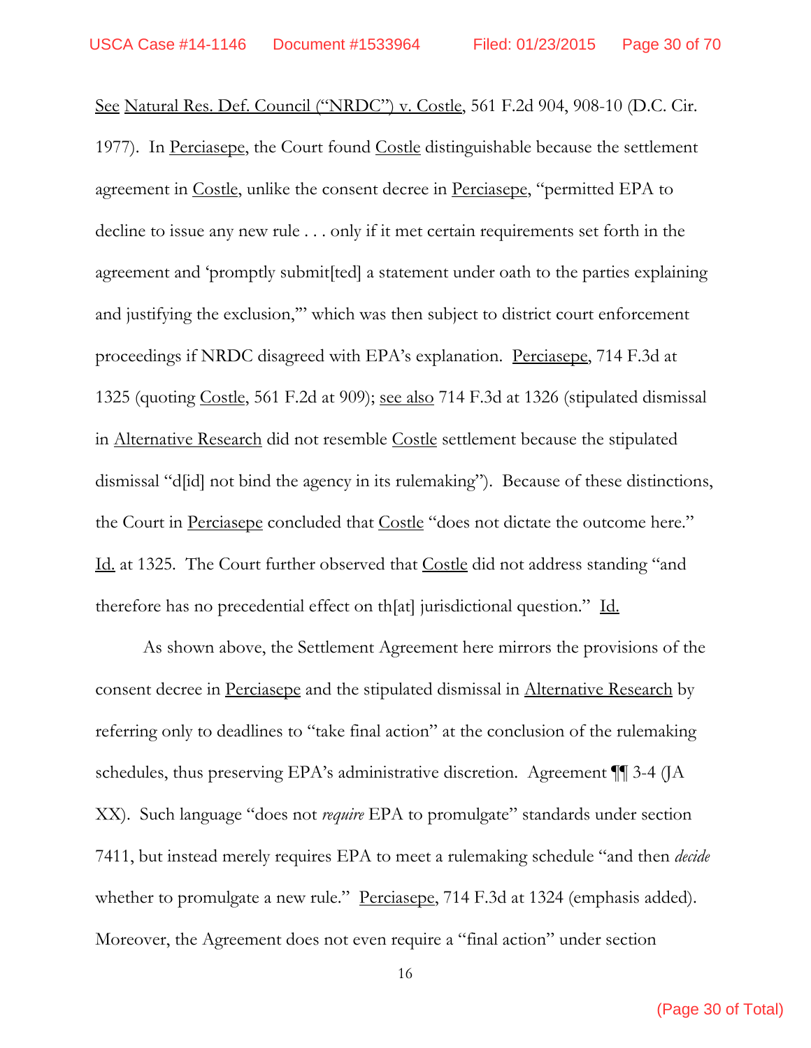See Natural Res. Def. Council ("NRDC") v. Costle, 561 F.2d 904, 908-10 (D.C. Cir. 1977). In Perciasepe, the Court found Costle distinguishable because the settlement agreement in Costle, unlike the consent decree in Perciasepe, "permitted EPA to decline to issue any new rule . . . only if it met certain requirements set forth in the agreement and 'promptly submit[ted] a statement under oath to the parties explaining and justifying the exclusion,'" which was then subject to district court enforcement proceedings if NRDC disagreed with EPA's explanation. Perciasepe, 714 F.3d at 1325 (quoting Costle, 561 F.2d at 909); see also 714 F.3d at 1326 (stipulated dismissal in Alternative Research did not resemble Costle settlement because the stipulated dismissal "d[id] not bind the agency in its rulemaking"). Because of these distinctions, the Court in Perciasepe concluded that Costle "does not dictate the outcome here." Id. at 1325. The Court further observed that Costle did not address standing "and therefore has no precedential effect on th[at] jurisdictional question." Id.

As shown above, the Settlement Agreement here mirrors the provisions of the consent decree in Perciasepe and the stipulated dismissal in Alternative Research by referring only to deadlines to "take final action" at the conclusion of the rulemaking schedules, thus preserving EPA's administrative discretion. Agreement ¶¶ 3-4 (JA XX). Such language "does not *require* EPA to promulgate" standards under section 7411, but instead merely requires EPA to meet a rulemaking schedule "and then *decide* whether to promulgate a new rule." Perciasepe, 714 F.3d at 1324 (emphasis added). Moreover, the Agreement does not even require a "final action" under section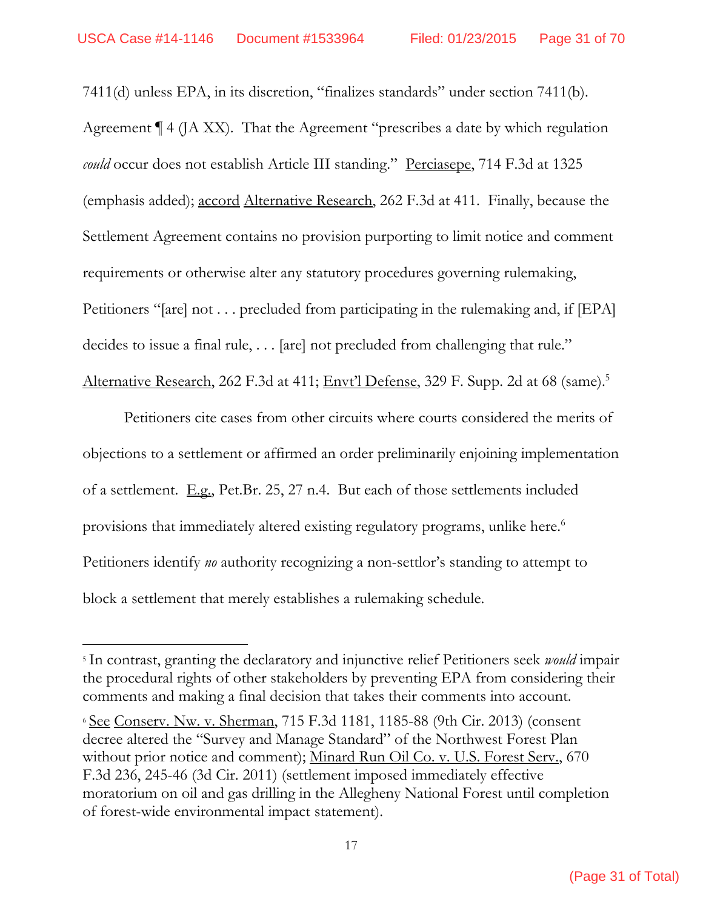7411(d) unless EPA, in its discretion, "finalizes standards" under section 7411(b). Agreement ¶ 4 (JA XX). That the Agreement "prescribes a date by which regulation *could* occur does not establish Article III standing." Perciasepe, 714 F.3d at 1325 (emphasis added); accord Alternative Research, 262 F.3d at 411. Finally, because the Settlement Agreement contains no provision purporting to limit notice and comment requirements or otherwise alter any statutory procedures governing rulemaking, Petitioners "[are] not . . . precluded from participating in the rulemaking and, if [EPA] decides to issue a final rule, . . . [are] not precluded from challenging that rule." Alternative Research, 262 F.3d at 411; Envt'l Defense, 329 F. Supp. 2d at 68 (same).[5]

Petitioners cite cases from other circuits where courts considered the merits of objections to a settlement or affirmed an order preliminarily enjoining implementation of a settlement. E.g., Pet.Br. 25, 27 n.4. But each of those settlements included provisions that immediately altered existing regulatory programs, unlike here.[6] Petitioners identify *no* authority recognizing a non-settlor's standing to attempt to block a settlement that merely establishes a rulemaking schedule.

---

[5] In contrast, granting the declaratory and injunctive relief Petitioners seek *would* impair the procedural rights of other stakeholders by preventing EPA from considering their comments and making a final decision that takes their comments into account.

[6] See Conserv. Nw. v. Sherman, 715 F.3d 1181, 1185-88 (9th Cir. 2013) (consent decree altered the "Survey and Manage Standard" of the Northwest Forest Plan without prior notice and comment); Minard Run Oil Co. v. U.S. Forest Serv., 670 F.3d 236, 245-46 (3d Cir. 2011) (settlement imposed immediately effective moratorium on oil and gas drilling in the Allegheny National Forest until completion of forest-wide environmental impact statement).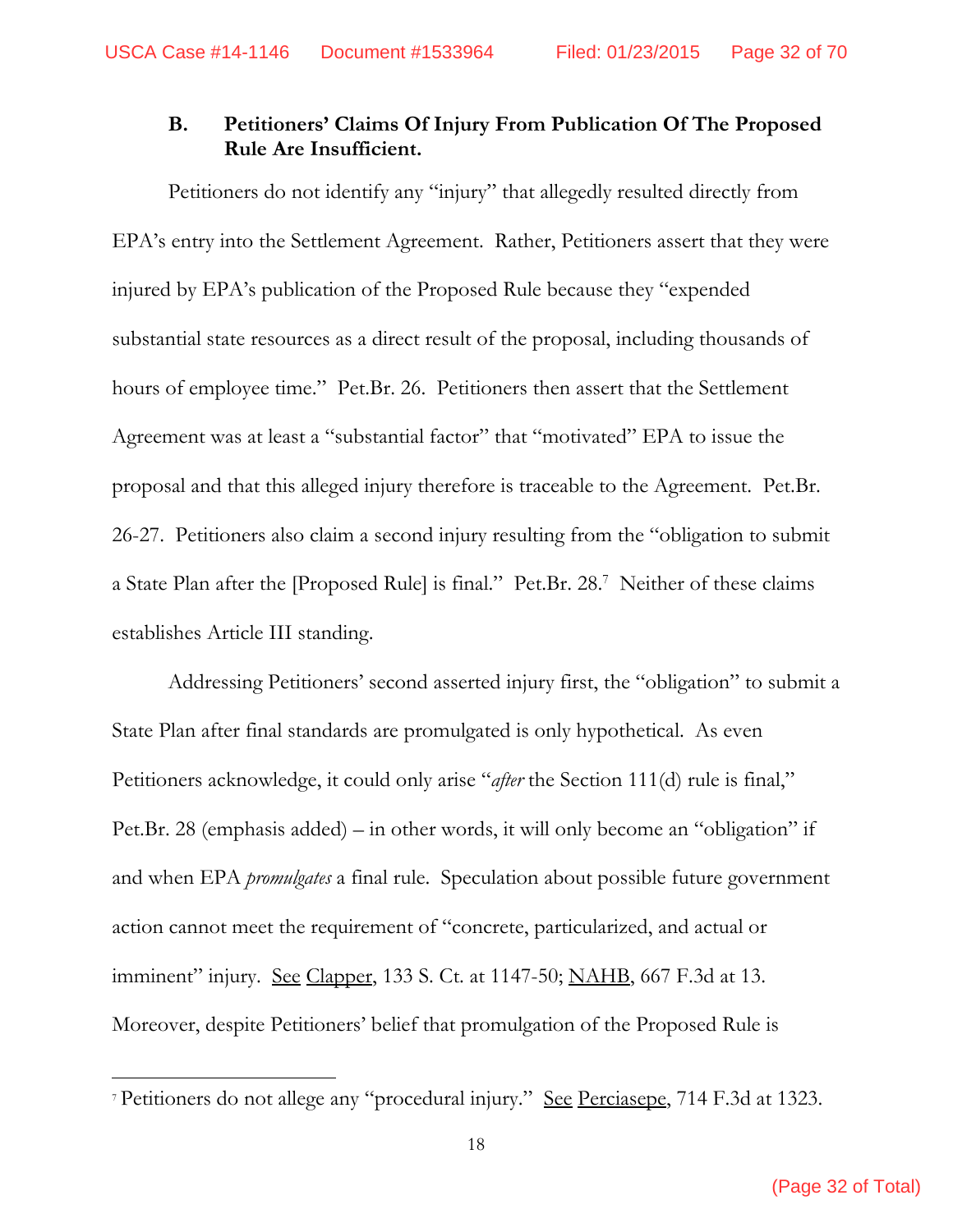### B. Petitioners' Claims Of Injury From Publication Of The Proposed Rule Are Insufficient.

Petitioners do not identify any "injury" that allegedly resulted directly from EPA's entry into the Settlement Agreement. Rather, Petitioners assert that they were injured by EPA's publication of the Proposed Rule because they "expended substantial state resources as a direct result of the proposal, including thousands of hours of employee time." Pet.Br. 26. Petitioners then assert that the Settlement Agreement was at least a "substantial factor" that "motivated" EPA to issue the proposal and that this alleged injury therefore is traceable to the Agreement. Pet.Br. 26-27. Petitioners also claim a second injury resulting from the "obligation to submit a State Plan after the [Proposed Rule] is final." Pet.Br. 28.[7] Neither of these claims establishes Article III standing.

Addressing Petitioners' second asserted injury first, the "obligation" to submit a State Plan after final standards are promulgated is only hypothetical. As even Petitioners acknowledge, it could only arise "*after* the Section 111(d) rule is final," Pet.Br. 28 (emphasis added) – in other words, it will only become an "obligation" if and when EPA *promulgates* a final rule. Speculation about possible future government action cannot meet the requirement of "concrete, particularized, and actual or imminent" injury. See Clapper, 133 S. Ct. at 1147-50; NAHB, 667 F.3d at 13. Moreover, despite Petitioners' belief that promulgation of the Proposed Rule is

[7] Petitioners do not allege any "procedural injury." See Perciasepe, 714 F.3d at 1323.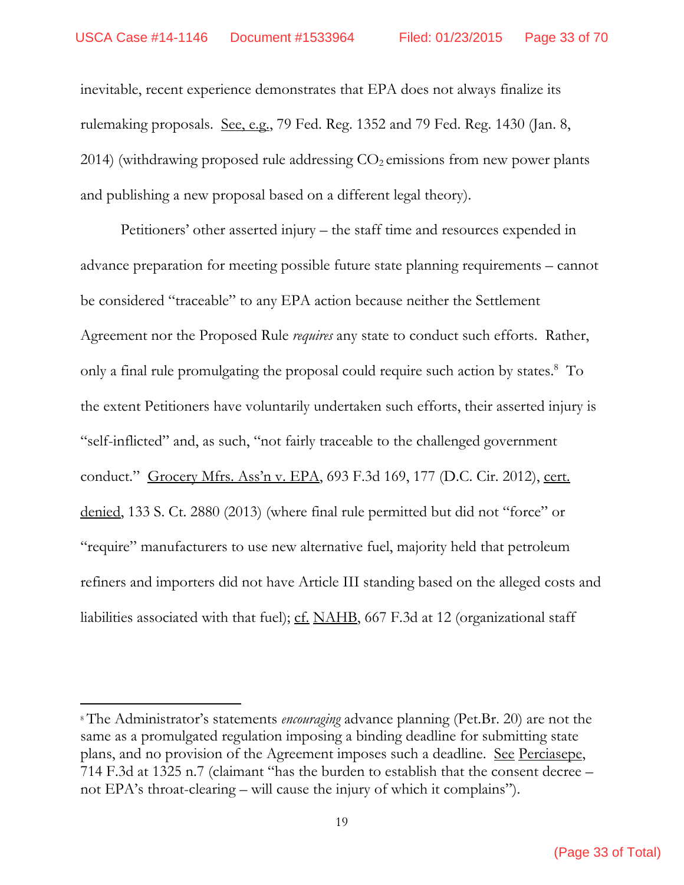inevitable, recent experience demonstrates that EPA does not always finalize its rulemaking proposals. See, e.g., 79 Fed. Reg. 1352 and 79 Fed. Reg. 1430 (Jan. 8, 2014) (withdrawing proposed rule addressing $CO_2$ emissions from new power plants and publishing a new proposal based on a different legal theory).

Petitioners' other asserted injury – the staff time and resources expended in advance preparation for meeting possible future state planning requirements – cannot be considered "traceable" to any EPA action because neither the Settlement Agreement nor the Proposed Rule *requires* any state to conduct such efforts. Rather, only a final rule promulgating the proposal could require such action by states.[8] To the extent Petitioners have voluntarily undertaken such efforts, their asserted injury is "self-inflicted" and, as such, "not fairly traceable to the challenged government conduct." Grocery Mfrs. Ass'n v. EPA, 693 F.3d 169, 177 (D.C. Cir. 2012), cert. denied, 133 S. Ct. 2880 (2013) (where final rule permitted but did not "force" or "require" manufacturers to use new alternative fuel, majority held that petroleum refiners and importers did not have Article III standing based on the alleged costs and liabilities associated with that fuel); cf. NAHB, 667 F.3d at 12 (organizational staff

---

[8] The Administrator's statements *encouraging* advance planning (Pet.Br. 20) are not the same as a promulgated regulation imposing a binding deadline for submitting state plans, and no provision of the Agreement imposes such a deadline. See Perciasepe, 714 F.3d at 1325 n.7 (claimant "has the burden to establish that the consent decree – not EPA's throat-clearing – will cause the injury of which it complains").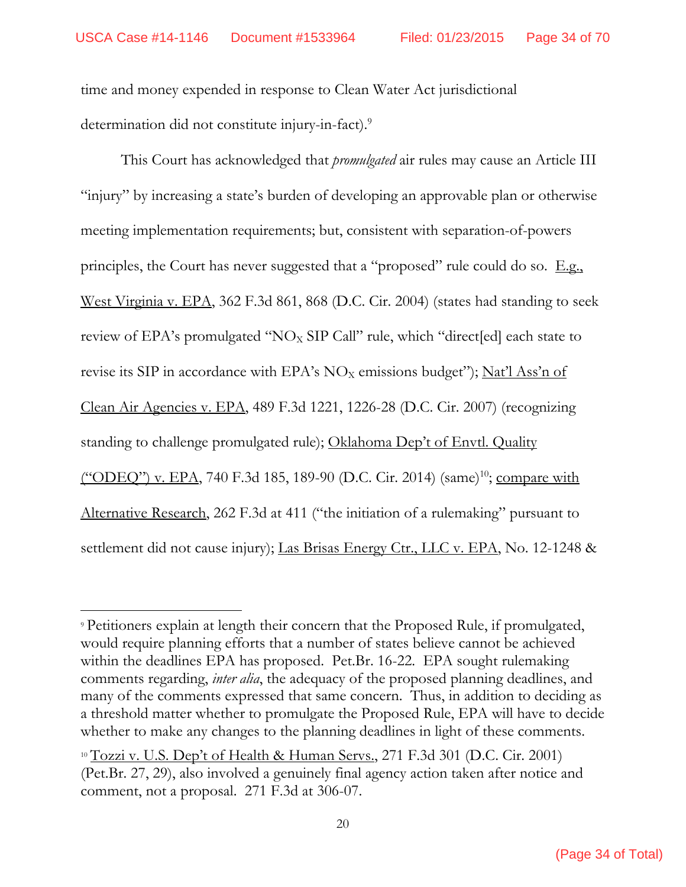time and money expended in response to Clean Water Act jurisdictional determination did not constitute injury-in-fact).[9]

This Court has acknowledged that *promulgated* air rules may cause an Article III "injury" by increasing a state's burden of developing an approvable plan or otherwise meeting implementation requirements; but, consistent with separation-of-powers principles, the Court has never suggested that a "proposed" rule could do so. E.g., West Virginia v. EPA, 362 F.3d 861, 868 (D.C. Cir. 2004) (states had standing to seek review of EPA's promulgated "$NO_X$ SIP Call" rule, which "direct[ed] each state to revise its SIP in accordance with EPA's $NO_X$ emissions budget"); Nat'l Ass'n of Clean Air Agencies v. EPA, 489 F.3d 1221, 1226-28 (D.C. Cir. 2007) (recognizing standing to challenge promulgated rule); Oklahoma Dep't of Envtl. Quality ("ODEQ") v. EPA, 740 F.3d 185, 189-90 (D.C. Cir. 2014) (same)[10]; compare with Alternative Research, 262 F.3d at 411 ("the initiation of a rulemaking" pursuant to settlement did not cause injury); Las Brisas Energy Ctr., LLC v. EPA, No. 12-1248 &

---

[9] Petitioners explain at length their concern that the Proposed Rule, if promulgated, would require planning efforts that a number of states believe cannot be achieved within the deadlines EPA has proposed. Pet.Br. 16-22. EPA sought rulemaking comments regarding, *inter alia*, the adequacy of the proposed planning deadlines, and many of the comments expressed that same concern. Thus, in addition to deciding as a threshold matter whether to promulgate the Proposed Rule, EPA will have to decide whether to make any changes to the planning deadlines in light of these comments.

[10] Tozzi v. U.S. Dep't of Health & Human Servs., 271 F.3d 301 (D.C. Cir. 2001) (Pet.Br. 27, 29), also involved a genuinely final agency action taken after notice and comment, not a proposal. 271 F.3d at 306-07.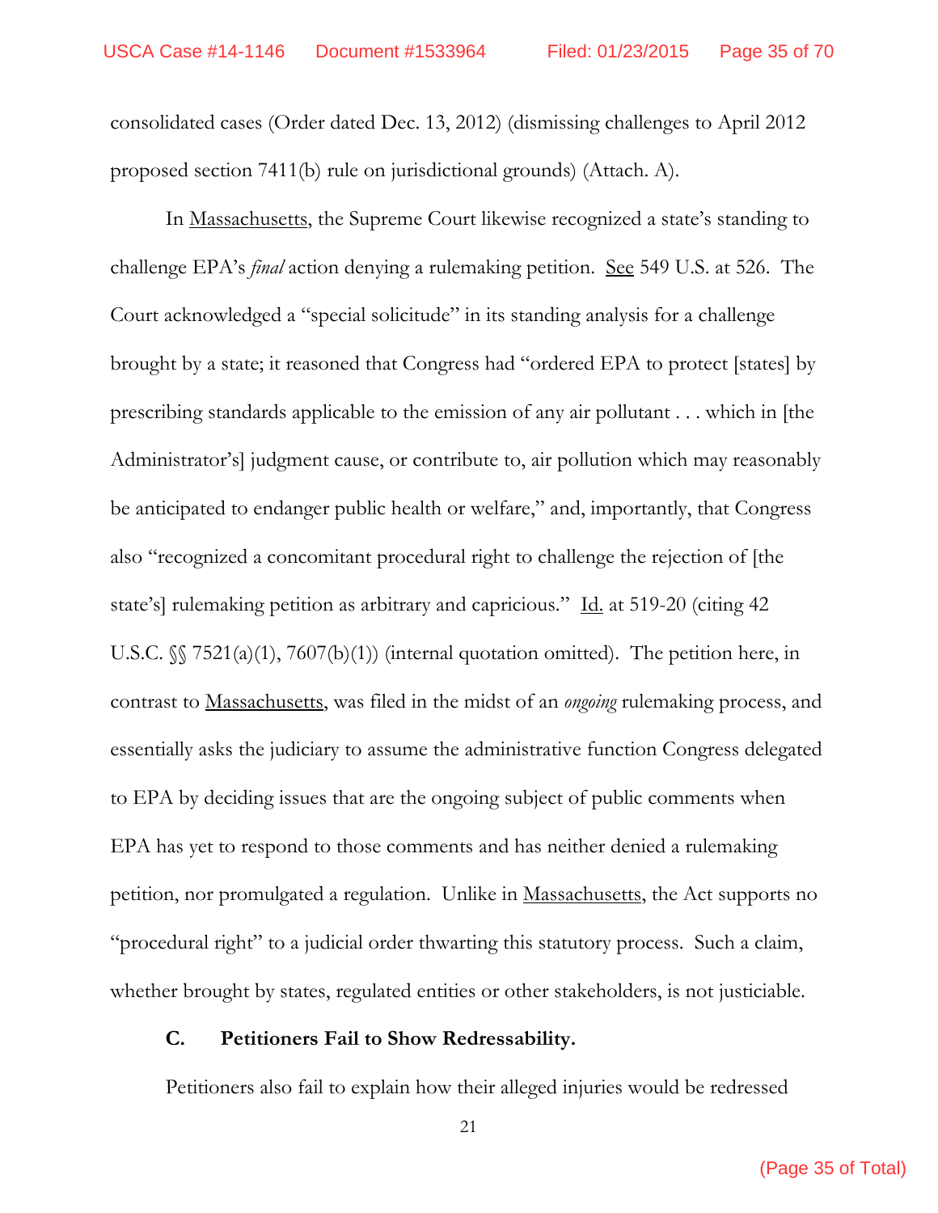consolidated cases (Order dated Dec. 13, 2012) (dismissing challenges to April 2012 proposed section 7411(b) rule on jurisdictional grounds) (Attach. A).

In Massachusetts, the Supreme Court likewise recognized a state's standing to challenge EPA's *final* action denying a rulemaking petition. See 549 U.S. at 526. The Court acknowledged a "special solicitude" in its standing analysis for a challenge brought by a state; it reasoned that Congress had "ordered EPA to protect [states] by prescribing standards applicable to the emission of any air pollutant . . . which in [the Administrator's] judgment cause, or contribute to, air pollution which may reasonably be anticipated to endanger public health or welfare," and, importantly, that Congress also "recognized a concomitant procedural right to challenge the rejection of [the state's] rulemaking petition as arbitrary and capricious." Id. at 519-20 (citing 42 U.S.C. §§ 7521(a)(1), 7607(b)(1)) (internal quotation omitted). The petition here, in contrast to Massachusetts, was filed in the midst of an *ongoing* rulemaking process, and essentially asks the judiciary to assume the administrative function Congress delegated to EPA by deciding issues that are the ongoing subject of public comments when EPA has yet to respond to those comments and has neither denied a rulemaking petition, nor promulgated a regulation. Unlike in Massachusetts, the Act supports no "procedural right" to a judicial order thwarting this statutory process. Such a claim, whether brought by states, regulated entities or other stakeholders, is not justiciable.

### C. Petitioners Fail to Show Redressability.

Petitioners also fail to explain how their alleged injuries would be redressed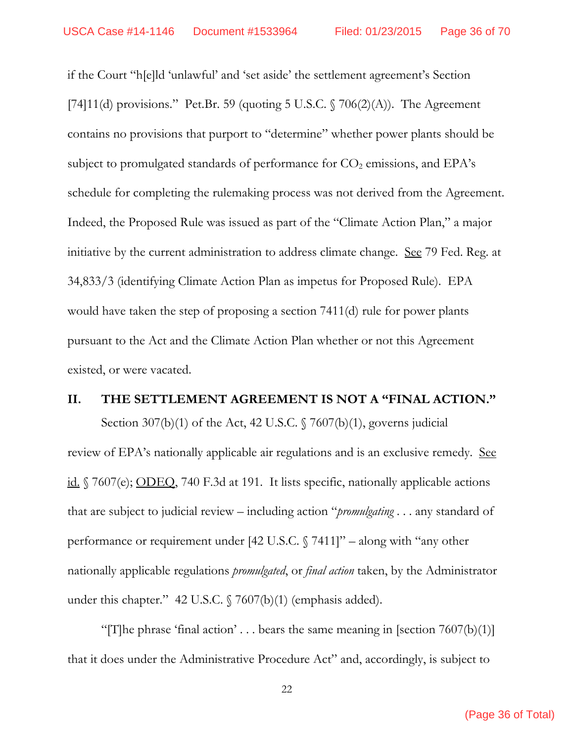if the Court "h[e]ld 'unlawful' and 'set aside' the settlement agreement's Section [74]11(d) provisions." Pet.Br. 59 (quoting 5 U.S.C. § 706(2)(A)). The Agreement contains no provisions that purport to "determine" whether power plants should be subject to promulgated standards of performance for $CO_2$ emissions, and EPA's schedule for completing the rulemaking process was not derived from the Agreement. Indeed, the Proposed Rule was issued as part of the "Climate Action Plan," a major initiative by the current administration to address climate change. See 79 Fed. Reg. at 34,833/3 (identifying Climate Action Plan as impetus for Proposed Rule). EPA would have taken the step of proposing a section 7411(d) rule for power plants pursuant to the Act and the Climate Action Plan whether or not this Agreement existed, or were vacated.

## II. THE SETTLEMENT AGREEMENT IS NOT A "FINAL ACTION."

Section 307(b)(1) of the Act, 42 U.S.C. § 7607(b)(1), governs judicial review of EPA's nationally applicable air regulations and is an exclusive remedy. See id. § 7607(e); ODEQ, 740 F.3d at 191. It lists specific, nationally applicable actions that are subject to judicial review – including action "*promulgating* . . . any standard of performance or requirement under [42 U.S.C. § 7411]" – along with "any other nationally applicable regulations *promulgated*, or *final action* taken, by the Administrator under this chapter." 42 U.S.C. § 7607(b)(1) (emphasis added).

"[T]he phrase 'final action' . . . bears the same meaning in [section 7607(b)(1)] that it does under the Administrative Procedure Act" and, accordingly, is subject to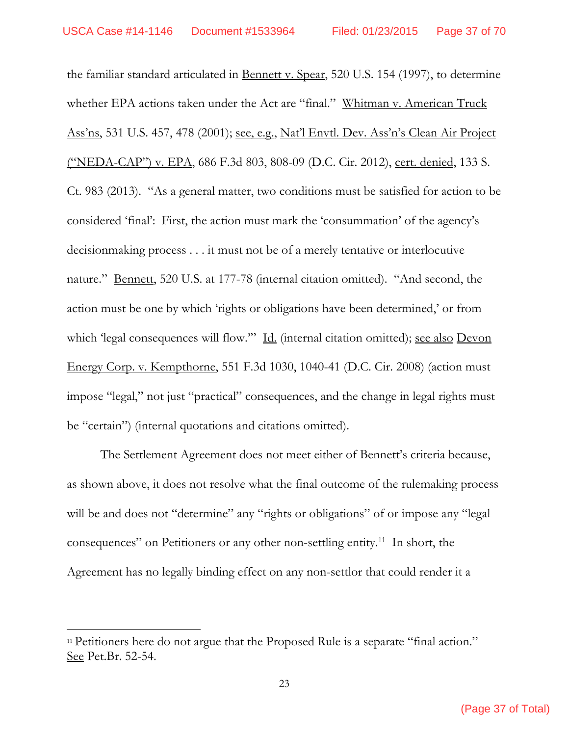the familiar standard articulated in Bennett v. Spear, 520 U.S. 154 (1997), to determine whether EPA actions taken under the Act are "final." Whitman v. American Truck Ass'ns, 531 U.S. 457, 478 (2001); see, e.g., Nat'l Envtl. Dev. Ass'n's Clean Air Project ("NEDA-CAP") v. EPA, 686 F.3d 803, 808-09 (D.C. Cir. 2012), cert. denied, 133 S. Ct. 983 (2013). "As a general matter, two conditions must be satisfied for action to be considered 'final': First, the action must mark the 'consummation' of the agency's decisionmaking process . . . it must not be of a merely tentative or interlocutive nature." Bennett, 520 U.S. at 177-78 (internal citation omitted). "And second, the action must be one by which 'rights or obligations have been determined,' or from which 'legal consequences will flow.'" Id. (internal citation omitted); see also Devon Energy Corp. v. Kempthorne, 551 F.3d 1030, 1040-41 (D.C. Cir. 2008) (action must impose "legal," not just "practical" consequences, and the change in legal rights must be "certain") (internal quotations and citations omitted).

The Settlement Agreement does not meet either of Bennett's criteria because, as shown above, it does not resolve what the final outcome of the rulemaking process will be and does not "determine" any "rights or obligations" of or impose any "legal consequences" on Petitioners or any other non-settling entity.[11] In short, the Agreement has no legally binding effect on any non-settlor that could render it a

[11] Petitioners here do not argue that the Proposed Rule is a separate "final action." See Pet.Br. 52-54.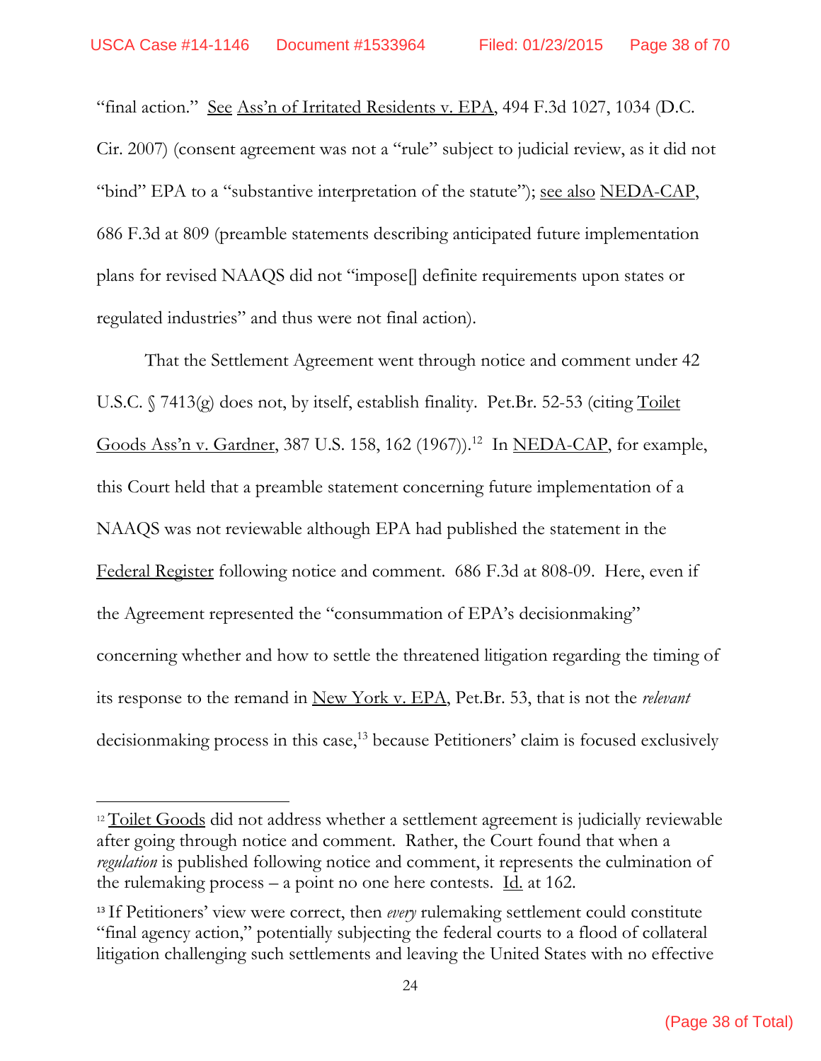"final action." See Ass'n of Irritated Residents v. EPA, 494 F.3d 1027, 1034 (D.C. Cir. 2007) (consent agreement was not a "rule" subject to judicial review, as it did not "bind" EPA to a "substantive interpretation of the statute"); see also NEDA-CAP, 686 F.3d at 809 (preamble statements describing anticipated future implementation plans for revised NAAQS did not "impose[] definite requirements upon states or regulated industries" and thus were not final action).

That the Settlement Agreement went through notice and comment under 42 U.S.C. § 7413(g) does not, by itself, establish finality. Pet.Br. 52-53 (citing Toilet Goods Ass'n v. Gardner, 387 U.S. 158, 162 (1967)).[12] In NEDA-CAP, for example, this Court held that a preamble statement concerning future implementation of a NAAQS was not reviewable although EPA had published the statement in the Federal Register following notice and comment. 686 F.3d at 808-09. Here, even if the Agreement represented the "consummation of EPA's decisionmaking" concerning whether and how to settle the threatened litigation regarding the timing of its response to the remand in New York v. EPA, Pet.Br. 53, that is not the *relevant* decisionmaking process in this case,[13] because Petitioners' claim is focused exclusively

---

[12] Toilet Goods did not address whether a settlement agreement is judicially reviewable after going through notice and comment. Rather, the Court found that when a *regulation* is published following notice and comment, it represents the culmination of the rulemaking process – a point no one here contests. Id. at 162.

[13] If Petitioners' view were correct, then *every* rulemaking settlement could constitute "final agency action," potentially subjecting the federal courts to a flood of collateral litigation challenging such settlements and leaving the United States with no effective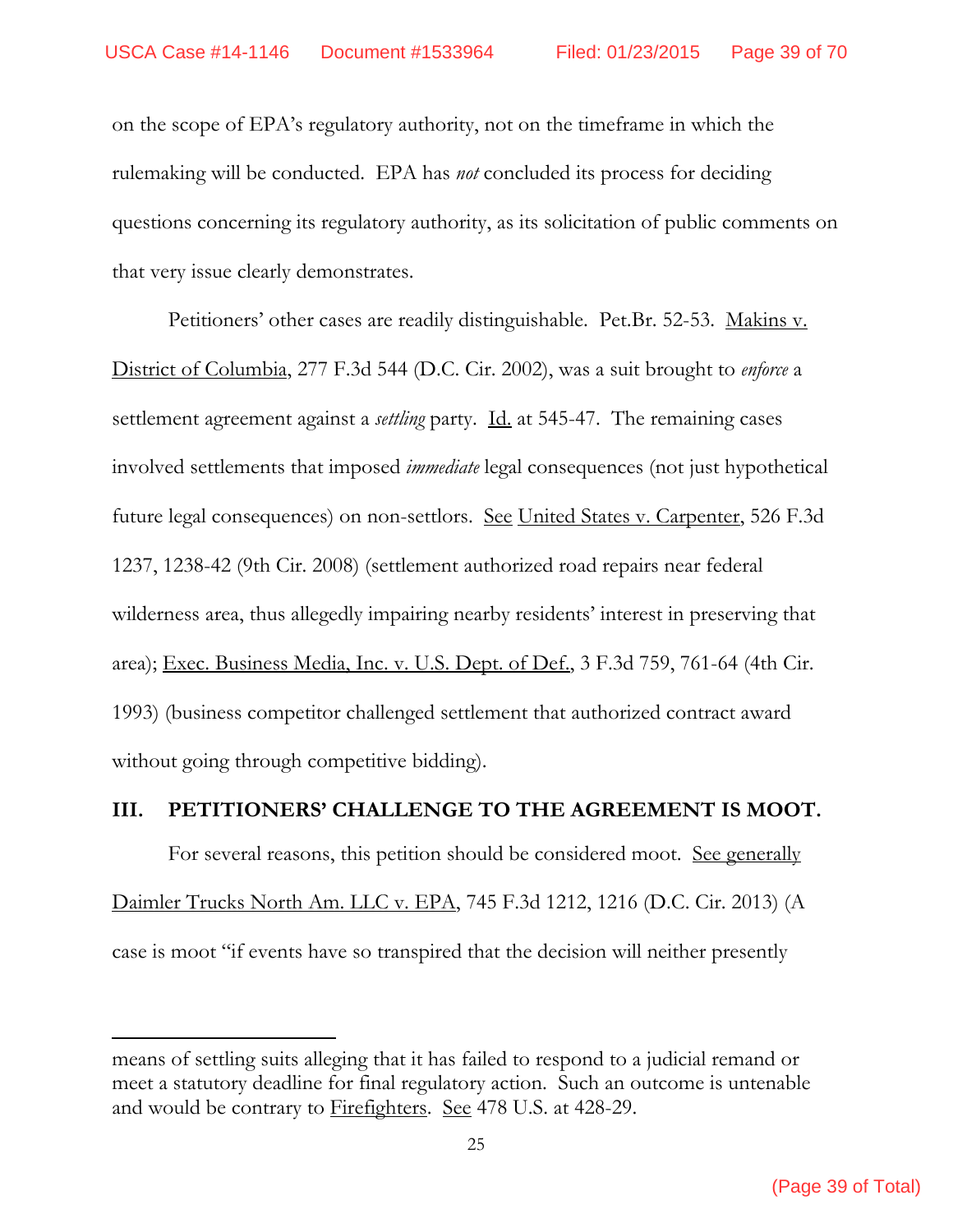on the scope of EPA's regulatory authority, not on the timeframe in which the rulemaking will be conducted. EPA has *not* concluded its process for deciding questions concerning its regulatory authority, as its solicitation of public comments on that very issue clearly demonstrates.

Petitioners' other cases are readily distinguishable. Pet.Br. 52-53. Makins v. District of Columbia, 277 F.3d 544 (D.C. Cir. 2002), was a suit brought to *enforce* a settlement agreement against a *settling* party. Id. at 545-47. The remaining cases involved settlements that imposed *immediate* legal consequences (not just hypothetical future legal consequences) on non-settlors. See United States v. Carpenter, 526 F.3d 1237, 1238-42 (9th Cir. 2008) (settlement authorized road repairs near federal wilderness area, thus allegedly impairing nearby residents' interest in preserving that area); Exec. Business Media, Inc. v. U.S. Dept. of Def., 3 F.3d 759, 761-64 (4th Cir. 1993) (business competitor challenged settlement that authorized contract award without going through competitive bidding).

## III. PETITIONERS' CHALLENGE TO THE AGREEMENT IS MOOT.

For several reasons, this petition should be considered moot. See generally Daimler Trucks North Am. LLC v. EPA, 745 F.3d 1212, 1216 (D.C. Cir. 2013) (A case is moot "if events have so transpired that the decision will neither presently

---

means of settling suits alleging that it has failed to respond to a judicial remand or meet a statutory deadline for final regulatory action. Such an outcome is untenable and would be contrary to Firefighters. See 478 U.S. at 428-29.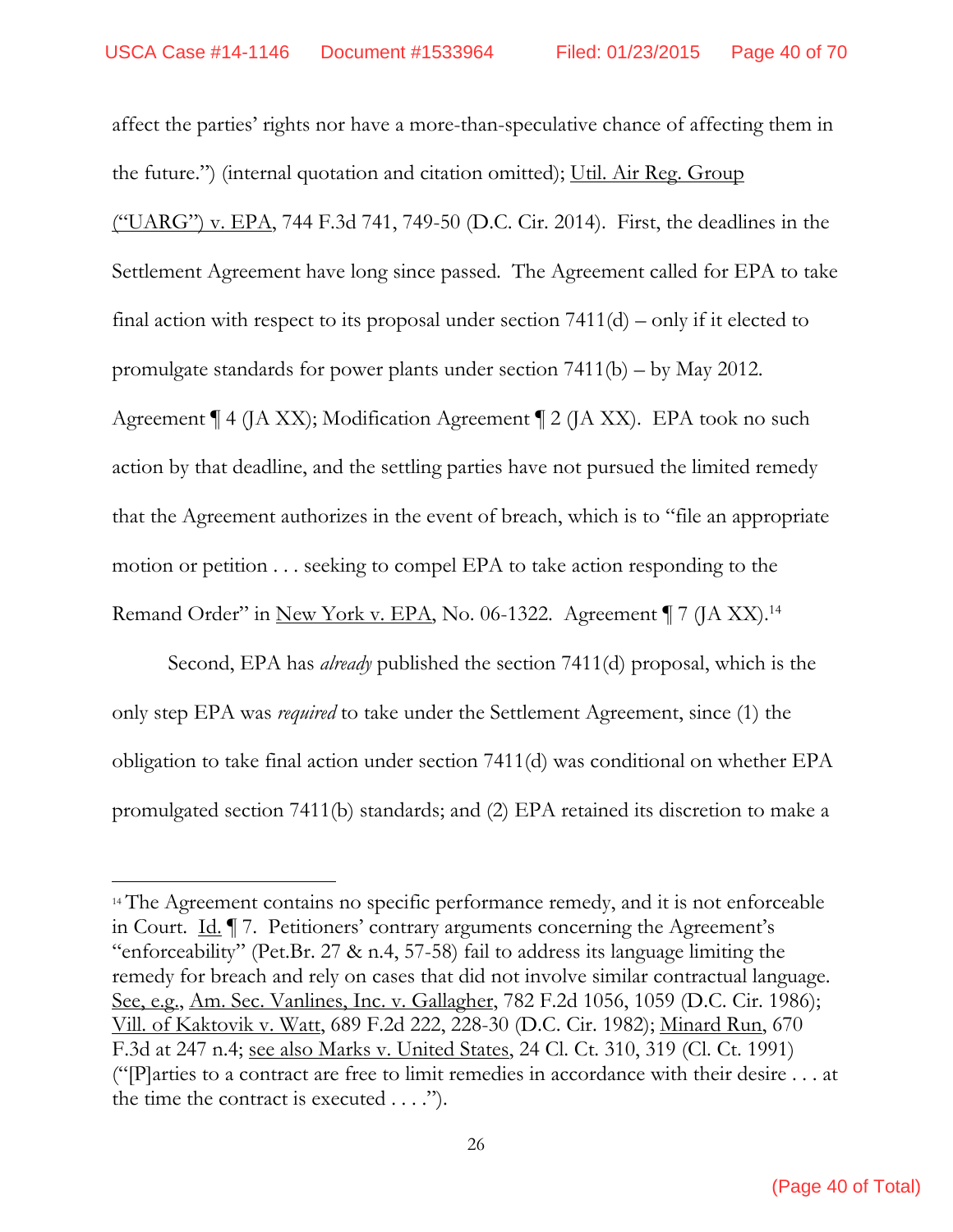affect the parties' rights nor have a more-than-speculative chance of affecting them in the future.") (internal quotation and citation omitted); Util. Air Reg. Group ("UARG") v. EPA, 744 F.3d 741, 749-50 (D.C. Cir. 2014). First, the deadlines in the Settlement Agreement have long since passed. The Agreement called for EPA to take final action with respect to its proposal under section 7411(d) – only if it elected to promulgate standards for power plants under section 7411(b) – by May 2012. Agreement ¶ 4 (JA XX); Modification Agreement ¶ 2 (JA XX). EPA took no such action by that deadline, and the settling parties have not pursued the limited remedy that the Agreement authorizes in the event of breach, which is to "file an appropriate motion or petition . . . seeking to compel EPA to take action responding to the Remand Order" in New York v. EPA, No. 06-1322. Agreement ¶ 7 (JA XX).[14]

Second, EPA has *already* published the section 7411(d) proposal, which is the only step EPA was *required* to take under the Settlement Agreement, since (1) the obligation to take final action under section 7411(d) was conditional on whether EPA promulgated section 7411(b) standards; and (2) EPA retained its discretion to make a

---

[14] The Agreement contains no specific performance remedy, and it is not enforceable in Court. Id. ¶ 7. Petitioners' contrary arguments concerning the Agreement's "enforceability" (Pet.Br. 27 & n.4, 57-58) fail to address its language limiting the remedy for breach and rely on cases that did not involve similar contractual language. See, e.g., Am. Sec. Vanlines, Inc. v. Gallagher, 782 F.2d 1056, 1059 (D.C. Cir. 1986); Vill. of Kaktovik v. Watt, 689 F.2d 222, 228-30 (D.C. Cir. 1982); Minard Run, 670 F.3d at 247 n.4; see also Marks v. United States, 24 Cl. Ct. 310, 319 (Cl. Ct. 1991) ("[P]arties to a contract are free to limit remedies in accordance with their desire . . . at the time the contract is executed . . . .").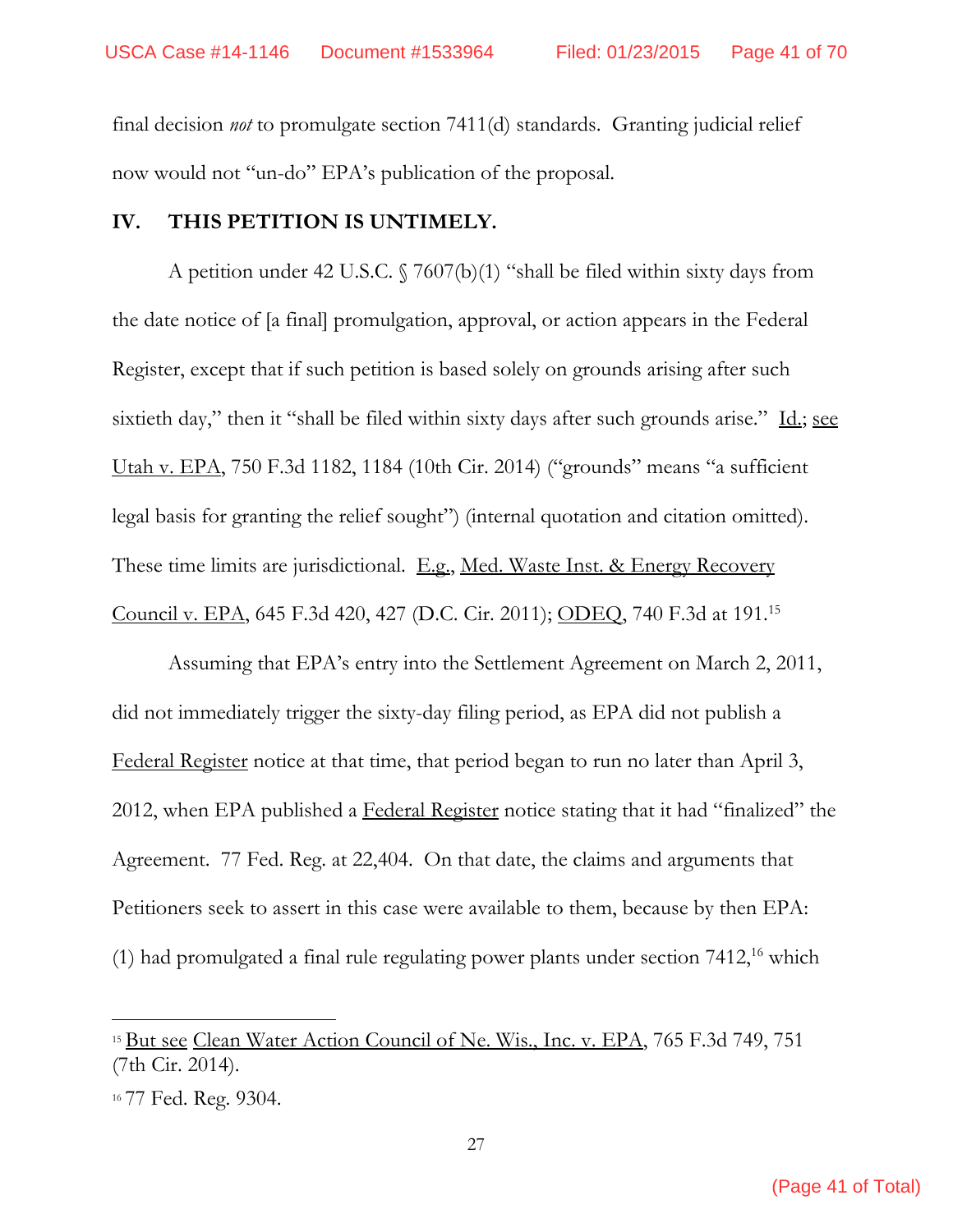final decision *not* to promulgate section 7411(d) standards. Granting judicial relief now would not "un-do" EPA's publication of the proposal.

## IV. THIS PETITION IS UNTIMELY.

A petition under 42 U.S.C. § 7607(b)(1) "shall be filed within sixty days from the date notice of [a final] promulgation, approval, or action appears in the Federal Register, except that if such petition is based solely on grounds arising after such sixtieth day," then it "shall be filed within sixty days after such grounds arise." Id.; see Utah v. EPA, 750 F.3d 1182, 1184 (10th Cir. 2014) ("grounds" means "a sufficient legal basis for granting the relief sought") (internal quotation and citation omitted). These time limits are jurisdictional. E.g., Med. Waste Inst. & Energy Recovery Council v. EPA, 645 F.3d 420, 427 (D.C. Cir. 2011); ODEQ, 740 F.3d at 191.[15]

Assuming that EPA's entry into the Settlement Agreement on March 2, 2011, did not immediately trigger the sixty-day filing period, as EPA did not publish a Federal Register notice at that time, that period began to run no later than April 3, 2012, when EPA published a Federal Register notice stating that it had "finalized" the Agreement. 77 Fed. Reg. at 22,404. On that date, the claims and arguments that Petitioners seek to assert in this case were available to them, because by then EPA: (1) had promulgated a final rule regulating power plants under section 7412,[16] which

---

[15] But see Clean Water Action Council of Ne. Wis., Inc. v. EPA, 765 F.3d 749, 751 (7th Cir. 2014).

[16] 77 Fed. Reg. 9304.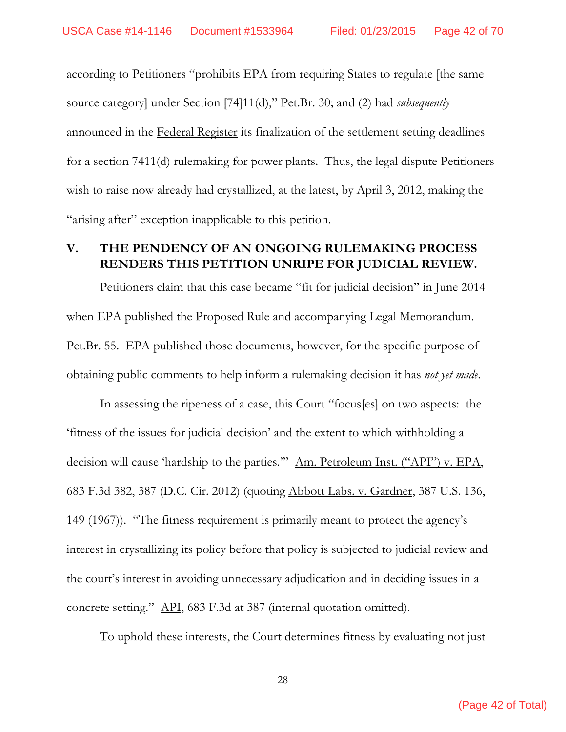according to Petitioners "prohibits EPA from requiring States to regulate [the same source category] under Section [74]11(d)," Pet.Br. 30; and (2) had *subsequently* announced in the Federal Register its finalization of the settlement setting deadlines for a section 7411(d) rulemaking for power plants. Thus, the legal dispute Petitioners wish to raise now already had crystallized, at the latest, by April 3, 2012, making the "arising after" exception inapplicable to this petition.

## V. THE PENDENCY OF AN ONGOING RULEMAKING PROCESS RENDERS THIS PETITION UNRIPE FOR JUDICIAL REVIEW.

Petitioners claim that this case became "fit for judicial decision" in June 2014 when EPA published the Proposed Rule and accompanying Legal Memorandum. Pet.Br. 55. EPA published those documents, however, for the specific purpose of obtaining public comments to help inform a rulemaking decision it has *not yet made*.

In assessing the ripeness of a case, this Court "focus[es] on two aspects: the 'fitness of the issues for judicial decision' and the extent to which withholding a decision will cause 'hardship to the parties.'" Am. Petroleum Inst. ("API") v. EPA, 683 F.3d 382, 387 (D.C. Cir. 2012) (quoting Abbott Labs. v. Gardner, 387 U.S. 136, 149 (1967)). "The fitness requirement is primarily meant to protect the agency's interest in crystallizing its policy before that policy is subjected to judicial review and the court's interest in avoiding unnecessary adjudication and in deciding issues in a concrete setting." API, 683 F.3d at 387 (internal quotation omitted).

To uphold these interests, the Court determines fitness by evaluating not just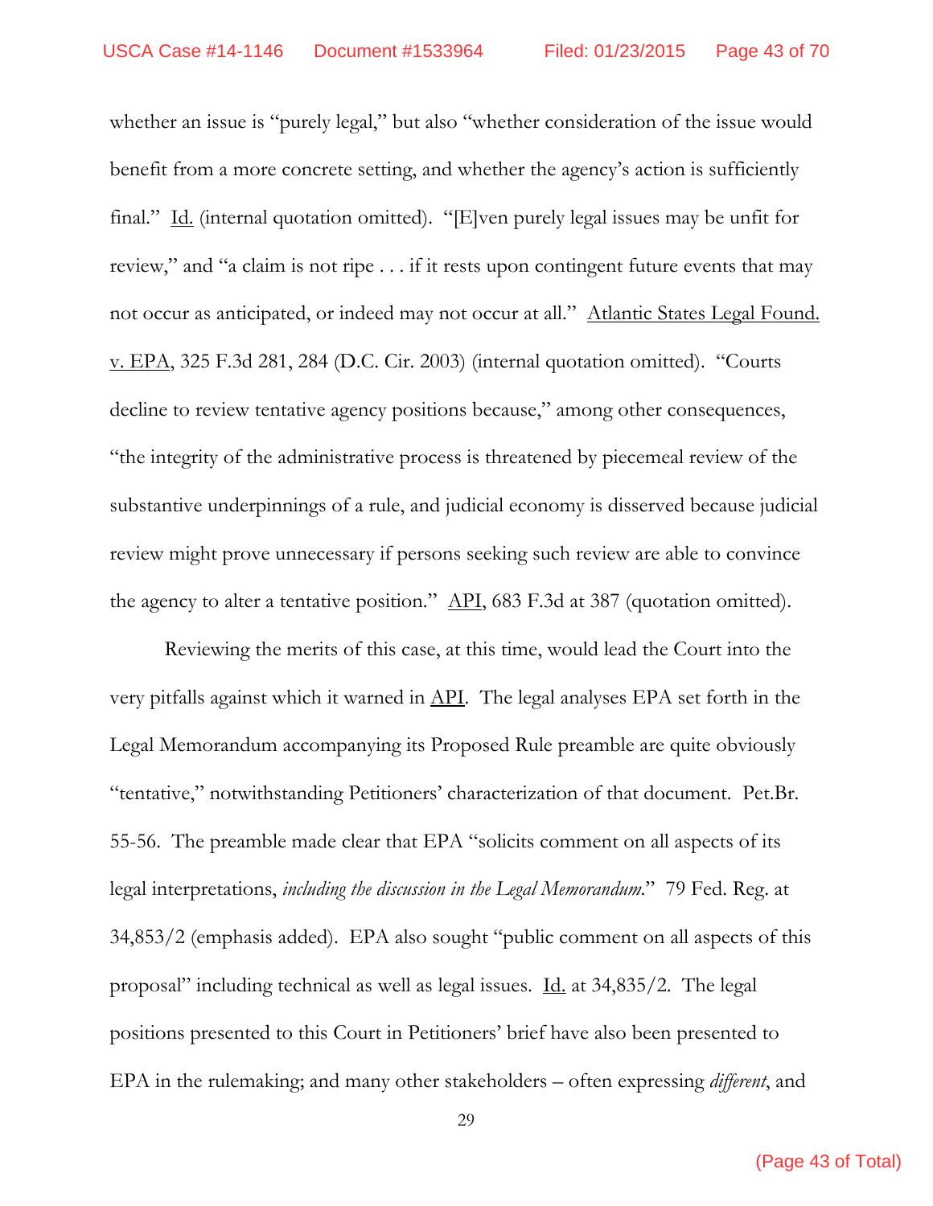whether an issue is "purely legal," but also "whether consideration of the issue would benefit from a more concrete setting, and whether the agency's action is sufficiently final." Id. (internal quotation omitted). "[E]ven purely legal issues may be unfit for review," and "a claim is not ripe . . . if it rests upon contingent future events that may not occur as anticipated, or indeed may not occur at all." Atlantic States Legal Found. v. EPA, 325 F.3d 281, 284 (D.C. Cir. 2003) (internal quotation omitted). "Courts decline to review tentative agency positions because," among other consequences, "the integrity of the administrative process is threatened by piecemeal review of the substantive underpinnings of a rule, and judicial economy is disserved because judicial review might prove unnecessary if persons seeking such review are able to convince the agency to alter a tentative position." API, 683 F.3d at 387 (quotation omitted).

Reviewing the merits of this case, at this time, would lead the Court into the very pitfalls against which it warned in API. The legal analyses EPA set forth in the Legal Memorandum accompanying its Proposed Rule preamble are quite obviously "tentative," notwithstanding Petitioners' characterization of that document. Pet.Br. 55-56. The preamble made clear that EPA "solicits comment on all aspects of its legal interpretations, *including the discussion in the Legal Memorandum*." 79 Fed. Reg. at 34,853/2 (emphasis added). EPA also sought "public comment on all aspects of this proposal" including technical as well as legal issues. Id. at 34,835/2. The legal positions presented to this Court in Petitioners' brief have also been presented to EPA in the rulemaking; and many other stakeholders – often expressing *different*, and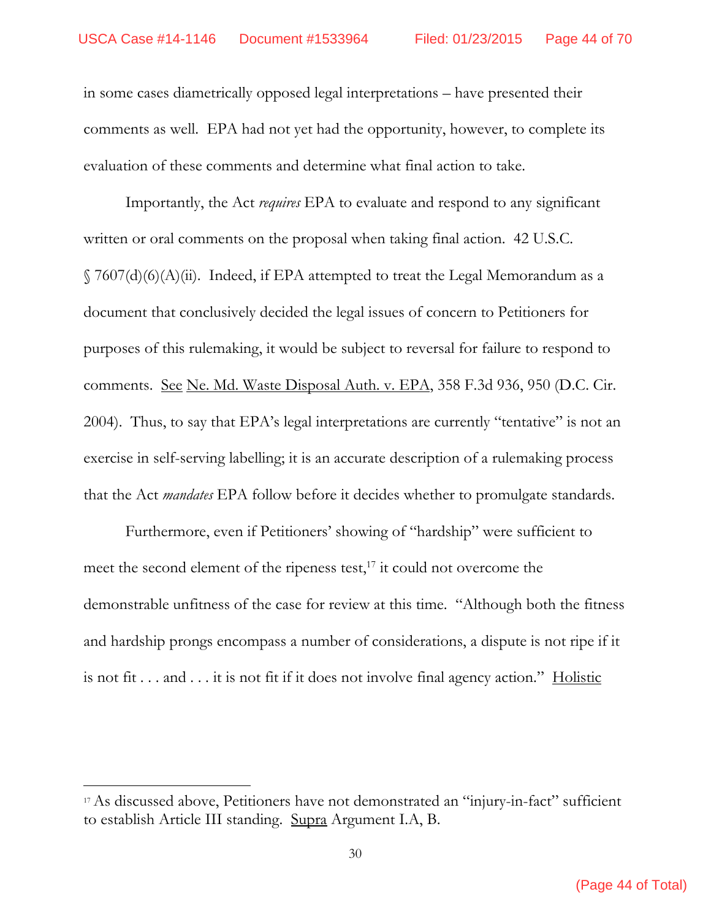in some cases diametrically opposed legal interpretations – have presented their comments as well. EPA had not yet had the opportunity, however, to complete its evaluation of these comments and determine what final action to take.

Importantly, the Act *requires* EPA to evaluate and respond to any significant written or oral comments on the proposal when taking final action. 42 U.S.C. § 7607(d)(6)(A)(ii). Indeed, if EPA attempted to treat the Legal Memorandum as a document that conclusively decided the legal issues of concern to Petitioners for purposes of this rulemaking, it would be subject to reversal for failure to respond to comments. See Ne. Md. Waste Disposal Auth. v. EPA, 358 F.3d 936, 950 (D.C. Cir. 2004). Thus, to say that EPA's legal interpretations are currently "tentative" is not an exercise in self-serving labelling; it is an accurate description of a rulemaking process that the Act *mandates* EPA follow before it decides whether to promulgate standards.

Furthermore, even if Petitioners' showing of "hardship" were sufficient to meet the second element of the ripeness test,[17] it could not overcome the demonstrable unfitness of the case for review at this time. "Although both the fitness and hardship prongs encompass a number of considerations, a dispute is not ripe if it is not fit . . . and . . . it is not fit if it does not involve final agency action." Holistic

---

[17] As discussed above, Petitioners have not demonstrated an "injury-in-fact" sufficient to establish Article III standing. Supra Argument I.A, B.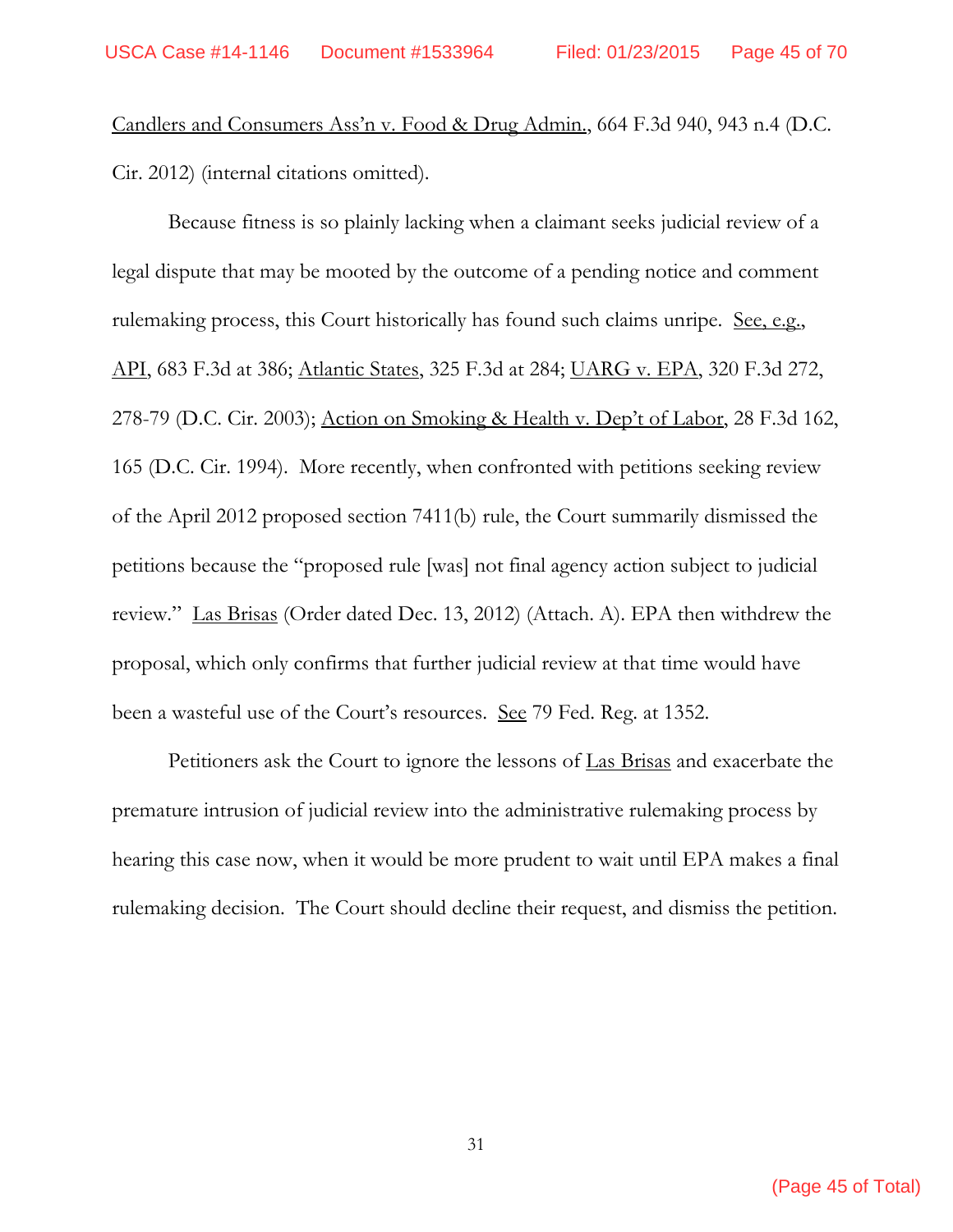Candlers and Consumers Ass'n v. Food & Drug Admin., 664 F.3d 940, 943 n.4 (D.C. Cir. 2012) (internal citations omitted).

Because fitness is so plainly lacking when a claimant seeks judicial review of a legal dispute that may be mooted by the outcome of a pending notice and comment rulemaking process, this Court historically has found such claims unripe. See, e.g., API, 683 F.3d at 386; Atlantic States, 325 F.3d at 284; UARG v. EPA, 320 F.3d 272, 278-79 (D.C. Cir. 2003); Action on Smoking & Health v. Dep't of Labor, 28 F.3d 162, 165 (D.C. Cir. 1994). More recently, when confronted with petitions seeking review of the April 2012 proposed section 7411(b) rule, the Court summarily dismissed the petitions because the "proposed rule [was] not final agency action subject to judicial review." Las Brisas (Order dated Dec. 13, 2012) (Attach. A). EPA then withdrew the proposal, which only confirms that further judicial review at that time would have been a wasteful use of the Court's resources. See 79 Fed. Reg. at 1352.

Petitioners ask the Court to ignore the lessons of Las Brisas and exacerbate the premature intrusion of judicial review into the administrative rulemaking process by hearing this case now, when it would be more prudent to wait until EPA makes a final rulemaking decision. The Court should decline their request, and dismiss the petition.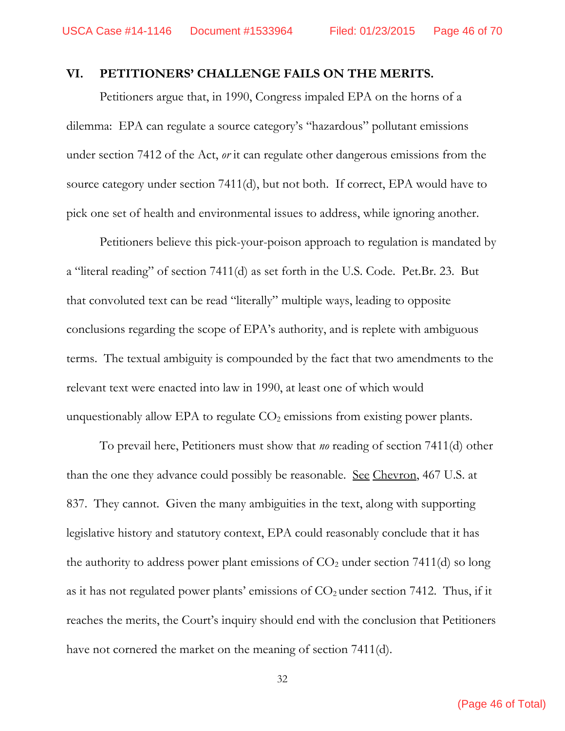## VI. PETITIONERS' CHALLENGE FAILS ON THE MERITS.

Petitioners argue that, in 1990, Congress impaled EPA on the horns of a dilemma: EPA can regulate a source category's "hazardous" pollutant emissions under section 7412 of the Act, *or* it can regulate other dangerous emissions from the source category under section 7411(d), but not both. If correct, EPA would have to pick one set of health and environmental issues to address, while ignoring another.

Petitioners believe this pick-your-poison approach to regulation is mandated by a "literal reading" of section 7411(d) as set forth in the U.S. Code. Pet.Br. 23. But that convoluted text can be read "literally" multiple ways, leading to opposite conclusions regarding the scope of EPA's authority, and is replete with ambiguous terms. The textual ambiguity is compounded by the fact that two amendments to the relevant text were enacted into law in 1990, at least one of which would unquestionably allow EPA to regulate $CO_2$ emissions from existing power plants.

To prevail here, Petitioners must show that *no* reading of section 7411(d) other than the one they advance could possibly be reasonable. See Chevron, 467 U.S. at 837. They cannot. Given the many ambiguities in the text, along with supporting legislative history and statutory context, EPA could reasonably conclude that it has the authority to address power plant emissions of $CO_2$ under section 7411(d) so long as it has not regulated power plants' emissions of $CO_2$ under section 7412. Thus, if it reaches the merits, the Court's inquiry should end with the conclusion that Petitioners have not cornered the market on the meaning of section 7411(d).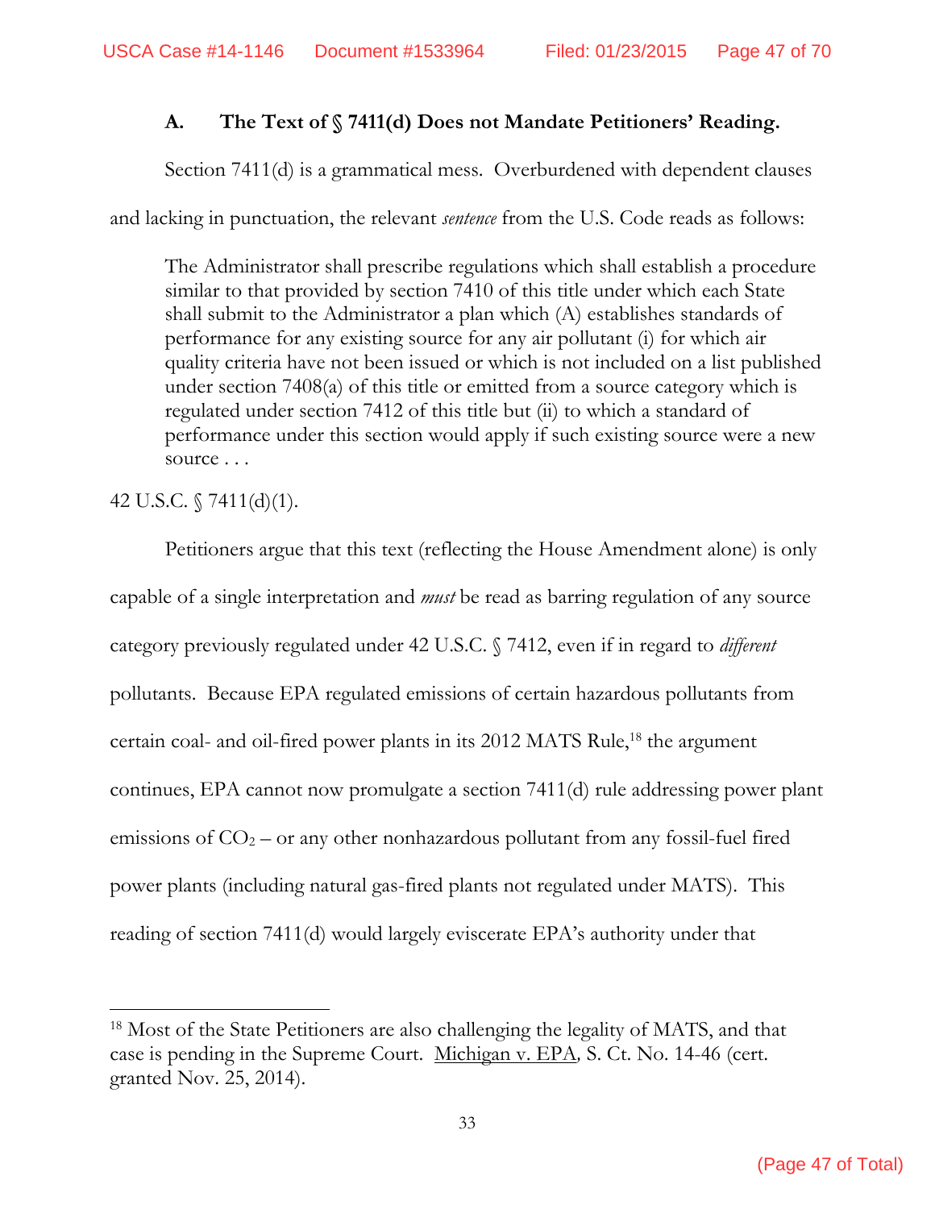### A. The Text of § 7411(d) Does not Mandate Petitioners' Reading.

Section 7411(d) is a grammatical mess. Overburdened with dependent clauses and lacking in punctuation, the relevant *sentence* from the U.S. Code reads as follows:

> The Administrator shall prescribe regulations which shall establish a procedure similar to that provided by section 7410 of this title under which each State shall submit to the Administrator a plan which (A) establishes standards of performance for any existing source for any air pollutant (i) for which air quality criteria have not been issued or which is not included on a list published under section 7408(a) of this title or emitted from a source category which is regulated under section 7412 of this title but (ii) to which a standard of performance under this section would apply if such existing source were a new source . . .

42 U.S.C. § 7411(d)(1).

Petitioners argue that this text (reflecting the House Amendment alone) is only capable of a single interpretation and *must* be read as barring regulation of any source category previously regulated under 42 U.S.C. § 7412, even if in regard to *different* pollutants. Because EPA regulated emissions of certain hazardous pollutants from certain coal- and oil-fired power plants in its 2012 MATS Rule,[18] the argument continues, EPA cannot now promulgate a section 7411(d) rule addressing power plant emissions of $CO_2$ – or any other nonhazardous pollutant from any fossil-fuel fired power plants (including natural gas-fired plants not regulated under MATS). This reading of section 7411(d) would largely eviscerate EPA's authority under that

[18] Most of the State Petitioners are also challenging the legality of MATS, and that case is pending in the Supreme Court. Michigan v. EPA, S. Ct. No. 14-46 (cert. granted Nov. 25, 2014).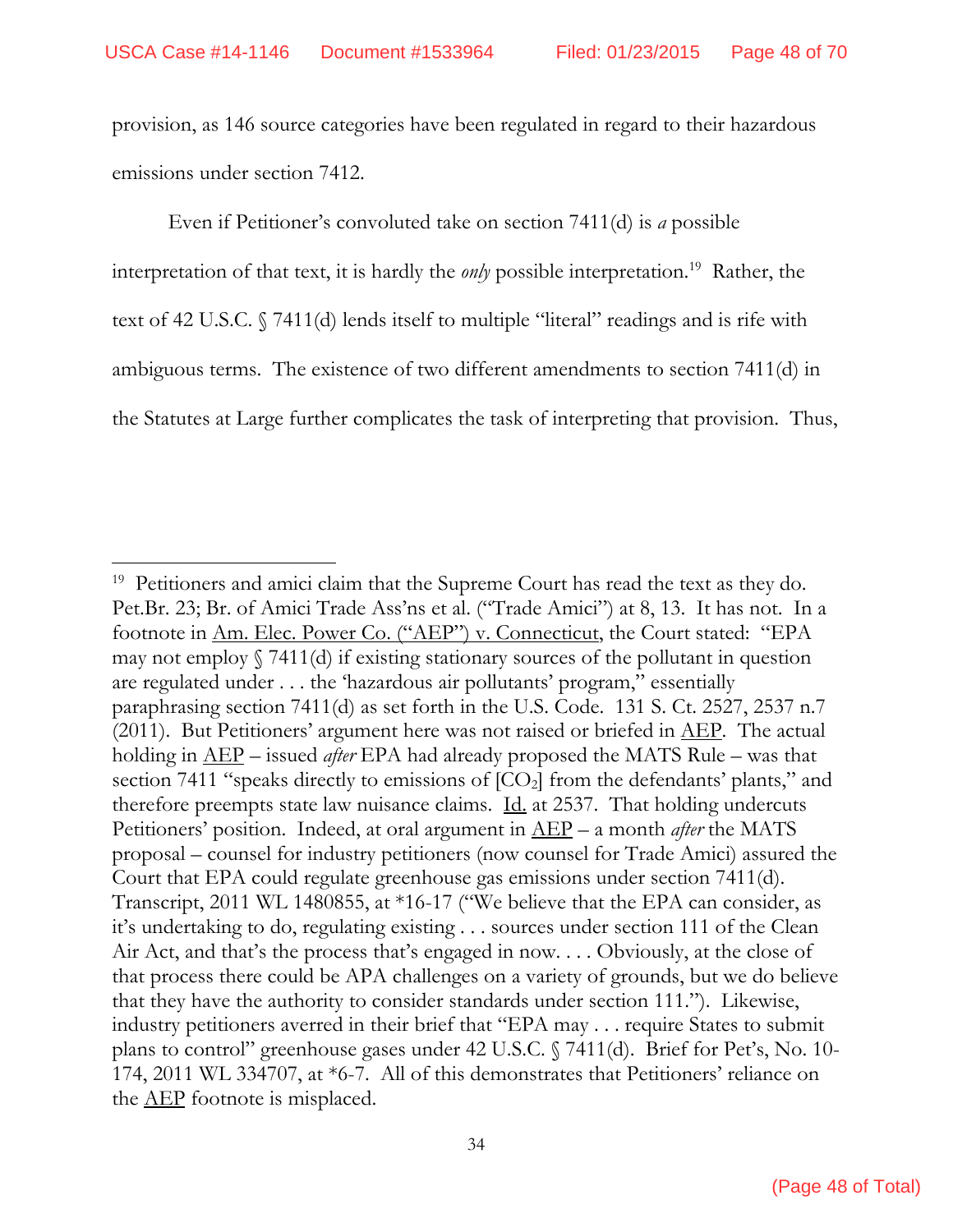provision, as 146 source categories have been regulated in regard to their hazardous emissions under section 7412.

Even if Petitioner's convoluted take on section 7411(d) is *a* possible interpretation of that text, it is hardly the *only* possible interpretation.[19] Rather, the text of 42 U.S.C. § 7411(d) lends itself to multiple "literal" readings and is rife with ambiguous terms. The existence of two different amendments to section 7411(d) in the Statutes at Large further complicates the task of interpreting that provision. Thus,

---

[19] Petitioners and amici claim that the Supreme Court has read the text as they do. Pet.Br. 23; Br. of Amici Trade Ass'ns et al. ("Trade Amici") at 8, 13. It has not. In a footnote in Am. Elec. Power Co. ("AEP") v. Connecticut, the Court stated: "EPA may not employ § 7411(d) if existing stationary sources of the pollutant in question are regulated under . . . the 'hazardous air pollutants' program," essentially paraphrasing section 7411(d) as set forth in the U.S. Code. 131 S. Ct. 2527, 2537 n.7 (2011). But Petitioners' argument here was not raised or briefed in AEP. The actual holding in AEP – issued *after* EPA had already proposed the MATS Rule – was that section 7411 "speaks directly to emissions of [$CO_2$] from the defendants' plants," and therefore preempts state law nuisance claims. Id. at 2537. That holding undercuts Petitioners' position. Indeed, at oral argument in AEP – a month *after* the MATS proposal – counsel for industry petitioners (now counsel for Trade Amici) assured the Court that EPA could regulate greenhouse gas emissions under section 7411(d). Transcript, 2011 WL 1480855, at *16-17 ("We believe that the EPA can consider, as it's undertaking to do, regulating existing . . . sources under section 111 of the Clean Air Act, and that's the process that's engaged in now. . . . Obviously, at the close of that process there could be APA challenges on a variety of grounds, but we do believe that they have the authority to consider standards under section 111."). Likewise, industry petitioners averred in their brief that "EPA may . . . require States to submit plans to control" greenhouse gases under 42 U.S.C. § 7411(d). Brief for Pet's, No. 10-174, 2011 WL 334707, at *6-7. All of this demonstrates that Petitioners' reliance on the AEP footnote is misplaced.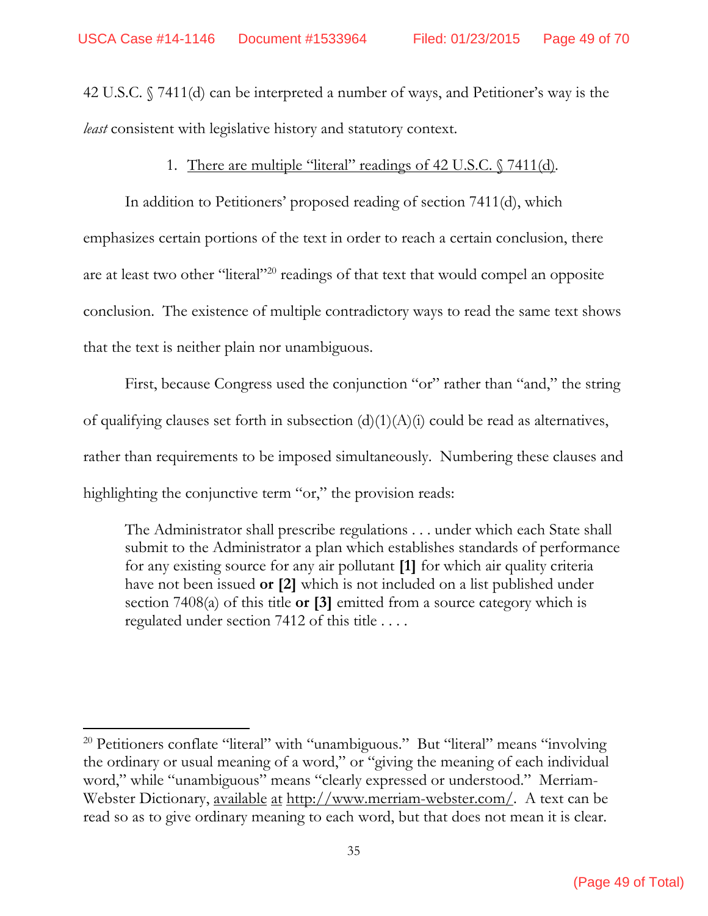42 U.S.C. § 7411(d) can be interpreted a number of ways, and Petitioner's way is the *least* consistent with legislative history and statutory context.

1. There are multiple "literal" readings of 42 U.S.C. § 7411(d).

In addition to Petitioners' proposed reading of section 7411(d), which emphasizes certain portions of the text in order to reach a certain conclusion, there are at least two other "literal"[20] readings of that text that would compel an opposite conclusion. The existence of multiple contradictory ways to read the same text shows that the text is neither plain nor unambiguous.

First, because Congress used the conjunction "or" rather than "and," the string of qualifying clauses set forth in subsection (d)(1)(A)(i) could be read as alternatives, rather than requirements to be imposed simultaneously. Numbering these clauses and highlighting the conjunctive term "or," the provision reads:

> The Administrator shall prescribe regulations . . . under which each State shall submit to the Administrator a plan which establishes standards of performance for any existing source for any air pollutant **[1]** for which air quality criteria have not been issued **or [2]** which is not included on a list published under section 7408(a) of this title **or [3]** emitted from a source category which is regulated under section 7412 of this title . . . .

---

[20] Petitioners conflate "literal" with "unambiguous." But "literal" means "involving the ordinary or usual meaning of a word," or "giving the meaning of each individual word," while "unambiguous" means "clearly expressed or understood." Merriam-Webster Dictionary, available at http://www.merriam-webster.com/. A text can be read so as to give ordinary meaning to each word, but that does not mean it is clear.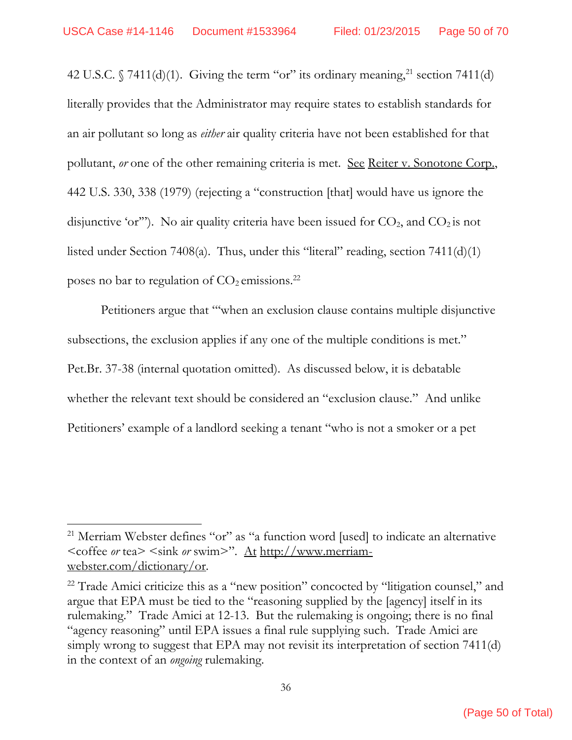42 U.S.C. § 7411(d)(1). Giving the term "or" its ordinary meaning,[21] section 7411(d) literally provides that the Administrator may require states to establish standards for an air pollutant so long as *either* air quality criteria have not been established for that pollutant, *or* one of the other remaining criteria is met. See Reiter v. Sonotone Corp., 442 U.S. 330, 338 (1979) (rejecting a "construction [that] would have us ignore the disjunctive 'or'"). No air quality criteria have been issued for $CO_2$, and $CO_2$ is not listed under Section 7408(a). Thus, under this "literal" reading, section 7411(d)(1) poses no bar to regulation of $CO_2$ emissions.[22]

Petitioners argue that "'when an exclusion clause contains multiple disjunctive subsections, the exclusion applies if any one of the multiple conditions is met." Pet.Br. 37-38 (internal quotation omitted). As discussed below, it is debatable whether the relevant text should be considered an "exclusion clause." And unlike Petitioners' example of a landlord seeking a tenant "who is not a smoker or a pet

---

[21] Merriam Webster defines "or" as "a function word [used] to indicate an alternative <coffee *or* tea> <sink *or* swim>". At http://www.merriam-webster.com/dictionary/or.

[22] Trade Amici criticize this as a "new position" concocted by "litigation counsel," and argue that EPA must be tied to the "reasoning supplied by the [agency] itself in its rulemaking." Trade Amici at 12-13. But the rulemaking is ongoing; there is no final "agency reasoning" until EPA issues a final rule supplying such. Trade Amici are simply wrong to suggest that EPA may not revisit its interpretation of section 7411(d) in the context of an *ongoing* rulemaking.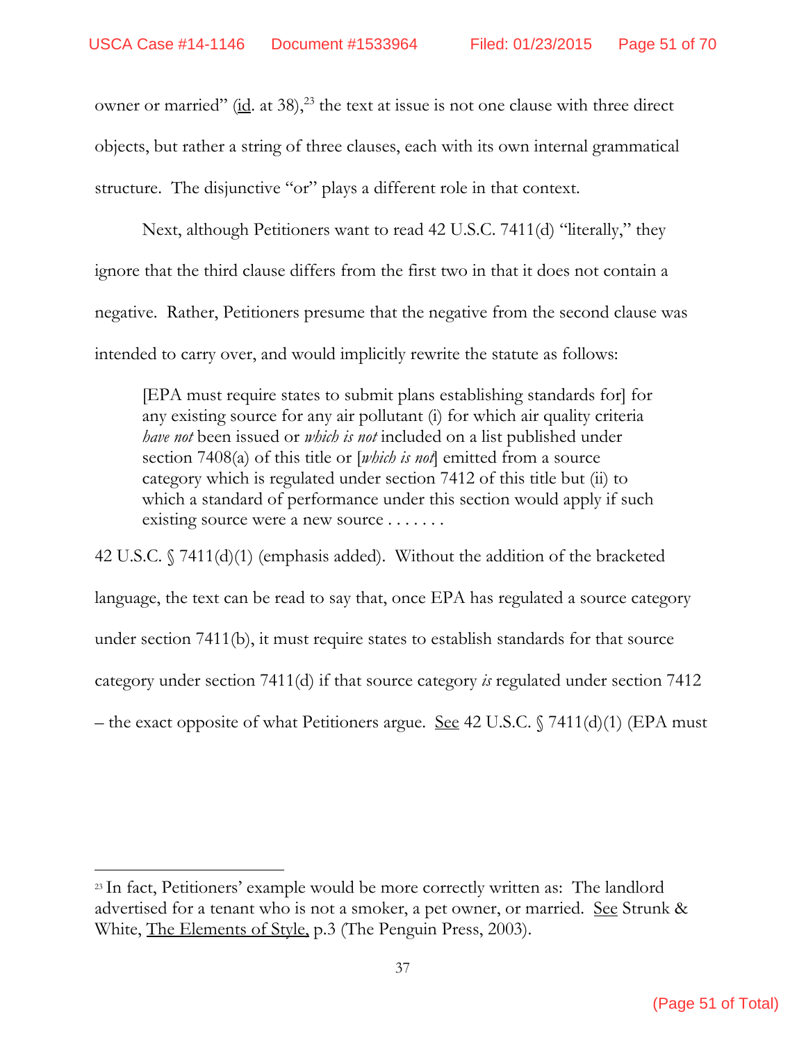owner or married" (id. at 38),[23] the text at issue is not one clause with three direct objects, but rather a string of three clauses, each with its own internal grammatical structure. The disjunctive "or" plays a different role in that context.

Next, although Petitioners want to read 42 U.S.C. 7411(d) "literally," they ignore that the third clause differs from the first two in that it does not contain a negative. Rather, Petitioners presume that the negative from the second clause was intended to carry over, and would implicitly rewrite the statute as follows:

> [EPA must require states to submit plans establishing standards for] for any existing source for any air pollutant (i) for which air quality criteria *have not* been issued or *which is not* included on a list published under section 7408(a) of this title or [*which is not*] emitted from a source category which is regulated under section 7412 of this title but (ii) to which a standard of performance under this section would apply if such existing source were a new source . . . . . . .

42 U.S.C. § 7411(d)(1) (emphasis added). Without the addition of the bracketed language, the text can be read to say that, once EPA has regulated a source category under section 7411(b), it must require states to establish standards for that source category under section 7411(d) if that source category *is* regulated under section 7412 – the exact opposite of what Petitioners argue. See 42 U.S.C. § 7411(d)(1) (EPA must

---

[23] In fact, Petitioners' example would be more correctly written as: The landlord advertised for a tenant who is not a smoker, a pet owner, or married. See Strunk & White, The Elements of Style, p.3 (The Penguin Press, 2003).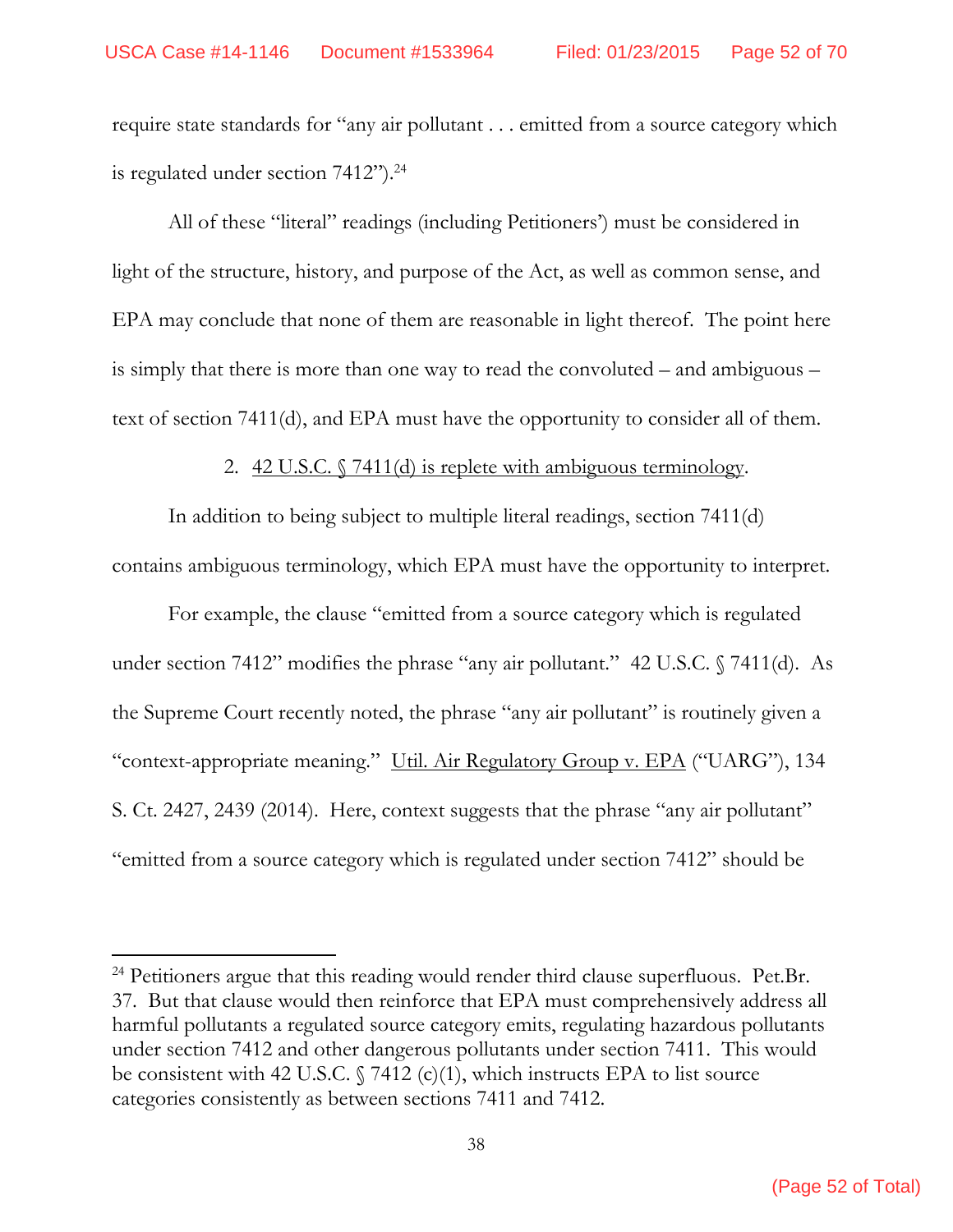require state standards for "any air pollutant . . . emitted from a source category which is regulated under section 7412").[24]

All of these "literal" readings (including Petitioners') must be considered in light of the structure, history, and purpose of the Act, as well as common sense, and EPA may conclude that none of them are reasonable in light thereof. The point here is simply that there is more than one way to read the convoluted – and ambiguous – text of section 7411(d), and EPA must have the opportunity to consider all of them.

2. 42 U.S.C. § 7411(d) is replete with ambiguous terminology.

In addition to being subject to multiple literal readings, section 7411(d) contains ambiguous terminology, which EPA must have the opportunity to interpret.

For example, the clause "emitted from a source category which is regulated under section 7412" modifies the phrase "any air pollutant." 42 U.S.C. § 7411(d). As the Supreme Court recently noted, the phrase "any air pollutant" is routinely given a "context-appropriate meaning." Util. Air Regulatory Group v. EPA ("UARG"), 134 S. Ct. 2427, 2439 (2014). Here, context suggests that the phrase "any air pollutant" "emitted from a source category which is regulated under section 7412" should be

[24] Petitioners argue that this reading would render third clause superfluous. Pet.Br. 37. But that clause would then reinforce that EPA must comprehensively address all harmful pollutants a regulated source category emits, regulating hazardous pollutants under section 7412 and other dangerous pollutants under section 7411. This would be consistent with 42 U.S.C. § 7412 (c)(1), which instructs EPA to list source categories consistently as between sections 7411 and 7412.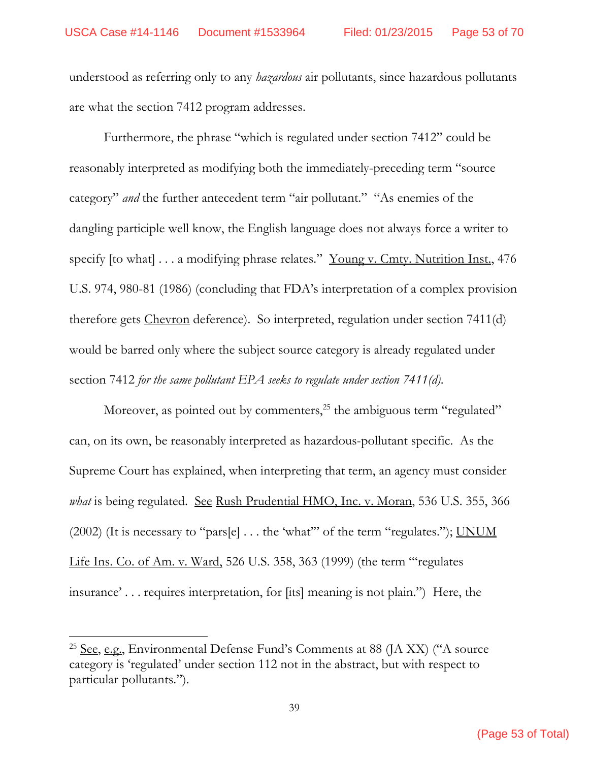understood as referring only to any *hazardous* air pollutants, since hazardous pollutants are what the section 7412 program addresses.

Furthermore, the phrase "which is regulated under section 7412" could be reasonably interpreted as modifying both the immediately-preceding term "source category" *and* the further antecedent term "air pollutant." "As enemies of the dangling participle well know, the English language does not always force a writer to specify [to what] . . . a modifying phrase relates." Young v. Cmty. Nutrition Inst., 476 U.S. 974, 980-81 (1986) (concluding that FDA's interpretation of a complex provision therefore gets Chevron deference). So interpreted, regulation under section 7411(d) would be barred only where the subject source category is already regulated under section 7412 *for the same pollutant EPA seeks to regulate under section 7411(d).*

Moreover, as pointed out by commenters,[25] the ambiguous term "regulated" can, on its own, be reasonably interpreted as hazardous-pollutant specific. As the Supreme Court has explained, when interpreting that term, an agency must consider *what* is being regulated. See Rush Prudential HMO, Inc. v. Moran, 536 U.S. 355, 366 (2002) (It is necessary to "pars[e] . . . the 'what'" of the term "regulates."); UNUM Life Ins. Co. of Am. v. Ward, 526 U.S. 358, 363 (1999) (the term "'regulates insurance' . . . requires interpretation, for [its] meaning is not plain.") Here, the

---

[25] See, e.g., Environmental Defense Fund's Comments at 88 (JA XX) ("A source category is 'regulated' under section 112 not in the abstract, but with respect to particular pollutants.").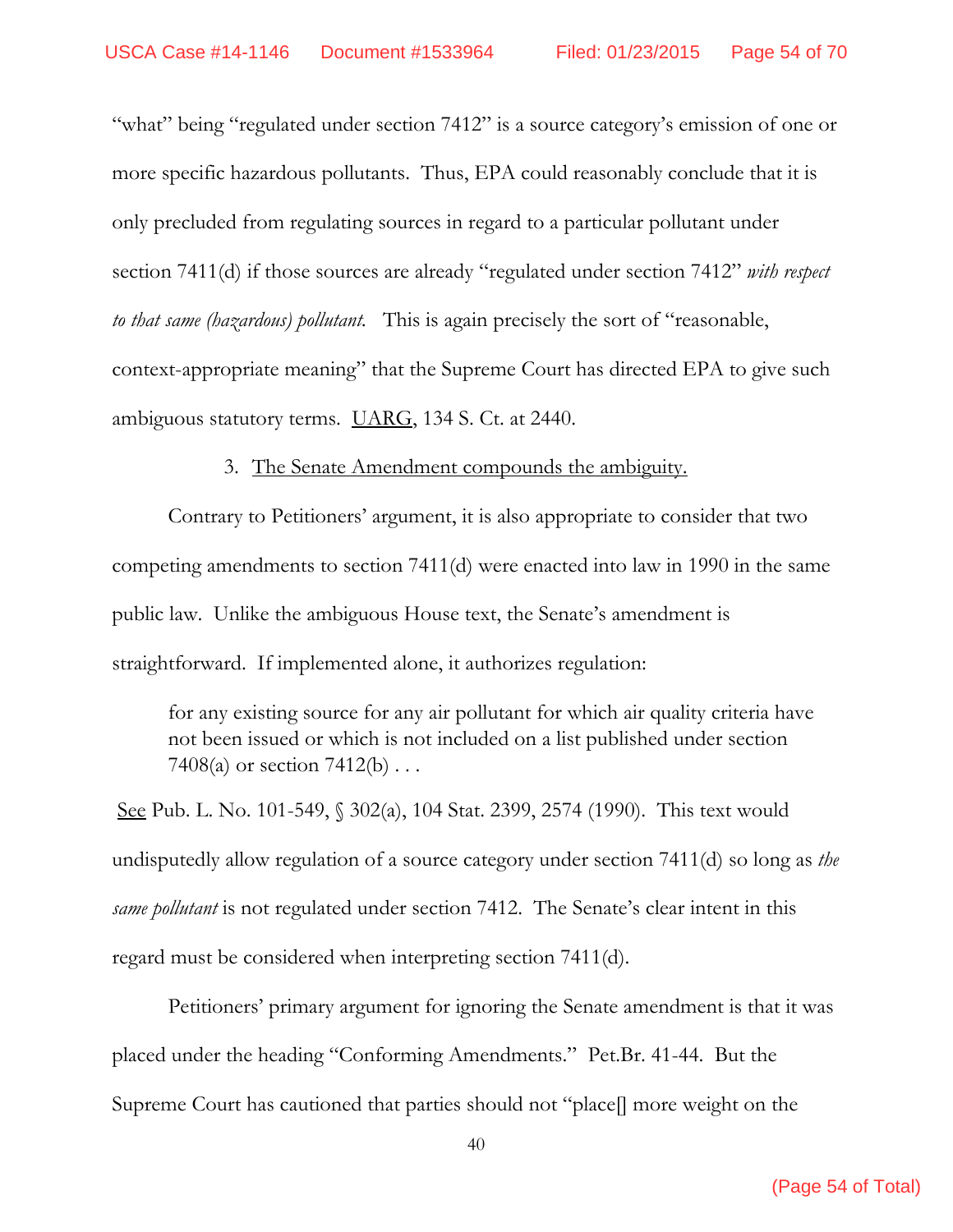"what" being "regulated under section 7412" is a source category's emission of one or more specific hazardous pollutants. Thus, EPA could reasonably conclude that it is only precluded from regulating sources in regard to a particular pollutant under section 7411(d) if those sources are already "regulated under section 7412" *with respect to that same (hazardous) pollutant*. This is again precisely the sort of "reasonable, context-appropriate meaning" that the Supreme Court has directed EPA to give such ambiguous statutory terms. UARG, 134 S. Ct. at 2440.

3. The Senate Amendment compounds the ambiguity.

Contrary to Petitioners' argument, it is also appropriate to consider that two competing amendments to section 7411(d) were enacted into law in 1990 in the same public law. Unlike the ambiguous House text, the Senate's amendment is straightforward. If implemented alone, it authorizes regulation:

> for any existing source for any air pollutant for which air quality criteria have not been issued or which is not included on a list published under section 7408(a) or section 7412(b) . . .

See Pub. L. No. 101-549, § 302(a), 104 Stat. 2399, 2574 (1990). This text would undisputedly allow regulation of a source category under section 7411(d) so long as *the same pollutant* is not regulated under section 7412. The Senate's clear intent in this regard must be considered when interpreting section 7411(d).

Petitioners' primary argument for ignoring the Senate amendment is that it was placed under the heading "Conforming Amendments." Pet.Br. 41-44. But the Supreme Court has cautioned that parties should not "place[] more weight on the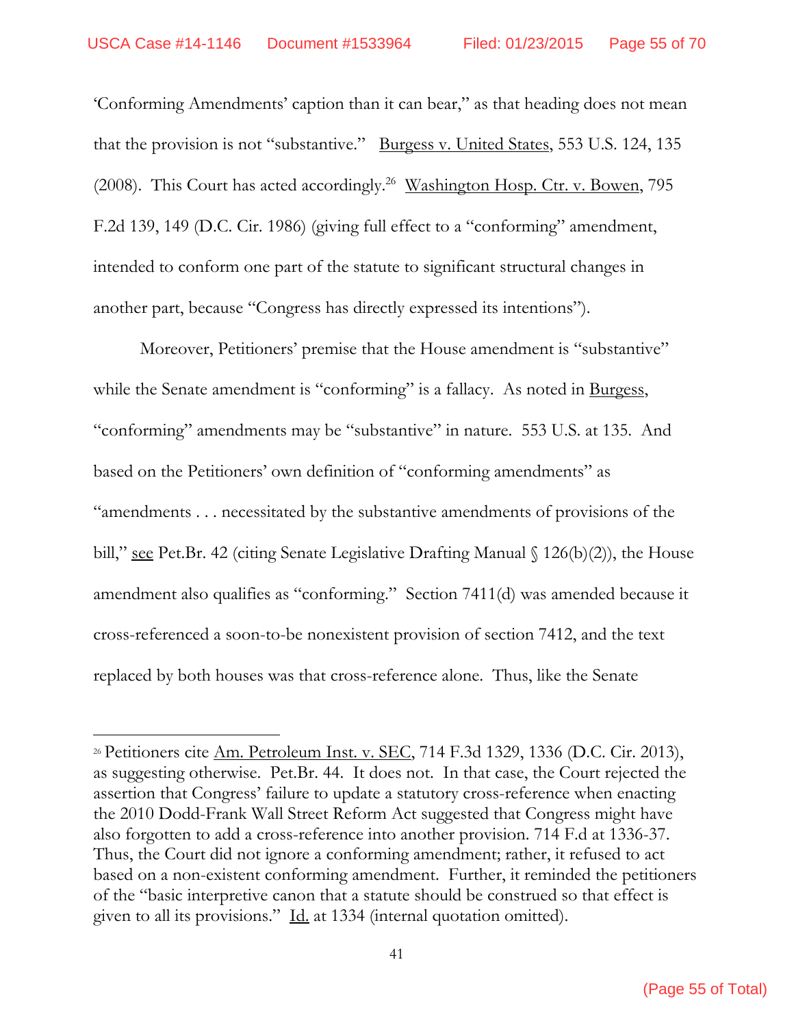'Conforming Amendments' caption than it can bear," as that heading does not mean that the provision is not "substantive." Burgess v. United States, 553 U.S. 124, 135 (2008). This Court has acted accordingly.[26] Washington Hosp. Ctr. v. Bowen, 795 F.2d 139, 149 (D.C. Cir. 1986) (giving full effect to a "conforming" amendment, intended to conform one part of the statute to significant structural changes in another part, because "Congress has directly expressed its intentions").

Moreover, Petitioners' premise that the House amendment is "substantive" while the Senate amendment is "conforming" is a fallacy. As noted in Burgess, "conforming" amendments may be "substantive" in nature. 553 U.S. at 135. And based on the Petitioners' own definition of "conforming amendments" as "amendments . . . necessitated by the substantive amendments of provisions of the bill," see Pet.Br. 42 (citing Senate Legislative Drafting Manual § 126(b)(2)), the House amendment also qualifies as "conforming." Section 7411(d) was amended because it cross-referenced a soon-to-be nonexistent provision of section 7412, and the text replaced by both houses was that cross-reference alone. Thus, like the Senate

---

[26] Petitioners cite Am. Petroleum Inst. v. SEC, 714 F.3d 1329, 1336 (D.C. Cir. 2013), as suggesting otherwise. Pet.Br. 44. It does not. In that case, the Court rejected the assertion that Congress' failure to update a statutory cross-reference when enacting the 2010 Dodd-Frank Wall Street Reform Act suggested that Congress might have also forgotten to add a cross-reference into another provision. 714 F.d at 1336-37. Thus, the Court did not ignore a conforming amendment; rather, it refused to act based on a non-existent conforming amendment. Further, it reminded the petitioners of the "basic interpretive canon that a statute should be construed so that effect is given to all its provisions." Id. at 1334 (internal quotation omitted).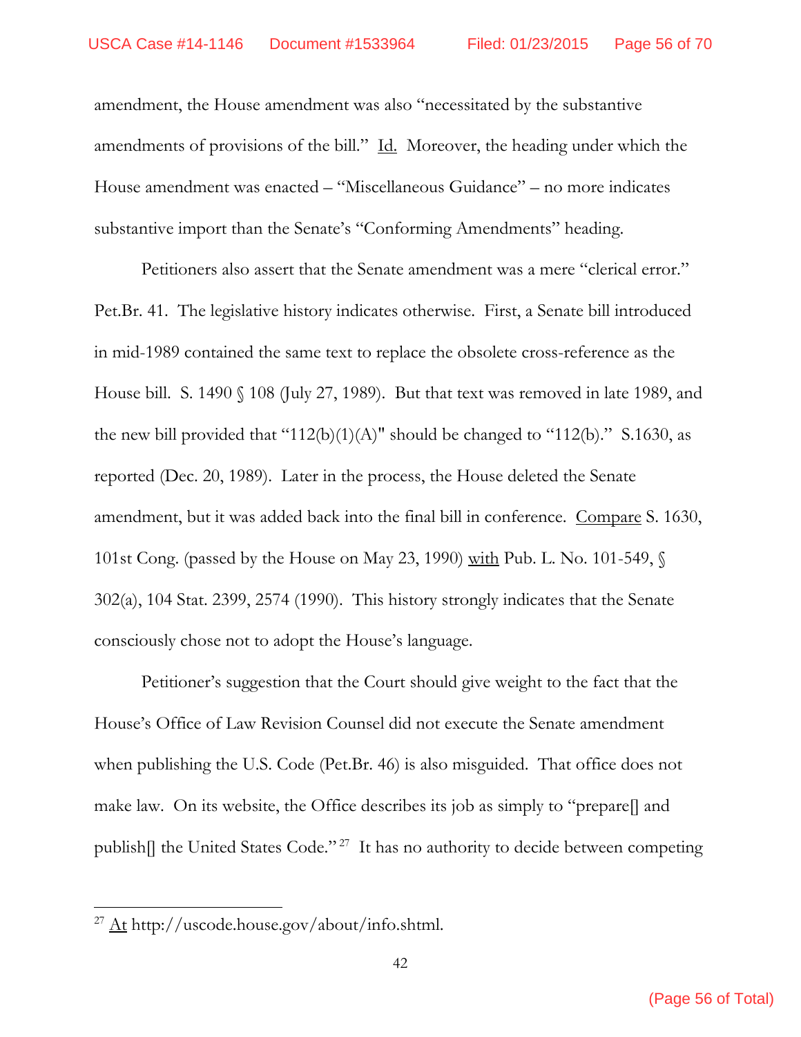amendment, the House amendment was also "necessitated by the substantive amendments of provisions of the bill." Id. Moreover, the heading under which the House amendment was enacted – "Miscellaneous Guidance" – no more indicates substantive import than the Senate's "Conforming Amendments" heading.

Petitioners also assert that the Senate amendment was a mere "clerical error." Pet.Br. 41. The legislative history indicates otherwise. First, a Senate bill introduced in mid-1989 contained the same text to replace the obsolete cross-reference as the House bill. S. 1490 § 108 (July 27, 1989). But that text was removed in late 1989, and the new bill provided that "112(b)(1)(A)" should be changed to "112(b)." S.1630, as reported (Dec. 20, 1989). Later in the process, the House deleted the Senate amendment, but it was added back into the final bill in conference. Compare S. 1630, 101st Cong. (passed by the House on May 23, 1990) with Pub. L. No. 101-549, § 302(a), 104 Stat. 2399, 2574 (1990). This history strongly indicates that the Senate consciously chose not to adopt the House's language.

Petitioner's suggestion that the Court should give weight to the fact that the House's Office of Law Revision Counsel did not execute the Senate amendment when publishing the U.S. Code (Pet.Br. 46) is also misguided. That office does not make law. On its website, the Office describes its job as simply to "prepare[] and publish[] the United States Code."[27] It has no authority to decide between competing

[27] At http://uscode.house.gov/about/info.shtml.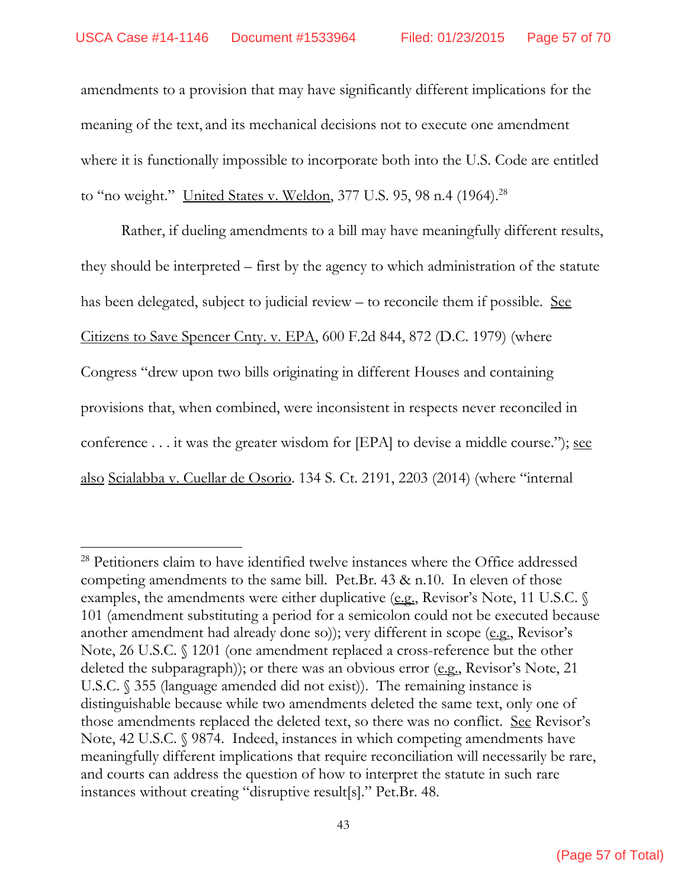amendments to a provision that may have significantly different implications for the meaning of the text, and its mechanical decisions not to execute one amendment where it is functionally impossible to incorporate both into the U.S. Code are entitled to "no weight." United States v. Weldon, 377 U.S. 95, 98 n.4 (1964).[28]

Rather, if dueling amendments to a bill may have meaningfully different results, they should be interpreted – first by the agency to which administration of the statute has been delegated, subject to judicial review – to reconcile them if possible. See Citizens to Save Spencer Cnty. v. EPA, 600 F.2d 844, 872 (D.C. 1979) (where Congress "drew upon two bills originating in different Houses and containing provisions that, when combined, were inconsistent in respects never reconciled in conference . . . it was the greater wisdom for [EPA] to devise a middle course."); see also Scialabba v. Cuellar de Osorio. 134 S. Ct. 2191, 2203 (2014) (where "internal

---

[28] Petitioners claim to have identified twelve instances where the Office addressed competing amendments to the same bill. Pet.Br. 43 & n.10. In eleven of those examples, the amendments were either duplicative (e.g., Revisor's Note, 11 U.S.C. § 101 (amendment substituting a period for a semicolon could not be executed because another amendment had already done so)); very different in scope (e.g., Revisor's Note, 26 U.S.C. § 1201 (one amendment replaced a cross-reference but the other deleted the subparagraph)); or there was an obvious error (e.g., Revisor's Note, 21 U.S.C. § 355 (language amended did not exist)). The remaining instance is distinguishable because while two amendments deleted the same text, only one of those amendments replaced the deleted text, so there was no conflict. See Revisor's Note, 42 U.S.C. § 9874. Indeed, instances in which competing amendments have meaningfully different implications that require reconciliation will necessarily be rare, and courts can address the question of how to interpret the statute in such rare instances without creating "disruptive result[s]." Pet.Br. 48.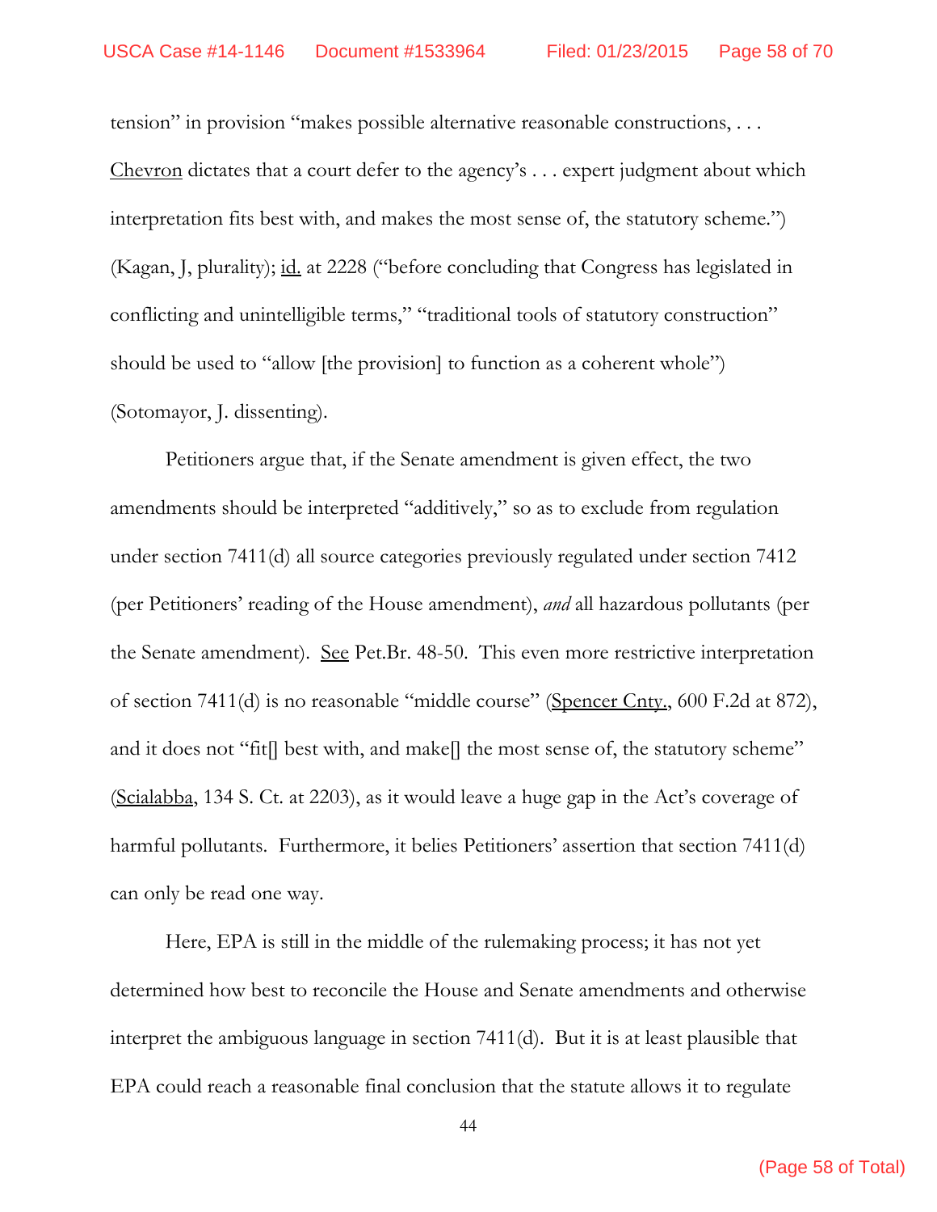tension" in provision "makes possible alternative reasonable constructions, . . . Chevron dictates that a court defer to the agency's . . . expert judgment about which interpretation fits best with, and makes the most sense of, the statutory scheme.") (Kagan, J, plurality); id. at 2228 ("before concluding that Congress has legislated in conflicting and unintelligible terms," "traditional tools of statutory construction" should be used to "allow [the provision] to function as a coherent whole") (Sotomayor, J. dissenting).

Petitioners argue that, if the Senate amendment is given effect, the two amendments should be interpreted "additively," so as to exclude from regulation under section 7411(d) all source categories previously regulated under section 7412 (per Petitioners' reading of the House amendment), *and* all hazardous pollutants (per the Senate amendment). See Pet.Br. 48-50. This even more restrictive interpretation of section 7411(d) is no reasonable "middle course" (Spencer Cnty., 600 F.2d at 872), and it does not "fit[] best with, and make[] the most sense of, the statutory scheme" (Scialabba, 134 S. Ct. at 2203), as it would leave a huge gap in the Act's coverage of harmful pollutants. Furthermore, it belies Petitioners' assertion that section 7411(d) can only be read one way.

Here, EPA is still in the middle of the rulemaking process; it has not yet determined how best to reconcile the House and Senate amendments and otherwise interpret the ambiguous language in section 7411(d). But it is at least plausible that EPA could reach a reasonable final conclusion that the statute allows it to regulate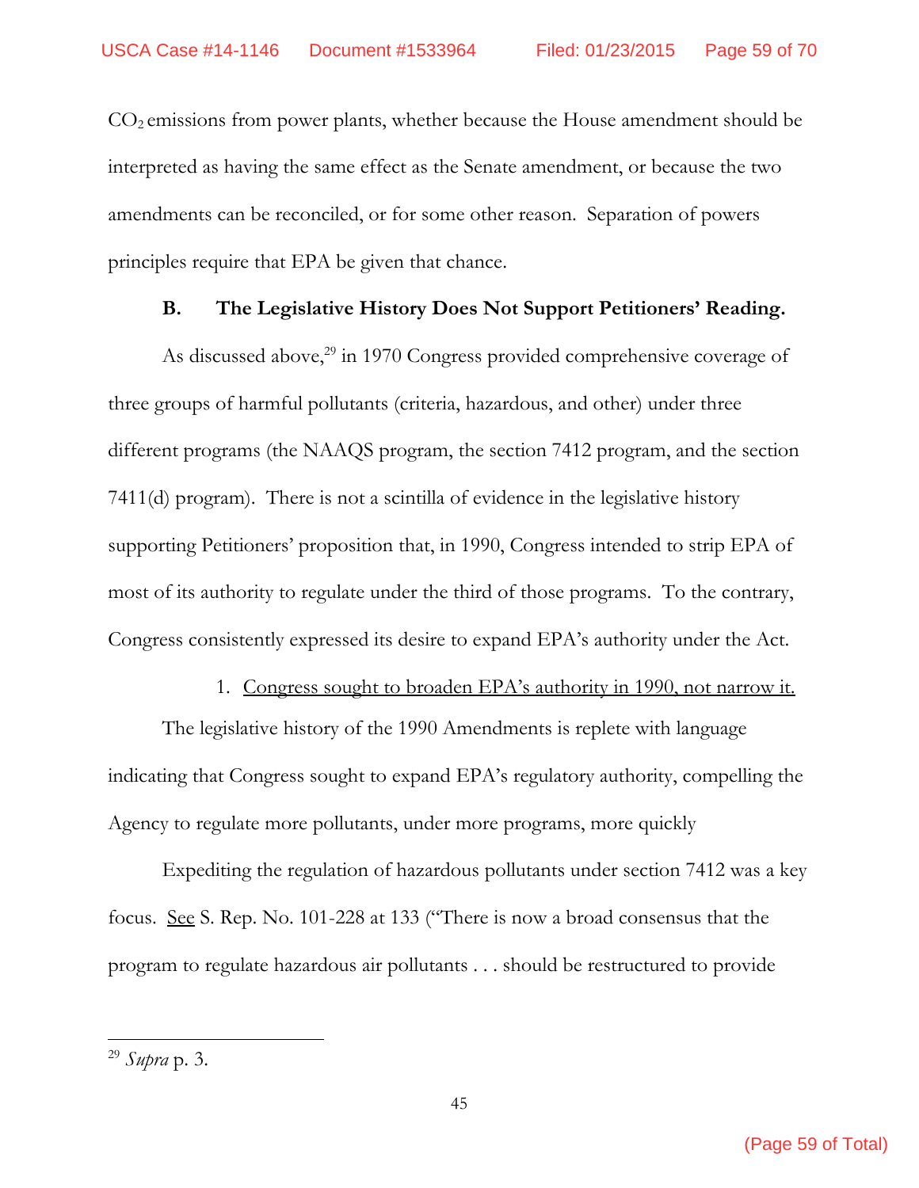$CO_2$ emissions from power plants, whether because the House amendment should be interpreted as having the same effect as the Senate amendment, or because the two amendments can be reconciled, or for some other reason. Separation of powers principles require that EPA be given that chance.

### B. The Legislative History Does Not Support Petitioners' Reading.

As discussed above,[29] in 1970 Congress provided comprehensive coverage of three groups of harmful pollutants (criteria, hazardous, and other) under three different programs (the NAAQS program, the section 7412 program, and the section 7411(d) program). There is not a scintilla of evidence in the legislative history supporting Petitioners' proposition that, in 1990, Congress intended to strip EPA of most of its authority to regulate under the third of those programs. To the contrary, Congress consistently expressed its desire to expand EPA's authority under the Act.

1. Congress sought to broaden EPA's authority in 1990, not narrow it.

The legislative history of the 1990 Amendments is replete with language indicating that Congress sought to expand EPA's regulatory authority, compelling the Agency to regulate more pollutants, under more programs, more quickly

Expediting the regulation of hazardous pollutants under section 7412 was a key focus. See S. Rep. No. 101-228 at 133 ("There is now a broad consensus that the program to regulate hazardous air pollutants . . . should be restructured to provide

---

[29] *Supra* p. 3.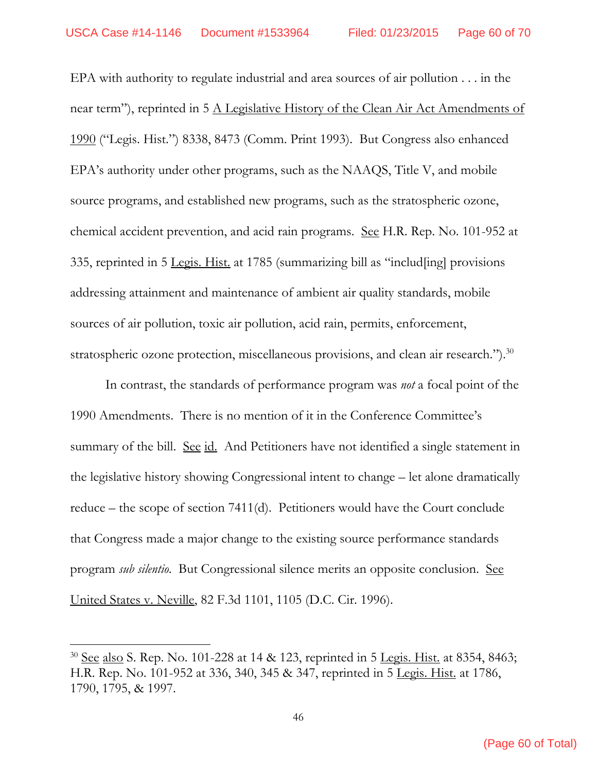EPA with authority to regulate industrial and area sources of air pollution . . . in the near term"), reprinted in 5 A Legislative History of the Clean Air Act Amendments of 1990 ("Legis. Hist.") 8338, 8473 (Comm. Print 1993). But Congress also enhanced EPA's authority under other programs, such as the NAAQS, Title V, and mobile source programs, and established new programs, such as the stratospheric ozone, chemical accident prevention, and acid rain programs. See H.R. Rep. No. 101-952 at 335, reprinted in 5 Legis. Hist. at 1785 (summarizing bill as "includ[ing] provisions addressing attainment and maintenance of ambient air quality standards, mobile sources of air pollution, toxic air pollution, acid rain, permits, enforcement, stratospheric ozone protection, miscellaneous provisions, and clean air research.").[30]

In contrast, the standards of performance program was *not* a focal point of the 1990 Amendments. There is no mention of it in the Conference Committee's summary of the bill. See id. And Petitioners have not identified a single statement in the legislative history showing Congressional intent to change – let alone dramatically reduce – the scope of section 7411(d). Petitioners would have the Court conclude that Congress made a major change to the existing source performance standards program *sub silentio*. But Congressional silence merits an opposite conclusion. See United States v. Neville, 82 F.3d 1101, 1105 (D.C. Cir. 1996).

---

[30] See also S. Rep. No. 101-228 at 14 & 123, reprinted in 5 Legis. Hist. at 8354, 8463; H.R. Rep. No. 101-952 at 336, 340, 345 & 347, reprinted in 5 Legis. Hist. at 1786, 1790, 1795, & 1997.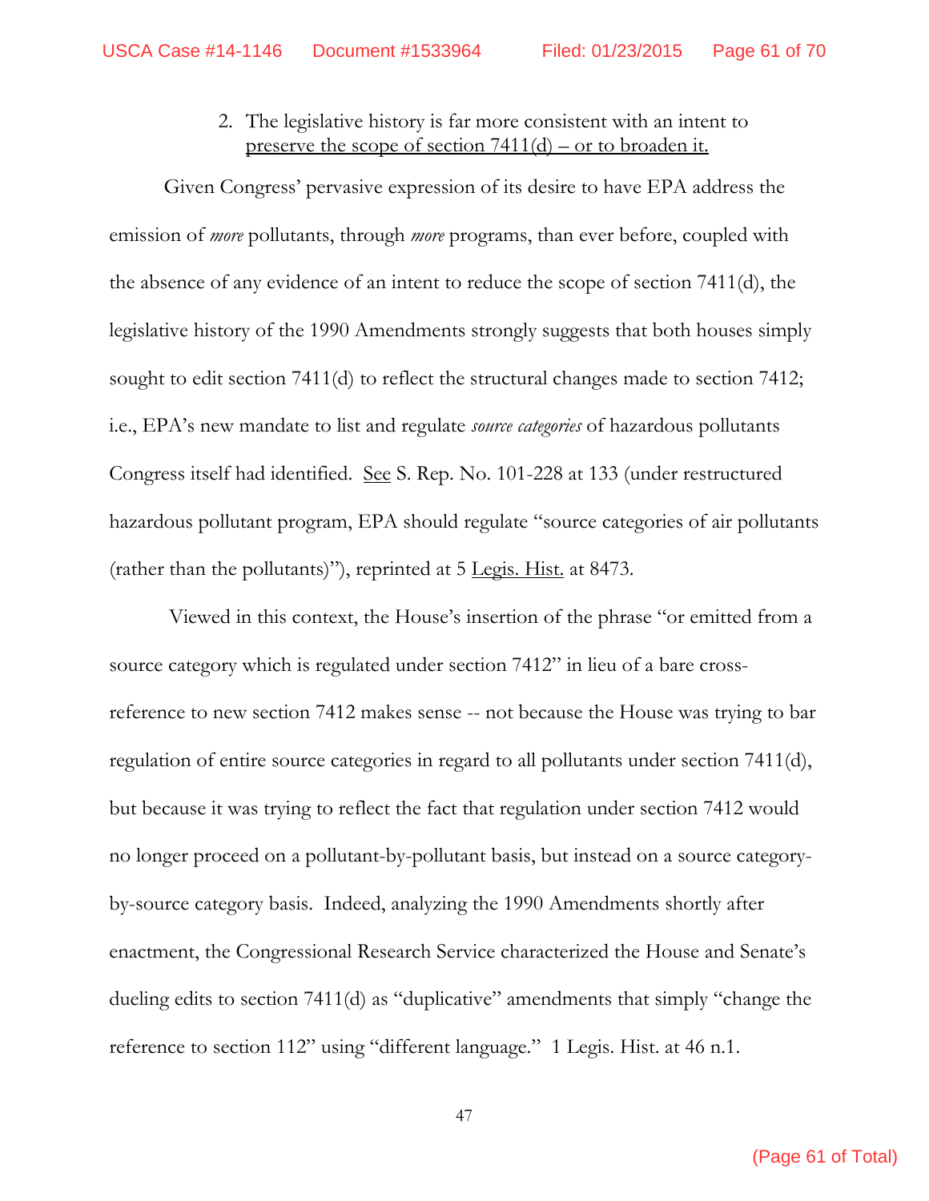2. The legislative history is far more consistent with an intent to preserve the scope of section 7411(d) – or to broaden it.

Given Congress' pervasive expression of its desire to have EPA address the emission of *more* pollutants, through *more* programs, than ever before, coupled with the absence of any evidence of an intent to reduce the scope of section 7411(d), the legislative history of the 1990 Amendments strongly suggests that both houses simply sought to edit section 7411(d) to reflect the structural changes made to section 7412; i.e., EPA's new mandate to list and regulate *source categories* of hazardous pollutants Congress itself had identified. See S. Rep. No. 101-228 at 133 (under restructured hazardous pollutant program, EPA should regulate "source categories of air pollutants (rather than the pollutants)"), reprinted at 5 Legis. Hist. at 8473.

Viewed in this context, the House's insertion of the phrase "or emitted from a source category which is regulated under section 7412" in lieu of a bare cross-reference to new section 7412 makes sense -- not because the House was trying to bar regulation of entire source categories in regard to all pollutants under section 7411(d), but because it was trying to reflect the fact that regulation under section 7412 would no longer proceed on a pollutant-by-pollutant basis, but instead on a source category-by-source category basis. Indeed, analyzing the 1990 Amendments shortly after enactment, the Congressional Research Service characterized the House and Senate's dueling edits to section 7411(d) as "duplicative" amendments that simply "change the reference to section 112" using "different language." 1 Legis. Hist. at 46 n.1.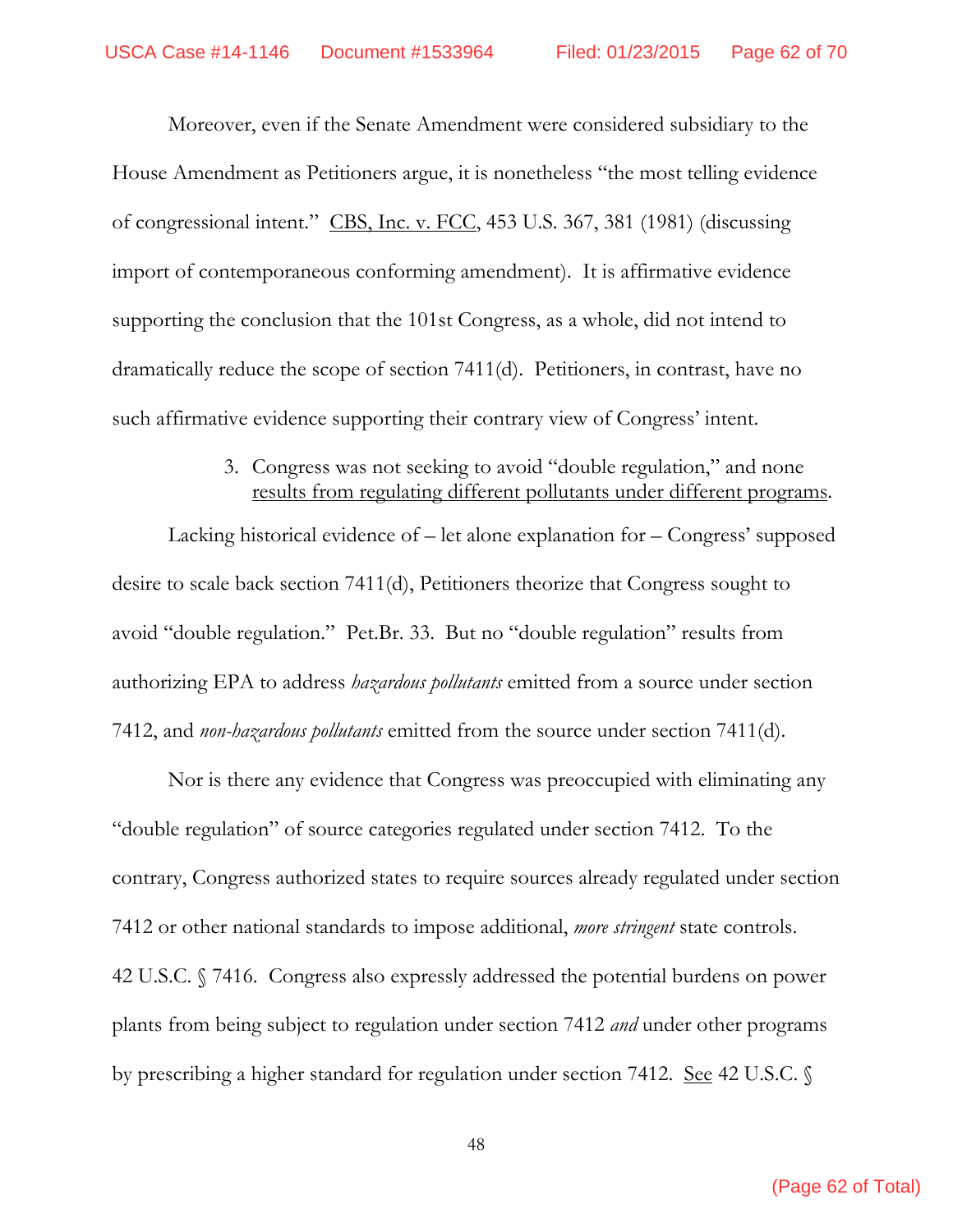Moreover, even if the Senate Amendment were considered subsidiary to the House Amendment as Petitioners argue, it is nonetheless "the most telling evidence of congressional intent." CBS, Inc. v. FCC, 453 U.S. 367, 381 (1981) (discussing import of contemporaneous conforming amendment). It is affirmative evidence supporting the conclusion that the 101st Congress, as a whole, did not intend to dramatically reduce the scope of section 7411(d). Petitioners, in contrast, have no such affirmative evidence supporting their contrary view of Congress' intent.

3. Congress was not seeking to avoid "double regulation," and none results from regulating different pollutants under different programs.

Lacking historical evidence of – let alone explanation for – Congress' supposed desire to scale back section 7411(d), Petitioners theorize that Congress sought to avoid "double regulation." Pet.Br. 33. But no "double regulation" results from authorizing EPA to address *hazardous pollutants* emitted from a source under section 7412, and *non-hazardous pollutants* emitted from the source under section 7411(d).

Nor is there any evidence that Congress was preoccupied with eliminating any "double regulation" of source categories regulated under section 7412. To the contrary, Congress authorized states to require sources already regulated under section 7412 or other national standards to impose additional, *more stringent* state controls. 42 U.S.C. § 7416. Congress also expressly addressed the potential burdens on power plants from being subject to regulation under section 7412 *and* under other programs by prescribing a higher standard for regulation under section 7412. See 42 U.S.C. §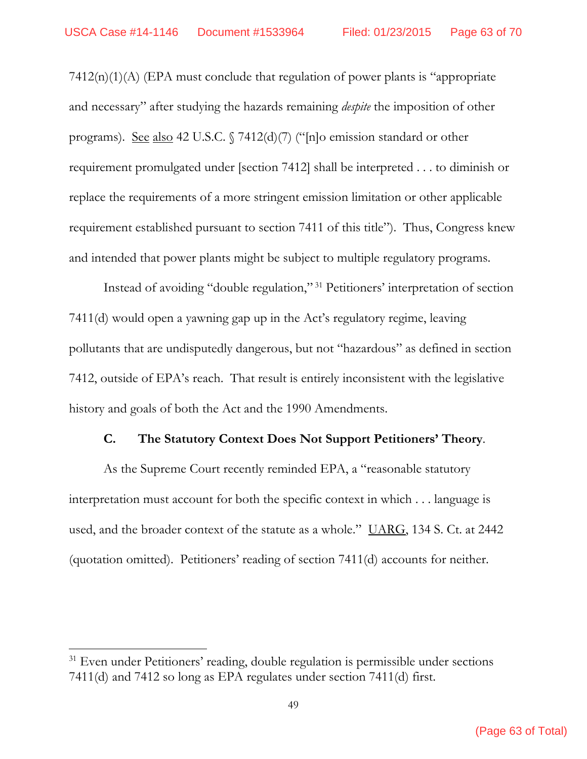7412(n)(1)(A) (EPA must conclude that regulation of power plants is "appropriate and necessary" after studying the hazards remaining *despite* the imposition of other programs). See also 42 U.S.C. § 7412(d)(7) ("[n]o emission standard or other requirement promulgated under [section 7412] shall be interpreted . . . to diminish or replace the requirements of a more stringent emission limitation or other applicable requirement established pursuant to section 7411 of this title"). Thus, Congress knew and intended that power plants might be subject to multiple regulatory programs.

Instead of avoiding "double regulation,"[31] Petitioners' interpretation of section 7411(d) would open a yawning gap up in the Act's regulatory regime, leaving pollutants that are undisputedly dangerous, but not "hazardous" as defined in section 7412, outside of EPA's reach. That result is entirely inconsistent with the legislative history and goals of both the Act and the 1990 Amendments.

### C. The Statutory Context Does Not Support Petitioners' Theory.

As the Supreme Court recently reminded EPA, a "reasonable statutory interpretation must account for both the specific context in which . . . language is used, and the broader context of the statute as a whole." UARG, 134 S. Ct. at 2442 (quotation omitted). Petitioners' reading of section 7411(d) accounts for neither.

---

[31] Even under Petitioners' reading, double regulation is permissible under sections 7411(d) and 7412 so long as EPA regulates under section 7411(d) first.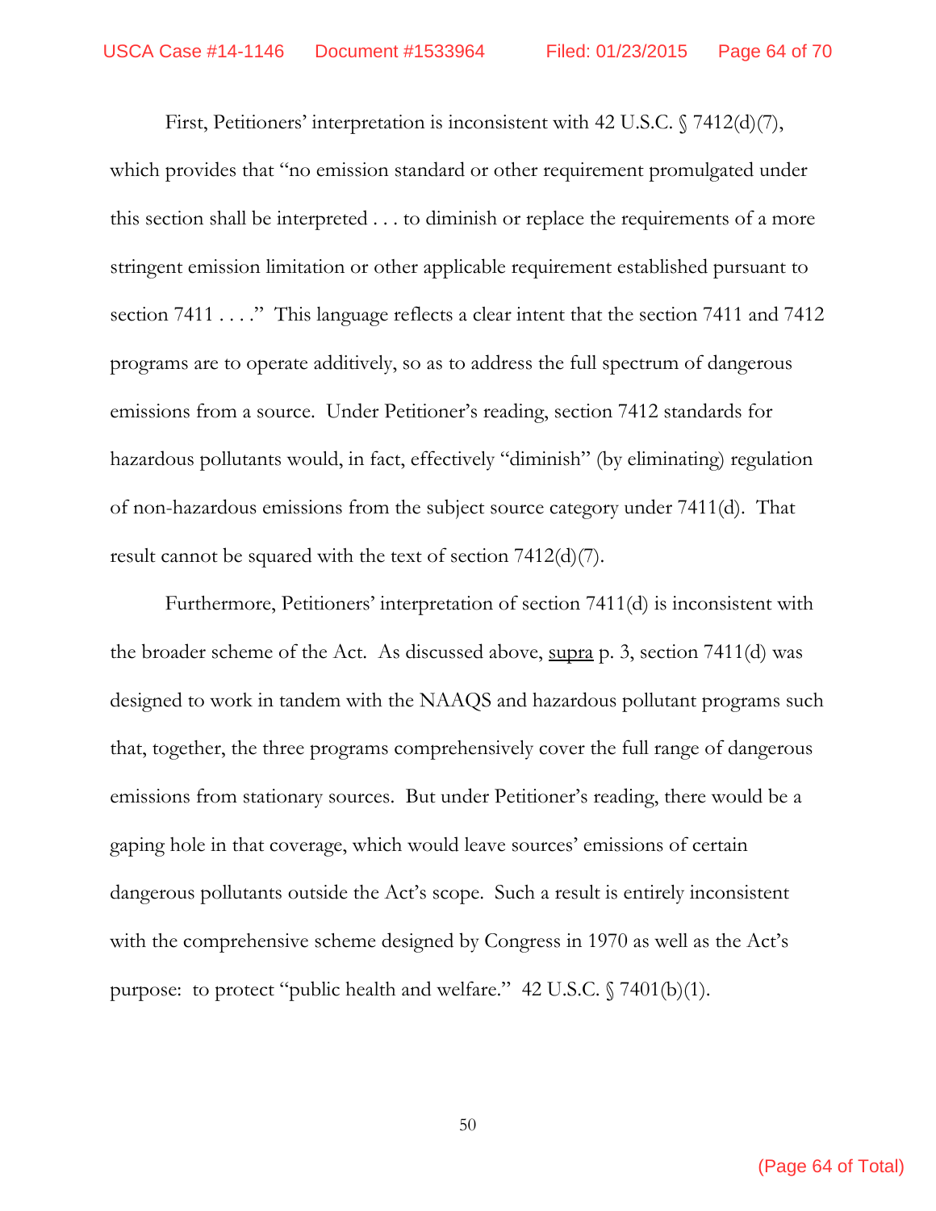First, Petitioners' interpretation is inconsistent with 42 U.S.C. § 7412(d)(7), which provides that "no emission standard or other requirement promulgated under this section shall be interpreted . . . to diminish or replace the requirements of a more stringent emission limitation or other applicable requirement established pursuant to section 7411 . . . ." This language reflects a clear intent that the section 7411 and 7412 programs are to operate additively, so as to address the full spectrum of dangerous emissions from a source. Under Petitioner's reading, section 7412 standards for hazardous pollutants would, in fact, effectively "diminish" (by eliminating) regulation of non-hazardous emissions from the subject source category under 7411(d). That result cannot be squared with the text of section 7412(d)(7).

Furthermore, Petitioners' interpretation of section 7411(d) is inconsistent with the broader scheme of the Act. As discussed above, supra p. 3, section 7411(d) was designed to work in tandem with the NAAQS and hazardous pollutant programs such that, together, the three programs comprehensively cover the full range of dangerous emissions from stationary sources. But under Petitioner's reading, there would be a gaping hole in that coverage, which would leave sources' emissions of certain dangerous pollutants outside the Act's scope. Such a result is entirely inconsistent with the comprehensive scheme designed by Congress in 1970 as well as the Act's purpose: to protect "public health and welfare." 42 U.S.C. § 7401(b)(1).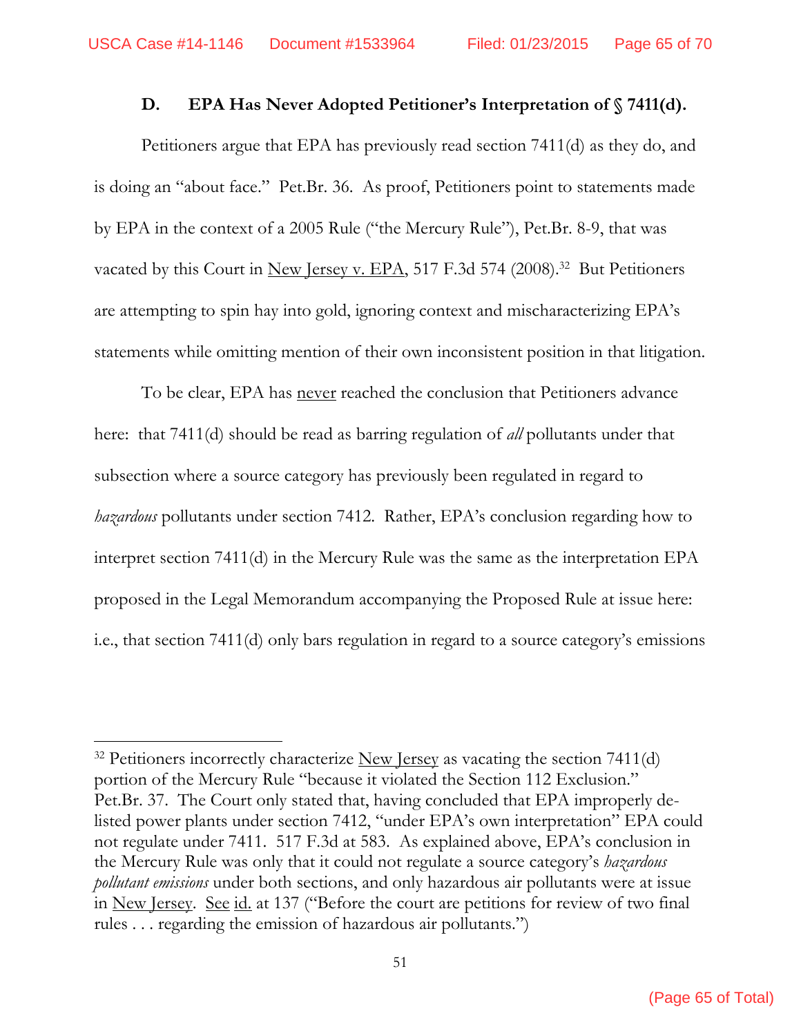### D. EPA Has Never Adopted Petitioner's Interpretation of § 7411(d).

Petitioners argue that EPA has previously read section 7411(d) as they do, and is doing an "about face." Pet.Br. 36. As proof, Petitioners point to statements made by EPA in the context of a 2005 Rule ("the Mercury Rule"), Pet.Br. 8-9, that was vacated by this Court in New Jersey v. EPA, 517 F.3d 574 (2008).[32] But Petitioners are attempting to spin hay into gold, ignoring context and mischaracterizing EPA's statements while omitting mention of their own inconsistent position in that litigation.

To be clear, EPA has never reached the conclusion that Petitioners advance here: that 7411(d) should be read as barring regulation of *all* pollutants under that subsection where a source category has previously been regulated in regard to *hazardous* pollutants under section 7412. Rather, EPA's conclusion regarding how to interpret section 7411(d) in the Mercury Rule was the same as the interpretation EPA proposed in the Legal Memorandum accompanying the Proposed Rule at issue here: i.e., that section 7411(d) only bars regulation in regard to a source category's emissions

---

[32] Petitioners incorrectly characterize New Jersey as vacating the section 7411(d) portion of the Mercury Rule "because it violated the Section 112 Exclusion." Pet.Br. 37. The Court only stated that, having concluded that EPA improperly de-listed power plants under section 7412, "under EPA's own interpretation" EPA could not regulate under 7411. 517 F.3d at 583. As explained above, EPA's conclusion in the Mercury Rule was only that it could not regulate a source category's *hazardous pollutant emissions* under both sections, and only hazardous air pollutants were at issue in New Jersey. See id. at 137 ("Before the court are petitions for review of two final rules . . . regarding the emission of hazardous air pollutants.")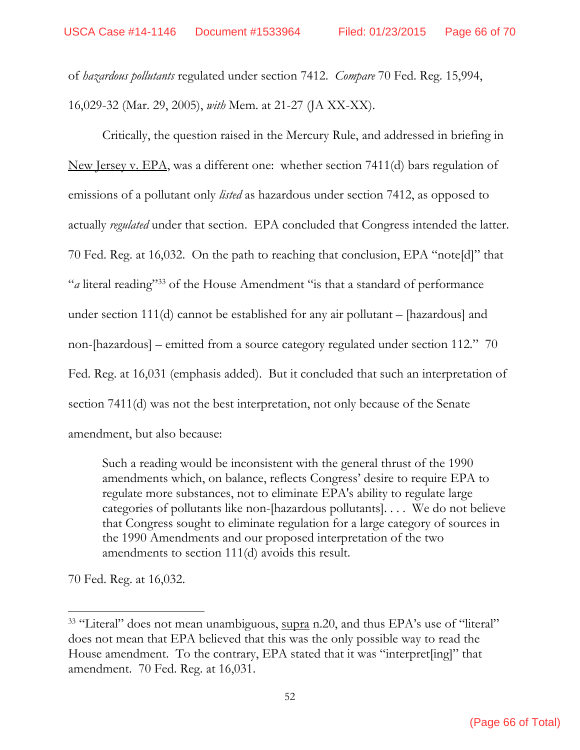of *hazardous pollutants* regulated under section 7412. *Compare* 70 Fed. Reg. 15,994, 16,029-32 (Mar. 29, 2005), *with* Mem. at 21-27 (JA XX-XX).

Critically, the question raised in the Mercury Rule, and addressed in briefing in New Jersey v. EPA, was a different one: whether section 7411(d) bars regulation of emissions of a pollutant only *listed* as hazardous under section 7412, as opposed to actually *regulated* under that section. EPA concluded that Congress intended the latter. 70 Fed. Reg. at 16,032. On the path to reaching that conclusion, EPA "note[d]" that "*a* literal reading"[33] of the House Amendment "is that a standard of performance under section 111(d) cannot be established for any air pollutant – [hazardous] and non-[hazardous] – emitted from a source category regulated under section 112." 70 Fed. Reg. at 16,031 (emphasis added). But it concluded that such an interpretation of section 7411(d) was not the best interpretation, not only because of the Senate amendment, but also because:

> Such a reading would be inconsistent with the general thrust of the 1990 amendments which, on balance, reflects Congress' desire to require EPA to regulate more substances, not to eliminate EPA's ability to regulate large categories of pollutants like non-[hazardous pollutants]. . . . We do not believe that Congress sought to eliminate regulation for a large category of sources in the 1990 Amendments and our proposed interpretation of the two amendments to section 111(d) avoids this result.

70 Fed. Reg. at 16,032.

---

[33] "Literal" does not mean unambiguous, supra n.20, and thus EPA's use of "literal" does not mean that EPA believed that this was the only possible way to read the House amendment. To the contrary, EPA stated that it was "interpret[ing]" that amendment. 70 Fed. Reg. at 16,031.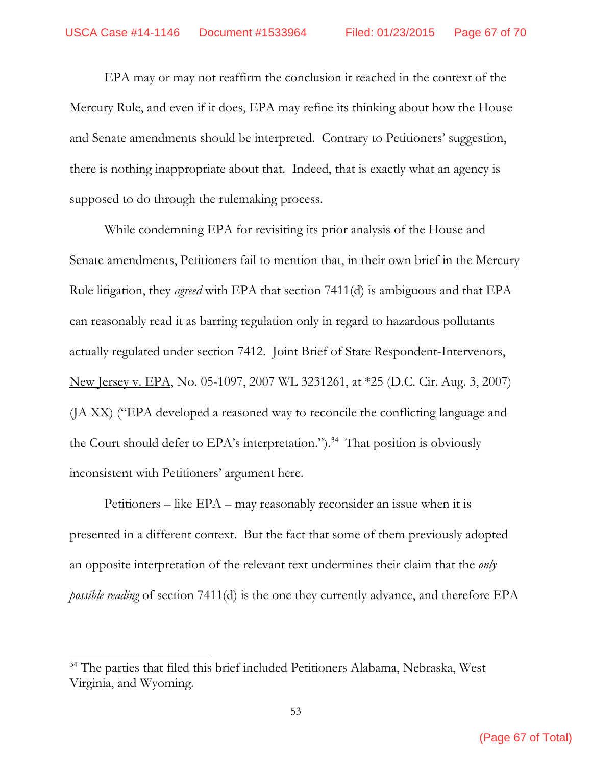EPA may or may not reaffirm the conclusion it reached in the context of the Mercury Rule, and even if it does, EPA may refine its thinking about how the House and Senate amendments should be interpreted. Contrary to Petitioners' suggestion, there is nothing inappropriate about that. Indeed, that is exactly what an agency is supposed to do through the rulemaking process.

While condemning EPA for revisiting its prior analysis of the House and Senate amendments, Petitioners fail to mention that, in their own brief in the Mercury Rule litigation, they *agreed* with EPA that section 7411(d) is ambiguous and that EPA can reasonably read it as barring regulation only in regard to hazardous pollutants actually regulated under section 7412. Joint Brief of State Respondent-Intervenors, New Jersey v. EPA, No. 05-1097, 2007 WL 3231261, at *25 (D.C. Cir. Aug. 3, 2007) (JA XX) ("EPA developed a reasoned way to reconcile the conflicting language and the Court should defer to EPA's interpretation.").[34] That position is obviously inconsistent with Petitioners' argument here.

Petitioners – like EPA – may reasonably reconsider an issue when it is presented in a different context. But the fact that some of them previously adopted an opposite interpretation of the relevant text undermines their claim that the *only possible reading* of section 7411(d) is the one they currently advance, and therefore EPA

[34] The parties that filed this brief included Petitioners Alabama, Nebraska, West Virginia, and Wyoming.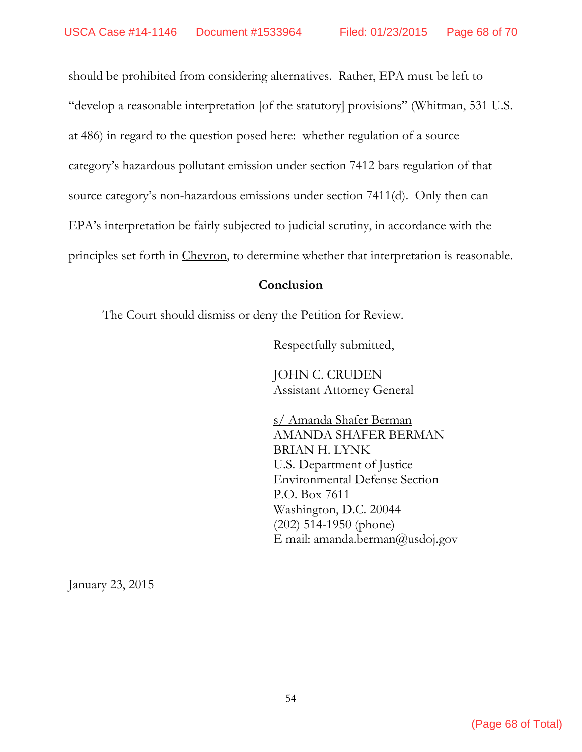should be prohibited from considering alternatives. Rather, EPA must be left to "develop a reasonable interpretation [of the statutory] provisions" (Whitman, 531 U.S. at 486) in regard to the question posed here: whether regulation of a source category's hazardous pollutant emission under section 7412 bars regulation of that source category's non-hazardous emissions under section 7411(d). Only then can EPA's interpretation be fairly subjected to judicial scrutiny, in accordance with the principles set forth in Chevron, to determine whether that interpretation is reasonable.

## Conclusion

The Court should dismiss or deny the Petition for Review.

Respectfully submitted,

JOHN C. CRUDEN
Assistant Attorney General

s/ Amanda Shafer Berman
AMANDA SHAFER BERMAN
BRIAN H. LYNK
U.S. Department of Justice
Environmental Defense Section
P.O. Box 7611
Washington, D.C. 20044
(202) 514-1950 (phone)
E mail: amanda.berman@usdoj.gov

January 23, 2015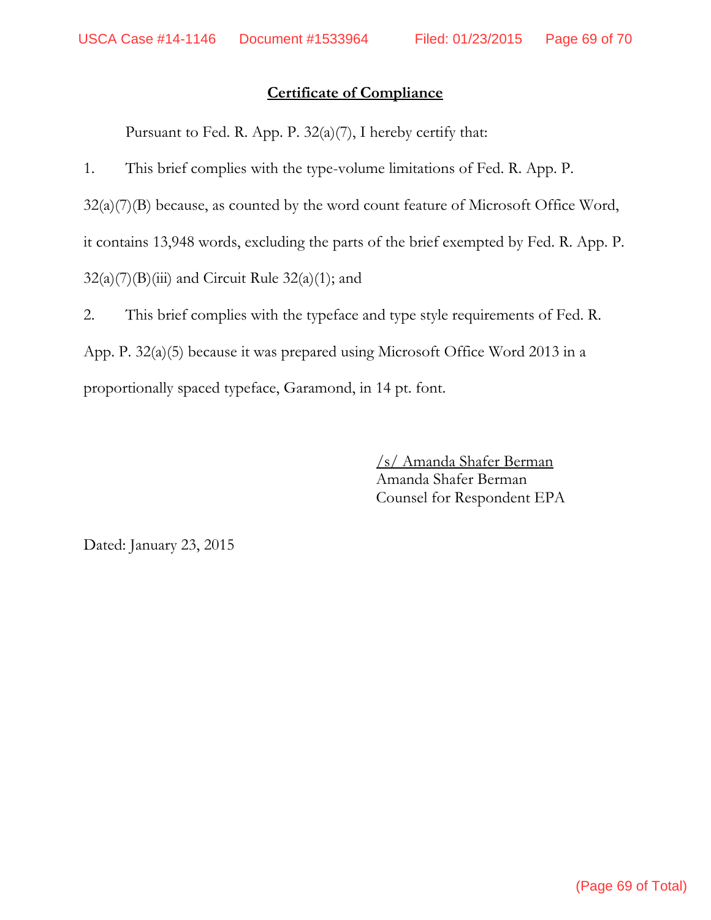## Certificate of Compliance

Pursuant to Fed. R. App. P. 32(a)(7), I hereby certify that:

1. This brief complies with the type-volume limitations of Fed. R. App. P. 32(a)(7)(B) because, as counted by the word count feature of Microsoft Office Word, it contains 13,948 words, excluding the parts of the brief exempted by Fed. R. App. P. 32(a)(7)(B)(iii) and Circuit Rule 32(a)(1); and

2. This brief complies with the typeface and type style requirements of Fed. R. App. P. 32(a)(5) because it was prepared using Microsoft Office Word 2013 in a proportionally spaced typeface, Garamond, in 14 pt. font.

/s/ Amanda Shafer Berman
Amanda Shafer Berman
Counsel for Respondent EPA

Dated: January 23, 2015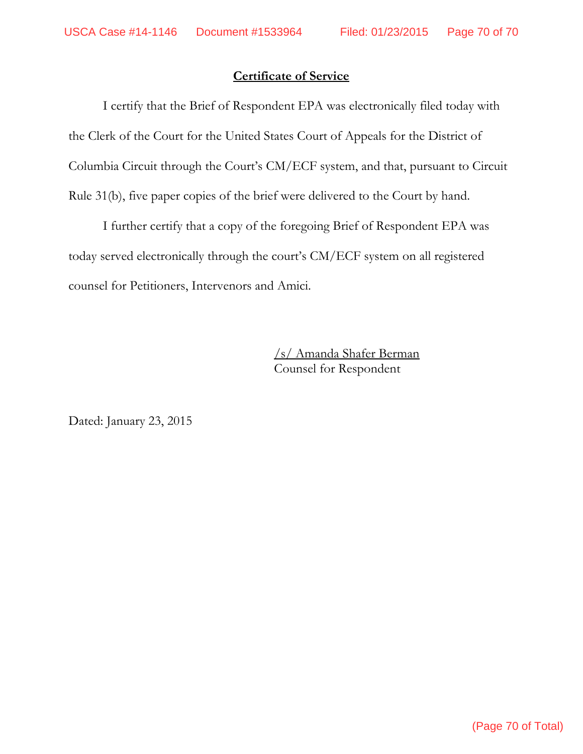## Certificate of Service

I certify that the Brief of Respondent EPA was electronically filed today with the Clerk of the Court for the United States Court of Appeals for the District of Columbia Circuit through the Court's CM/ECF system, and that, pursuant to Circuit Rule 31(b), five paper copies of the brief were delivered to the Court by hand.

I further certify that a copy of the foregoing Brief of Respondent EPA was today served electronically through the court's CM/ECF system on all registered counsel for Petitioners, Intervenors and Amici.

/s/ Amanda Shafer Berman
Counsel for Respondent

Dated: January 23, 2015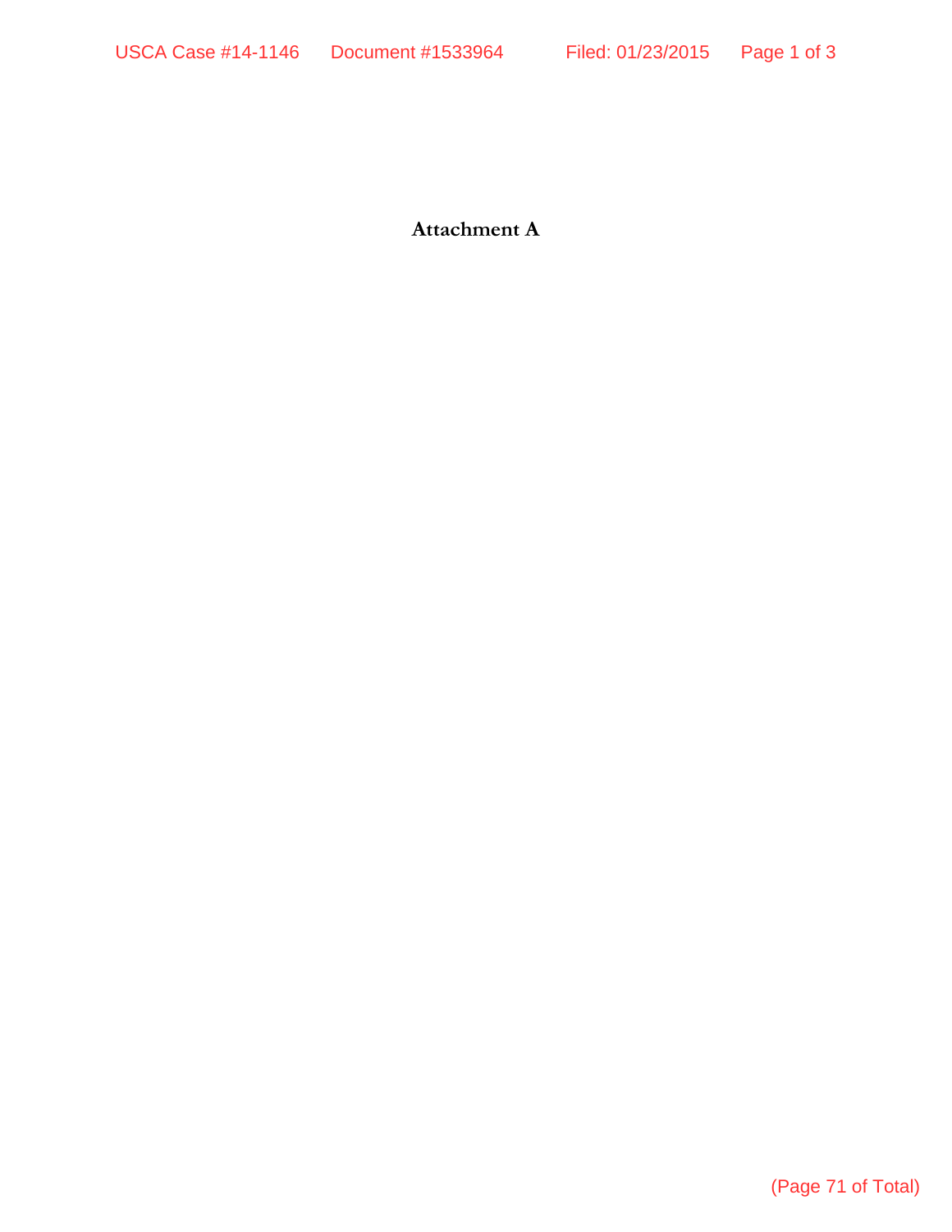**Attachment A**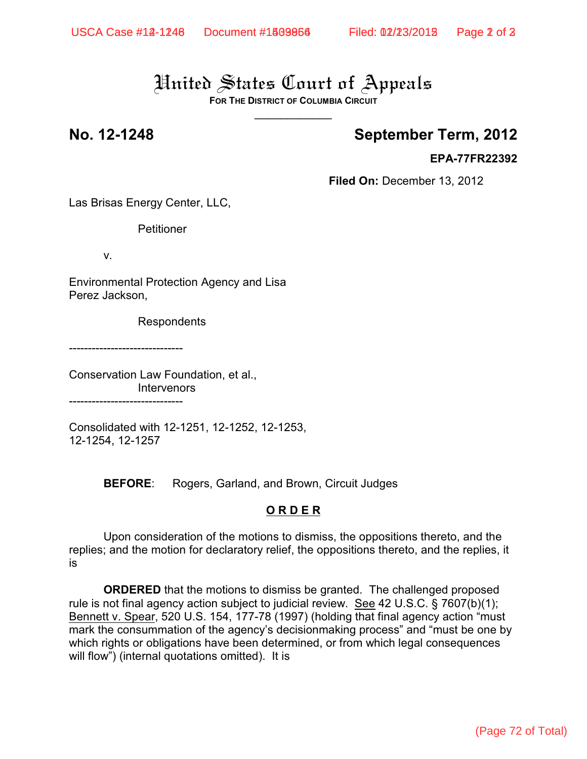# United States Court of Appeals

**FOR THE DISTRICT OF COLUMBIA CIRCUIT**

---

**No. 12-1248** **September Term, 2012**

**EPA-77FR22392**

**Filed On:** December 13, 2012

Las Brisas Energy Center, LLC,

Petitioner

v.

Environmental Protection Agency and Lisa Perez Jackson,

Respondents

------------------------------

Conservation Law Foundation, et al.,
Intervenors

------------------------------

Consolidated with 12-1251, 12-1252, 12-1253, 12-1254, 12-1257

**BEFORE**: Rogers, Garland, and Brown, Circuit Judges

## O R D E R

Upon consideration of the motions to dismiss, the oppositions thereto, and the replies; and the motion for declaratory relief, the oppositions thereto, and the replies, it is

**ORDERED** that the motions to dismiss be granted. The challenged proposed rule is not final agency action subject to judicial review. See 42 U.S.C. § 7607(b)(1); Bennett v. Spear, 520 U.S. 154, 177-78 (1997) (holding that final agency action "must mark the consummation of the agency's decisionmaking process" and "must be one by which rights or obligations have been determined, or from which legal consequences will flow") (internal quotations omitted). It is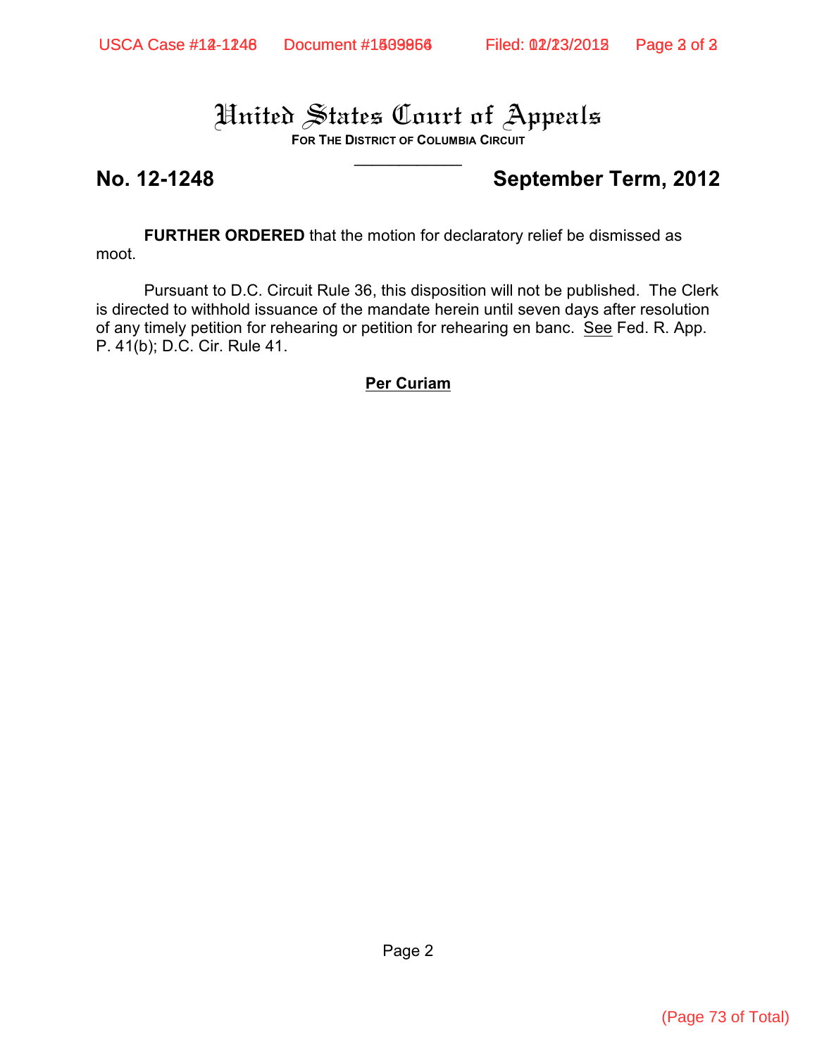# United States Court of Appeals

FOR THE DISTRICT OF COLUMBIA CIRCUIT

____________

**No. 12-1248** **September Term, 2012**

**FURTHER ORDERED** that the motion for declaratory relief be dismissed as moot.

Pursuant to D.C. Circuit Rule 36, this disposition will not be published. The Clerk is directed to withhold issuance of the mandate herein until seven days after resolution of any timely petition for rehearing or petition for rehearing en banc. See Fed. R. App. P. 41(b); D.C. Cir. Rule 41.

**Per Curiam**